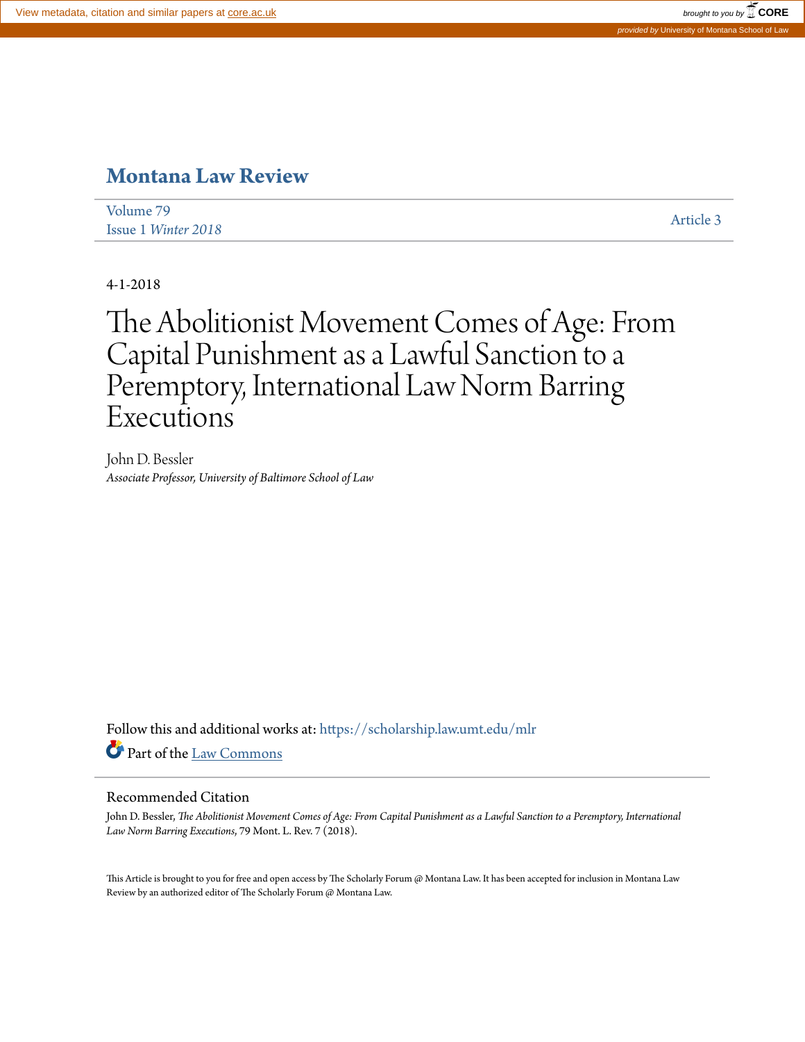View metadata, citation and similar papers at core.ac.uk

brought to you by CORE

provided by University of Montana School of Law

# Montana Law Review

Volume 79
Issue 1 *Winter 2018*

Article 3

4-1-2018

# The Abolitionist Movement Comes of Age: From Capital Punishment as a Lawful Sanction to a Peremptory, International Law Norm Barring Executions

John D. Bessler
*Associate Professor, University of Baltimore School of Law*

Follow this and additional works at: https://scholarship.law.umt.edu/mlr

Part of the Law Commons

## Recommended Citation

John D. Bessler, *The Abolitionist Movement Comes of Age: From Capital Punishment as a Lawful Sanction to a Peremptory, International Law Norm Barring Executions*, 79 Mont. L. Rev. 7 (2018).

This Article is brought to you for free and open access by The Scholarly Forum @ Montana Law. It has been accepted for inclusion in Montana Law Review by an authorized editor of The Scholarly Forum @ Montana Law.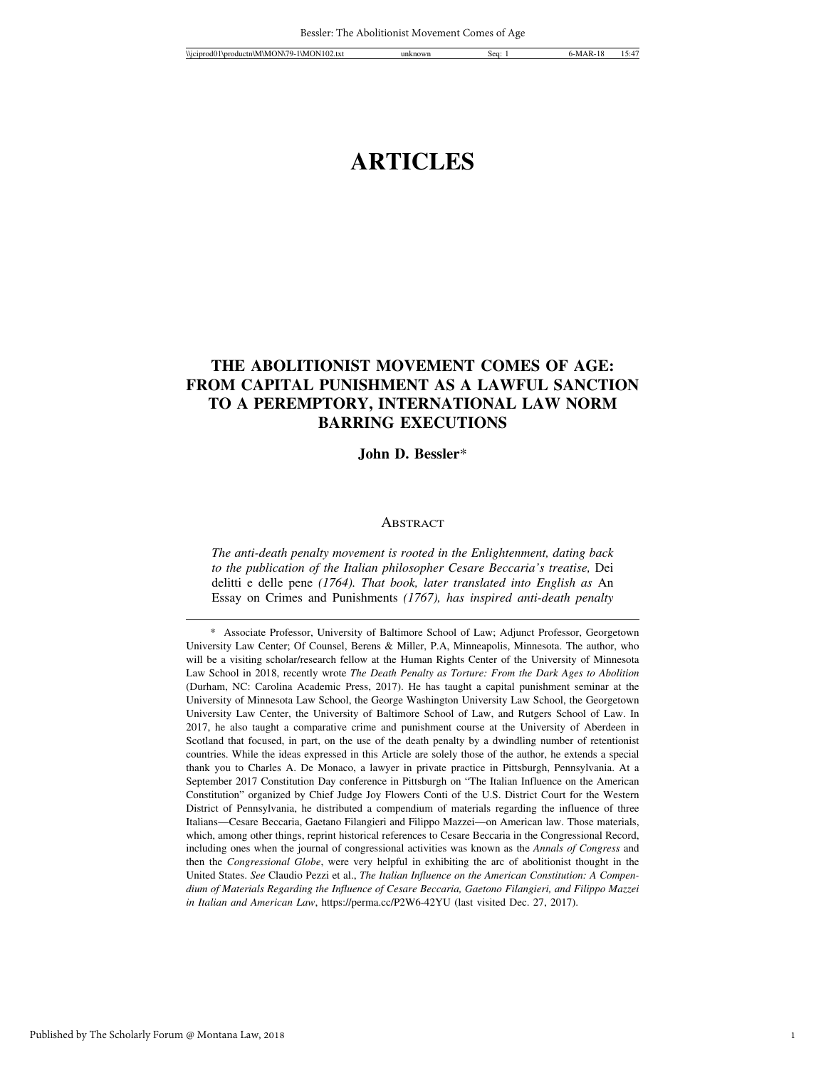# ARTICLES

## THE ABOLITIONIST MOVEMENT COMES OF AGE: FROM CAPITAL PUNISHMENT AS A LAWFUL SANCTION TO A PEREMPTORY, INTERNATIONAL LAW NORM BARRING EXECUTIONS

**John D. Bessler***

### Abstract

*The anti-death penalty movement is rooted in the Enlightenment, dating back to the publication of the Italian philosopher Cesare Beccaria's treatise,* Dei delitti e delle pene *(1764). That book, later translated into English as* An Essay on Crimes and Punishments *(1767), has inspired anti-death penalty*

---

\* Associate Professor, University of Baltimore School of Law; Adjunct Professor, Georgetown University Law Center; Of Counsel, Berens & Miller, P.A, Minneapolis, Minnesota. The author, who will be a visiting scholar/research fellow at the Human Rights Center of the University of Minnesota Law School in 2018, recently wrote *The Death Penalty as Torture: From the Dark Ages to Abolition* (Durham, NC: Carolina Academic Press, 2017). He has taught a capital punishment seminar at the University of Minnesota Law School, the George Washington University Law School, the Georgetown University Law Center, the University of Baltimore School of Law, and Rutgers School of Law. In 2017, he also taught a comparative crime and punishment course at the University of Aberdeen in Scotland that focused, in part, on the use of the death penalty by a dwindling number of retentionist countries. While the ideas expressed in this Article are solely those of the author, he extends a special thank you to Charles A. De Monaco, a lawyer in private practice in Pittsburgh, Pennsylvania. At a September 2017 Constitution Day conference in Pittsburgh on "The Italian Influence on the American Constitution" organized by Chief Judge Joy Flowers Conti of the U.S. District Court for the Western District of Pennsylvania, he distributed a compendium of materials regarding the influence of three Italians—Cesare Beccaria, Gaetano Filangieri and Filippo Mazzei—on American law. Those materials, which, among other things, reprint historical references to Cesare Beccaria in the Congressional Record, including ones when the journal of congressional activities was known as the *Annals of Congress* and then the *Congressional Globe*, were very helpful in exhibiting the arc of abolitionist thought in the United States. *See* Claudio Pezzi et al., *The Italian Influence on the American Constitution: A Compendium of Materials Regarding the Influence of Cesare Beccaria, Gaetono Filangieri, and Filippo Mazzei in Italian and American Law*, https://perma.cc/P2W6-42YU (last visited Dec. 27, 2017).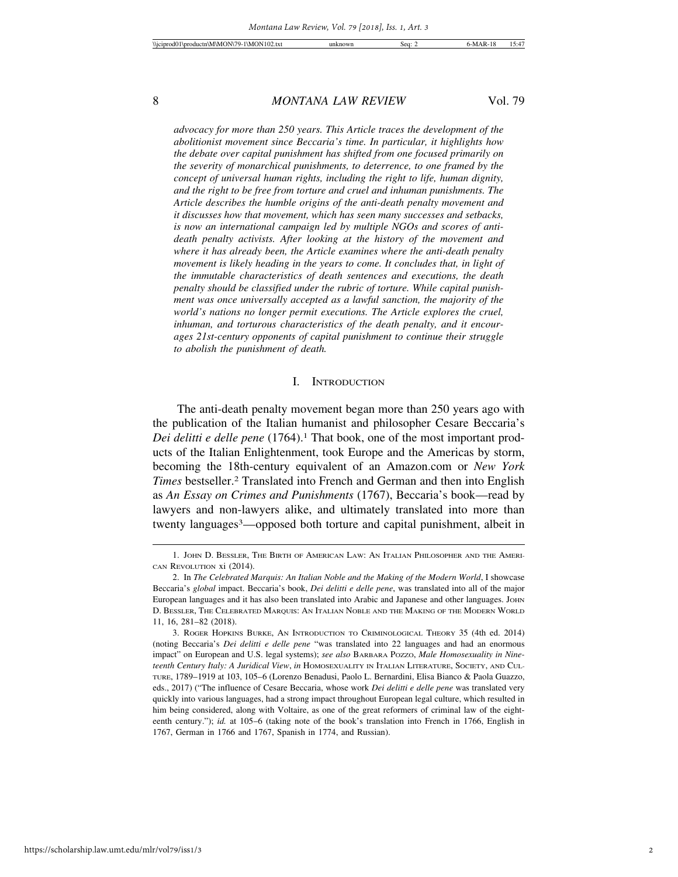*advocacy for more than 250 years. This Article traces the development of the abolitionist movement since Beccaria's time. In particular, it highlights how the debate over capital punishment has shifted from one focused primarily on the severity of monarchical punishments, to deterrence, to one framed by the concept of universal human rights, including the right to life, human dignity, and the right to be free from torture and cruel and inhuman punishments. The Article describes the humble origins of the anti-death penalty movement and it discusses how that movement, which has seen many successes and setbacks, is now an international campaign led by multiple NGOs and scores of anti-death penalty activists. After looking at the history of the movement and where it has already been, the Article examines where the anti-death penalty movement is likely heading in the years to come. It concludes that, in light of the immutable characteristics of death sentences and executions, the death penalty should be classified under the rubric of torture. While capital punishment was once universally accepted as a lawful sanction, the majority of the world's nations no longer permit executions. The Article explores the cruel, inhuman, and torturous characteristics of the death penalty, and it encourages 21st-century opponents of capital punishment to continue their struggle to abolish the punishment of death.*

## I. Introduction

The anti-death penalty movement began more than 250 years ago with the publication of the Italian humanist and philosopher Cesare Beccaria's *Dei delitti e delle pene* (1764).[1] That book, one of the most important products of the Italian Enlightenment, took Europe and the Americas by storm, becoming the 18th-century equivalent of an Amazon.com or *New York Times* bestseller.[2] Translated into French and German and then into English as *An Essay on Crimes and Punishments* (1767), Beccaria's book—read by lawyers and non-lawyers alike, and ultimately translated into more than twenty languages[3]—opposed both torture and capital punishment, albeit in

---

1. John D. Bessler, The Birth of American Law: An Italian Philosopher and the American Revolution xi (2014).

2. In *The Celebrated Marquis: An Italian Noble and the Making of the Modern World*, I showcase Beccaria's *global* impact. Beccaria's book, *Dei delitti e delle pene*, was translated into all of the major European languages and it has also been translated into Arabic and Japanese and other languages. John D. Bessler, The Celebrated Marquis: An Italian Noble and the Making of the Modern World 11, 16, 281–82 (2018).

3. Roger Hopkins Burke, An Introduction to Criminological Theory 35 (4th ed. 2014) (noting Beccaria's *Dei delitti e delle pene* "was translated into 22 languages and had an enormous impact" on European and U.S. legal systems); *see also* Barbara Pozzo, *Male Homosexuality in Nineteenth Century Italy: A Juridical View*, *in* Homosexuality in Italian Literature, Society, and Culture, 1789–1919 at 103, 105–6 (Lorenzo Benadusi, Paolo L. Bernardini, Elisa Bianco & Paola Guazzo, eds., 2017) ("The influence of Cesare Beccaria, whose work *Dei delitti e delle pene* was translated very quickly into various languages, had a strong impact throughout European legal culture, which resulted in him being considered, along with Voltaire, as one of the great reformers of criminal law of the eighteenth century."); *id.* at 105–6 (taking note of the book's translation into French in 1766, English in 1767, German in 1766 and 1767, Spanish in 1774, and Russian).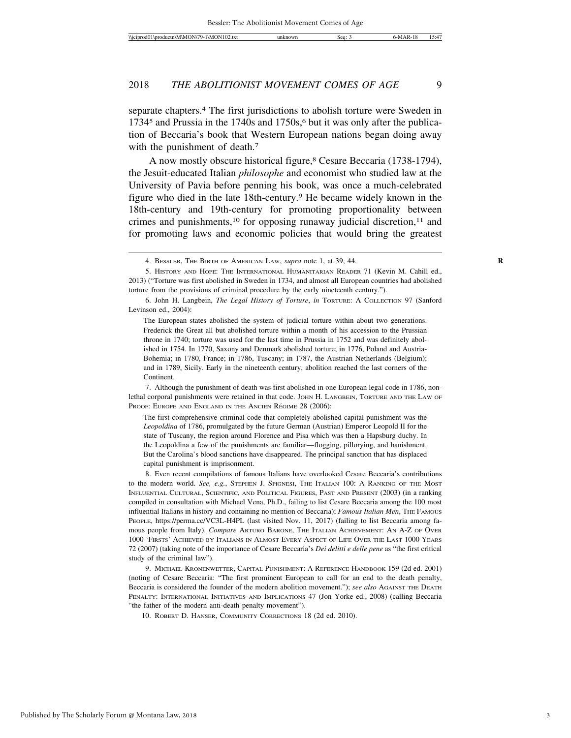separate chapters.[4] The first jurisdictions to abolish torture were Sweden in 1734[5] and Prussia in the 1740s and 1750s,[6] but it was only after the publication of Beccaria's book that Western European nations began doing away with the punishment of death.[7]

A now mostly obscure historical figure,[8] Cesare Beccaria (1738-1794), the Jesuit-educated Italian *philosophe* and economist who studied law at the University of Pavia before penning his book, was once a much-celebrated figure who died in the late 18th-century.[9] He became widely known in the 18th-century and 19th-century for promoting proportionality between crimes and punishments,[10] for opposing runaway judicial discretion,[11] and for promoting laws and economic policies that would bring the greatest

---

4. BESSLER, THE BIRTH OF AMERICAN LAW, *supra* note 1, at 39, 44.

5. HISTORY AND HOPE: THE INTERNATIONAL HUMANITARIAN READER 71 (Kevin M. Cahill ed., 2013) ("Torture was first abolished in Sweden in 1734, and almost all European countries had abolished torture from the provisions of criminal procedure by the early nineteenth century.").

6. John H. Langbein, *The Legal History of Torture*, *in* TORTURE: A COLLECTION 97 (Sanford Levinson ed., 2004):

> The European states abolished the system of judicial torture within about two generations. Frederick the Great all but abolished torture within a month of his accession to the Prussian throne in 1740; torture was used for the last time in Prussia in 1752 and was definitely abolished in 1754. In 1770, Saxony and Denmark abolished torture; in 1776, Poland and Austria-Bohemia; in 1780, France; in 1786, Tuscany; in 1787, the Austrian Netherlands (Belgium); and in 1789, Sicily. Early in the nineteenth century, abolition reached the last corners of the Continent.

7. Although the punishment of death was first abolished in one European legal code in 1786, non-lethal corporal punishments were retained in that code. JOHN H. LANGBEIN, TORTURE AND THE LAW OF PROOF: EUROPE AND ENGLAND IN THE ANCIEN RÉGIME 28 (2006):

> The first comprehensive criminal code that completely abolished capital punishment was the *Leopoldina* of 1786, promulgated by the future German (Austrian) Emperor Leopold II for the state of Tuscany, the region around Florence and Pisa which was then a Hapsburg duchy. In the Leopoldina a few of the punishments are familiar—flogging, pillorying, and banishment. But the Carolina's blood sanctions have disappeared. The principal sanction that has displaced capital punishment is imprisonment.

8. Even recent compilations of famous Italians have overlooked Cesare Beccaria's contributions to the modern world. *See, e.g.*, STEPHEN J. SPIGNESI, THE ITALIAN 100: A RANKING OF THE MOST INFLUENTIAL CULTURAL, SCIENTIFIC, AND POLITICAL FIGURES, PAST AND PRESENT (2003) (in a ranking compiled in consultation with Michael Vena, Ph.D., failing to list Cesare Beccaria among the 100 most influential Italians in history and containing no mention of Beccaria); *Famous Italian Men*, THE FAMOUS PEOPLE, https://perma.cc/VC3L-H4PL (last visited Nov. 11, 2017) (failing to list Beccaria among famous people from Italy). *Compare* ARTURO BARONE, THE ITALIAN ACHIEVEMENT: AN A-Z OF OVER 1000 'FIRSTS' ACHIEVED BY ITALIANS IN ALMOST EVERY ASPECT OF LIFE OVER THE LAST 1000 YEARS 72 (2007) (taking note of the importance of Cesare Beccaria's *Dei delitti e delle pene* as "the first critical study of the criminal law").

9. MICHAEL KRONENWETTER, CAPITAL PUNISHMENT: A REFERENCE HANDBOOK 159 (2d ed. 2001) (noting of Cesare Beccaria: "The first prominent European to call for an end to the death penalty, Beccaria is considered the founder of the modern abolition movement."); *see also* AGAINST THE DEATH PENALTY: INTERNATIONAL INITIATIVES AND IMPLICATIONS 47 (Jon Yorke ed., 2008) (calling Beccaria "the father of the modern anti-death penalty movement").

10. ROBERT D. HANSER, COMMUNITY CORRECTIONS 18 (2d ed. 2010).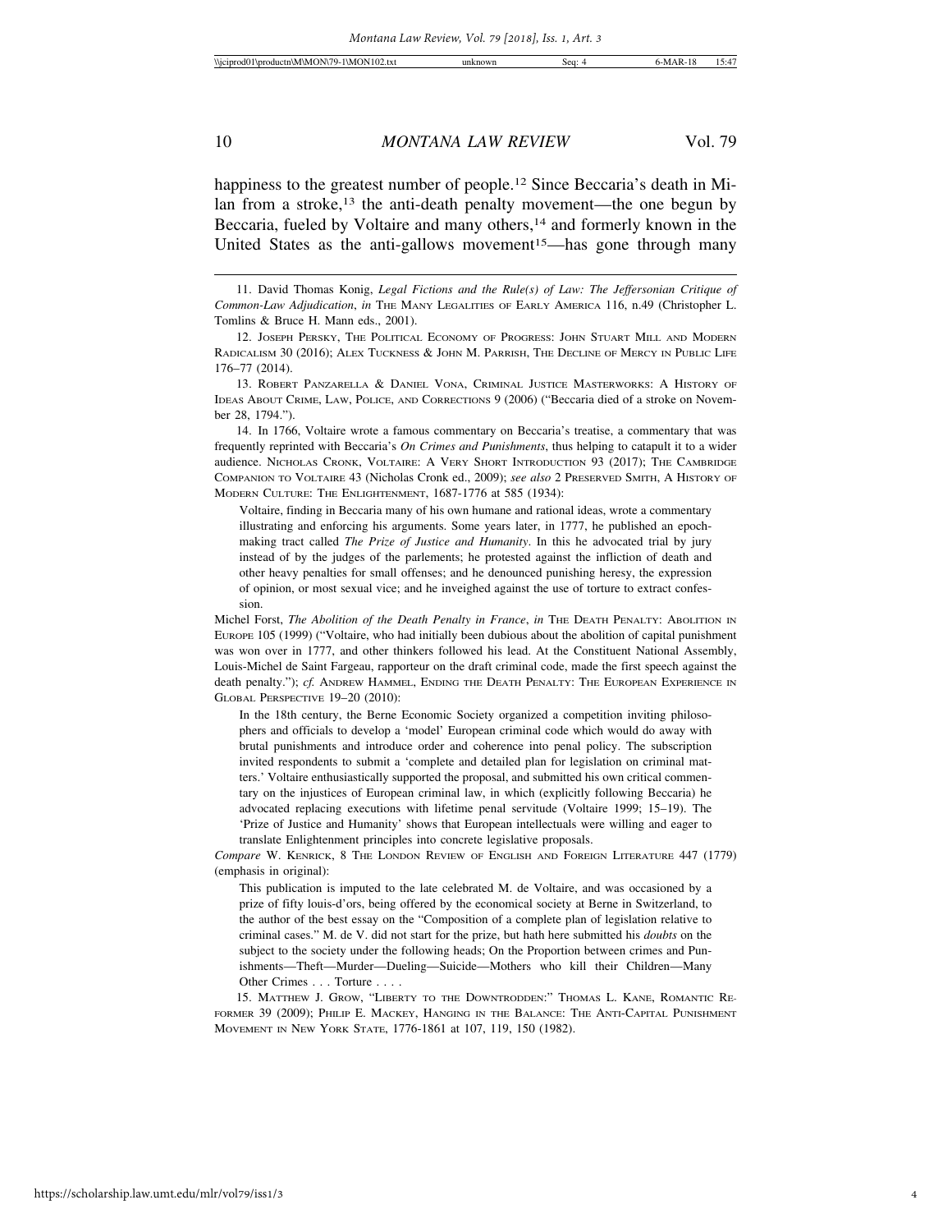happiness to the greatest number of people.[12] Since Beccaria's death in Milan from a stroke,[13] the anti-death penalty movement—the one begun by Beccaria, fueled by Voltaire and many others,[14] and formerly known in the United States as the anti-gallows movement[15]—has gone through many

---

11. David Thomas Konig, *Legal Fictions and the Rule(s) of Law: The Jeffersonian Critique of Common-Law Adjudication*, *in* THE MANY LEGALITIES OF EARLY AMERICA 116, n.49 (Christopher L. Tomlins & Bruce H. Mann eds., 2001).

12. JOSEPH PERSKY, THE POLITICAL ECONOMY OF PROGRESS: JOHN STUART MILL AND MODERN RADICALISM 30 (2016); ALEX TUCKNESS & JOHN M. PARRISH, THE DECLINE OF MERCY IN PUBLIC LIFE 176–77 (2014).

13. ROBERT PANZARELLA & DANIEL VONA, CRIMINAL JUSTICE MASTERWORKS: A HISTORY OF IDEAS ABOUT CRIME, LAW, POLICE, AND CORRECTIONS 9 (2006) ("Beccaria died of a stroke on November 28, 1794.").

14. In 1766, Voltaire wrote a famous commentary on Beccaria's treatise, a commentary that was frequently reprinted with Beccaria's *On Crimes and Punishments*, thus helping to catapult it to a wider audience. NICHOLAS CRONK, VOLTAIRE: A VERY SHORT INTRODUCTION 93 (2017); THE CAMBRIDGE COMPANION TO VOLTAIRE 43 (Nicholas Cronk ed., 2009); *see also* 2 PRESERVED SMITH, A HISTORY OF MODERN CULTURE: THE ENLIGHTENMENT, 1687-1776 at 585 (1934):

> Voltaire, finding in Beccaria many of his own humane and rational ideas, wrote a commentary illustrating and enforcing his arguments. Some years later, in 1777, he published an epoch-making tract called *The Prize of Justice and Humanity*. In this he advocated trial by jury instead of by the judges of the parlements; he protested against the infliction of death and other heavy penalties for small offenses; and he denounced punishing heresy, the expression of opinion, or most sexual vice; and he inveighed against the use of torture to extract confession.

Michel Forst, *The Abolition of the Death Penalty in France*, *in* THE DEATH PENALTY: ABOLITION IN EUROPE 105 (1999) ("Voltaire, who had initially been dubious about the abolition of capital punishment was won over in 1777, and other thinkers followed his lead. At the Constituent National Assembly, Louis-Michel de Saint Fargeau, rapporteur on the draft criminal code, made the first speech against the death penalty."); *cf.* ANDREW HAMMEL, ENDING THE DEATH PENALTY: THE EUROPEAN EXPERIENCE IN GLOBAL PERSPECTIVE 19–20 (2010):

> In the 18th century, the Berne Economic Society organized a competition inviting philosophers and officials to develop a 'model' European criminal code which would do away with brutal punishments and introduce order and coherence into penal policy. The subscription invited respondents to submit a 'complete and detailed plan for legislation on criminal matters.' Voltaire enthusiastically supported the proposal, and submitted his own critical commentary on the injustices of European criminal law, in which (explicitly following Beccaria) he advocated replacing executions with lifetime penal servitude (Voltaire 1999; 15–19). The 'Prize of Justice and Humanity' shows that European intellectuals were willing and eager to translate Enlightenment principles into concrete legislative proposals.

*Compare* W. KENRICK, 8 THE LONDON REVIEW OF ENGLISH AND FOREIGN LITERATURE 447 (1779) (emphasis in original):

> This publication is imputed to the late celebrated M. de Voltaire, and was occasioned by a prize of fifty louis-d'ors, being offered by the economical society at Berne in Switzerland, to the author of the best essay on the "Composition of a complete plan of legislation relative to criminal cases." M. de V. did not start for the prize, but hath here submitted his *doubts* on the subject to the society under the following heads; On the Proportion between crimes and Punishments—Theft—Murder—Dueling—Suicide—Mothers who kill their Children—Many Other Crimes . . . Torture . . . .

15. MATTHEW J. GROW, "LIBERTY TO THE DOWNTRODDEN:" THOMAS L. KANE, ROMANTIC REFORMER 39 (2009); PHILIP E. MACKEY, HANGING IN THE BALANCE: THE ANTI-CAPITAL PUNISHMENT MOVEMENT IN NEW YORK STATE, 1776-1861 at 107, 119, 150 (1982).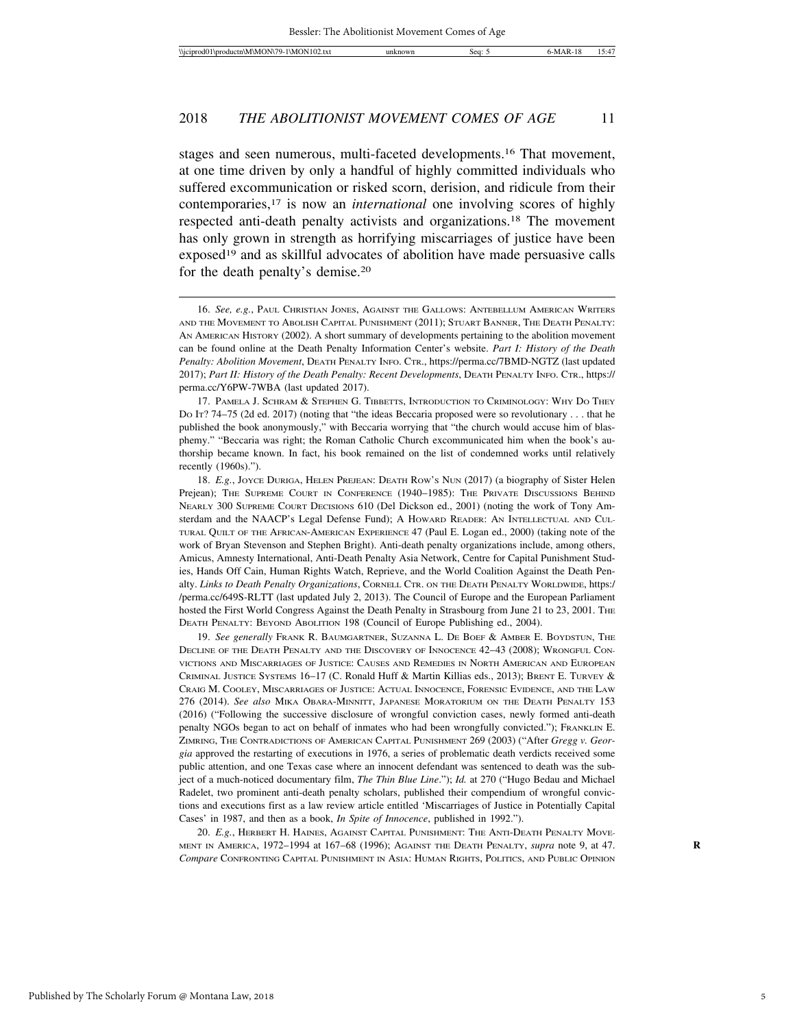stages and seen numerous, multi-faceted developments.[16] That movement, at one time driven by only a handful of highly committed individuals who suffered excommunication or risked scorn, derision, and ridicule from their contemporaries,[17] is now an *international* one involving scores of highly respected anti-death penalty activists and organizations.[18] The movement has only grown in strength as horrifying miscarriages of justice have been exposed[19] and as skillful advocates of abolition have made persuasive calls for the death penalty's demise.[20]

---

16. *See, e.g.*, PAUL CHRISTIAN JONES, AGAINST THE GALLOWS: ANTEBELLUM AMERICAN WRITERS AND THE MOVEMENT TO ABOLISH CAPITAL PUNISHMENT (2011); STUART BANNER, THE DEATH PENALTY: AN AMERICAN HISTORY (2002). A short summary of developments pertaining to the abolition movement can be found online at the Death Penalty Information Center's website. *Part I: History of the Death Penalty: Abolition Movement*, DEATH PENALTY INFO. CTR., https://perma.cc/7BMD-NGTZ (last updated 2017); *Part II: History of the Death Penalty: Recent Developments*, DEATH PENALTY INFO. CTR., https://perma.cc/Y6PW-7WBA (last updated 2017).

17. PAMELA J. SCHRAM & STEPHEN G. TIBBETTS, INTRODUCTION TO CRIMINOLOGY: WHY DO THEY DO IT? 74–75 (2d ed. 2017) (noting that "the ideas Beccaria proposed were so revolutionary . . . that he published the book anonymously," with Beccaria worrying that "the church would accuse him of blasphemy." "Beccaria was right; the Roman Catholic Church excommunicated him when the book's authorship became known. In fact, his book remained on the list of condemned works until relatively recently (1960s).").

18. *E.g.*, JOYCE DURIGA, HELEN PREJEAN: DEATH ROW'S NUN (2017) (a biography of Sister Helen Prejean); THE SUPREME COURT IN CONFERENCE (1940–1985): THE PRIVATE DISCUSSIONS BEHIND NEARLY 300 SUPREME COURT DECISIONS 610 (Del Dickson ed., 2001) (noting the work of Tony Amsterdam and the NAACP's Legal Defense Fund); A HOWARD READER: AN INTELLECTUAL AND CULTURAL QUILT OF THE AFRICAN-AMERICAN EXPERIENCE 47 (Paul E. Logan ed., 2000) (taking note of the work of Bryan Stevenson and Stephen Bright). Anti-death penalty organizations include, among others, Amicus, Amnesty International, Anti-Death Penalty Asia Network, Centre for Capital Punishment Studies, Hands Off Cain, Human Rights Watch, Reprieve, and the World Coalition Against the Death Penalty. *Links to Death Penalty Organizations*, CORNELL CTR. ON THE DEATH PENALTY WORLDWIDE, https://perma.cc/649S-RLTT (last updated July 2, 2013). The Council of Europe and the European Parliament hosted the First World Congress Against the Death Penalty in Strasbourg from June 21 to 23, 2001. THE DEATH PENALTY: BEYOND ABOLITION 198 (Council of Europe Publishing ed., 2004).

19. *See generally* FRANK R. BAUMGARTNER, SUZANNA L. DE BOEF & AMBER E. BOYDSTUN, THE DECLINE OF THE DEATH PENALTY AND THE DISCOVERY OF INNOCENCE 42–43 (2008); WRONGFUL CONVICTIONS AND MISCARRIAGES OF JUSTICE: CAUSES AND REMEDIES IN NORTH AMERICAN AND EUROPEAN CRIMINAL JUSTICE SYSTEMS 16–17 (C. Ronald Huff & Martin Killias eds., 2013); BRENT E. TURVEY & CRAIG M. COOLEY, MISCARRIAGES OF JUSTICE: ACTUAL INNOCENCE, FORENSIC EVIDENCE, AND THE LAW 276 (2014). *See also* MIKA OBARA-MINNITT, JAPANESE MORATORIUM ON THE DEATH PENALTY 153 (2016) ("Following the successive disclosure of wrongful conviction cases, newly formed anti-death penalty NGOs began to act on behalf of inmates who had been wrongfully convicted."); FRANKLIN E. ZIMRING, THE CONTRADICTIONS OF AMERICAN CAPITAL PUNISHMENT 269 (2003) ("After *Gregg v. Georgia* approved the restarting of executions in 1976, a series of problematic death verdicts received some public attention, and one Texas case where an innocent defendant was sentenced to death was the subject of a much-noticed documentary film, *The Thin Blue Line*."); *Id.* at 270 ("Hugo Bedau and Michael Radelet, two prominent anti-death penalty scholars, published their compendium of wrongful convictions and executions first as a law review article entitled 'Miscarriages of Justice in Potentially Capital Cases' in 1987, and then as a book, *In Spite of Innocence*, published in 1992.").

20. *E.g.*, HERBERT H. HAINES, AGAINST CAPITAL PUNISHMENT: THE ANTI-DEATH PENALTY MOVEMENT IN AMERICA, 1972–1994 at 167–68 (1996); AGAINST THE DEATH PENALTY, *supra* note 9, at 47. *Compare* CONFRONTING CAPITAL PUNISHMENT IN ASIA: HUMAN RIGHTS, POLITICS, AND PUBLIC OPINION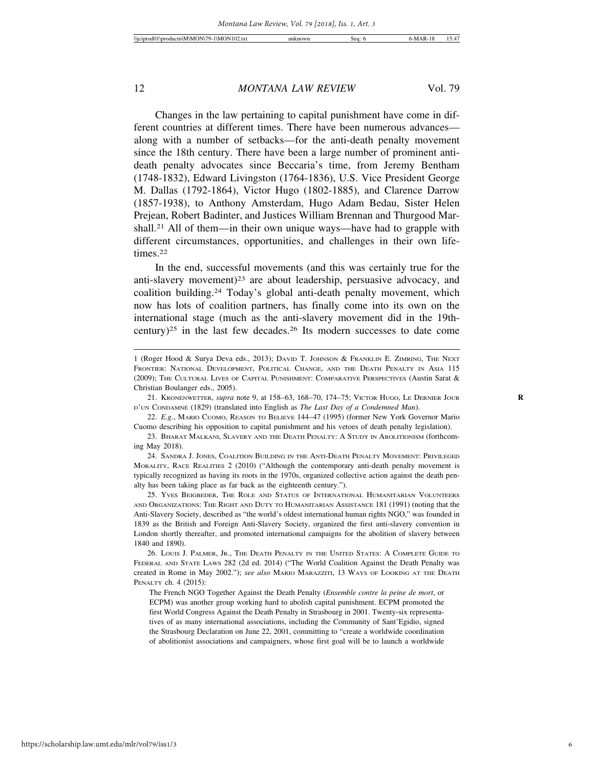Changes in the law pertaining to capital punishment have come in different countries at different times. There have been numerous advances—along with a number of setbacks—for the anti-death penalty movement since the 18th century. There have been a large number of prominent anti-death penalty advocates since Beccaria's time, from Jeremy Bentham (1748-1832), Edward Livingston (1764-1836), U.S. Vice President George M. Dallas (1792-1864), Victor Hugo (1802-1885), and Clarence Darrow (1857-1938), to Anthony Amsterdam, Hugo Adam Bedau, Sister Helen Prejean, Robert Badinter, and Justices William Brennan and Thurgood Marshall.[21] All of them—in their own unique ways—have had to grapple with different circumstances, opportunities, and challenges in their own lifetimes.[22]

In the end, successful movements (and this was certainly true for the anti-slavery movement)[23] are about leadership, persuasive advocacy, and coalition building.[24] Today's global anti-death penalty movement, which now has lots of coalition partners, has finally come into its own on the international stage (much as the anti-slavery movement did in the 19th-century)[25] in the last few decades.[26] Its modern successes to date come

---

1 (Roger Hood & Surya Deva eds., 2013); David T. Johnson & Franklin E. Zimring, The Next Frontier: National Development, Political Change, and the Death Penalty in Asia 115 (2009); The Cultural Lives of Capital Punishment: Comparative Perspectives (Austin Sarat & Christian Boulanger eds., 2005).

21. Kronenwetter, *supra* note 9, at 158–63, 168–70, 174–75; Victor Hugo, Le Dernier Jour d'un Condamné (1829) (translated into English as *The Last Day of a Condemned Man*).

22. *E.g.*, Mario Cuomo, Reason to Believe 144–47 (1995) (former New York Governor Mario Cuomo describing his opposition to capital punishment and his vetoes of death penalty legislation).

23. Bharat Malkani, Slavery and the Death Penalty: A Study in Abolitionism (forthcoming May 2018).

24. Sandra J. Jones, Coalition Building in the Anti-Death Penalty Movement: Privileged Morality, Race Realities 2 (2010) ("Although the contemporary anti-death penalty movement is typically recognized as having its roots in the 1970s, organized collective action against the death penalty has been taking place as far back as the eighteenth century.").

25. Yves Beigbeder, The Role and Status of International Humanitarian Volunteers and Organizations: The Right and Duty to Humanitarian Assistance 181 (1991) (noting that the Anti-Slavery Society, described as "the world's oldest international human rights NGO," was founded in 1839 as the British and Foreign Anti-Slavery Society, organized the first anti-slavery convention in London shortly thereafter, and promoted international campaigns for the abolition of slavery between 1840 and 1890).

26. Louis J. Palmer, Jr., The Death Penalty in the United States: A Complete Guide to Federal and State Laws 282 (2d ed. 2014) ("The World Coalition Against the Death Penalty was created in Rome in May 2002."); *see also* Mario Marazziti, 13 Ways of Looking at the Death Penalty ch. 4 (2015):

> The French NGO Together Against the Death Penalty (*Ensemble contre la peine de mort*, or ECPM) was another group working hard to abolish capital punishment. ECPM promoted the first World Congress Against the Death Penalty in Strasbourg in 2001. Twenty-six representatives of as many international associations, including the Community of Sant'Egidio, signed the Strasbourg Declaration on June 22, 2001, committing to "create a worldwide coordination of abolitionist associations and campaigners, whose first goal will be to launch a worldwide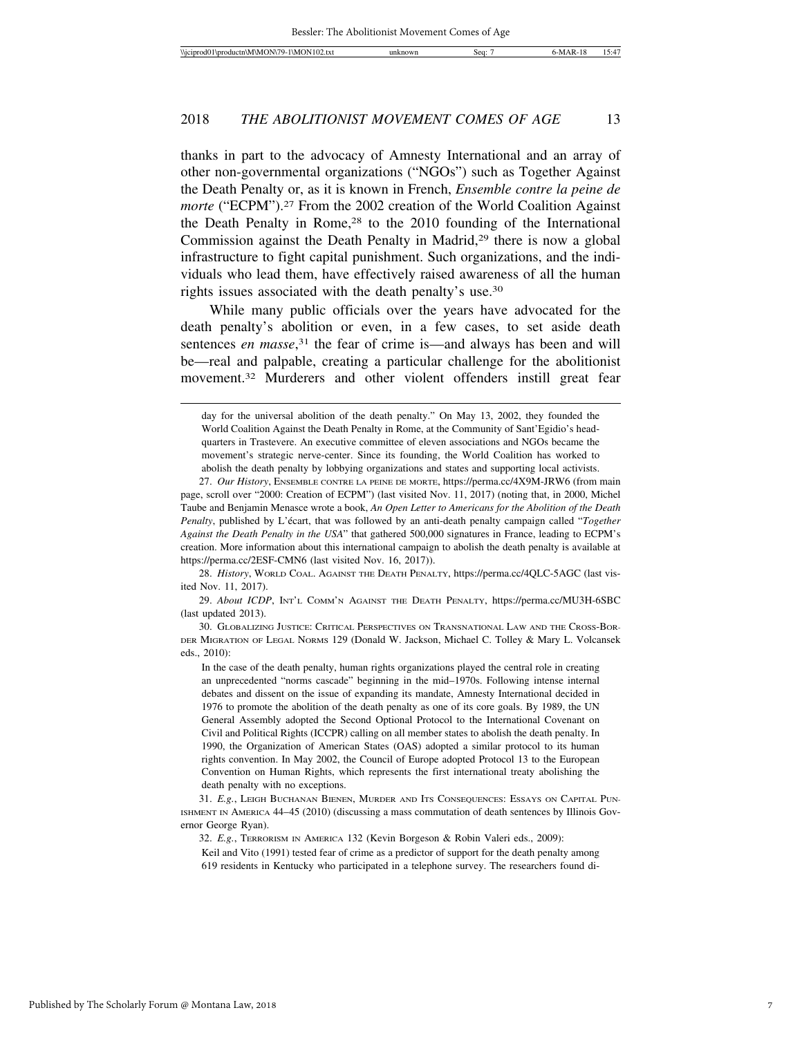thanks in part to the advocacy of Amnesty International and an array of other non-governmental organizations ("NGOs") such as Together Against the Death Penalty or, as it is known in French, *Ensemble contre la peine de morte* ("ECPM").[27] From the 2002 creation of the World Coalition Against the Death Penalty in Rome,[28] to the 2010 founding of the International Commission against the Death Penalty in Madrid,[29] there is now a global infrastructure to fight capital punishment. Such organizations, and the individuals who lead them, have effectively raised awareness of all the human rights issues associated with the death penalty's use.[30]

While many public officials over the years have advocated for the death penalty's abolition or even, in a few cases, to set aside death sentences *en masse*,[31] the fear of crime is—and always has been and will be—real and palpable, creating a particular challenge for the abolitionist movement.[32] Murderers and other violent offenders instill great fear

---

day for the universal abolition of the death penalty." On May 13, 2002, they founded the World Coalition Against the Death Penalty in Rome, at the Community of Sant'Egidio's headquarters in Trastevere. An executive committee of eleven associations and NGOs became the movement's strategic nerve-center. Since its founding, the World Coalition has worked to abolish the death penalty by lobbying organizations and states and supporting local activists.

27. *Our History*, Ensemble contre la peine de morte, https://perma.cc/4X9M-JRW6 (from main page, scroll over "2000: Creation of ECPM") (last visited Nov. 11, 2017) (noting that, in 2000, Michel Taube and Benjamin Menasce wrote a book, *An Open Letter to Americans for the Abolition of the Death Penalty*, published by L'écart, that was followed by an anti-death penalty campaign called "*Together Against the Death Penalty in the USA*" that gathered 500,000 signatures in France, leading to ECPM's creation. More information about this international campaign to abolish the death penalty is available at https://perma.cc/2ESF-CMN6 (last visited Nov. 16, 2017)).

28. *History*, World Coal. Against the Death Penalty, https://perma.cc/4QLC-5AGC (last visited Nov. 11, 2017).

29. *About ICDP*, Int'l Comm'n Against the Death Penalty, https://perma.cc/MU3H-6SBC (last updated 2013).

30. Globalizing Justice: Critical Perspectives on Transnational Law and the Cross-Border Migration of Legal Norms 129 (Donald W. Jackson, Michael C. Tolley & Mary L. Volcansek eds., 2010):

> In the case of the death penalty, human rights organizations played the central role in creating an unprecedented "norms cascade" beginning in the mid–1970s. Following intense internal debates and dissent on the issue of expanding its mandate, Amnesty International decided in 1976 to promote the abolition of the death penalty as one of its core goals. By 1989, the UN General Assembly adopted the Second Optional Protocol to the International Covenant on Civil and Political Rights (ICCPR) calling on all member states to abolish the death penalty. In 1990, the Organization of American States (OAS) adopted a similar protocol to its human rights convention. In May 2002, the Council of Europe adopted Protocol 13 to the European Convention on Human Rights, which represents the first international treaty abolishing the death penalty with no exceptions.

31. *E.g.*, Leigh Buchanan Bienen, Murder and Its Consequences: Essays on Capital Punishment in America 44–45 (2010) (discussing a mass commutation of death sentences by Illinois Governor George Ryan).

32. *E.g.*, Terrorism in America 132 (Kevin Borgeson & Robin Valeri eds., 2009):

> Keil and Vito (1991) tested fear of crime as a predictor of support for the death penalty among 619 residents in Kentucky who participated in a telephone survey. The researchers found di-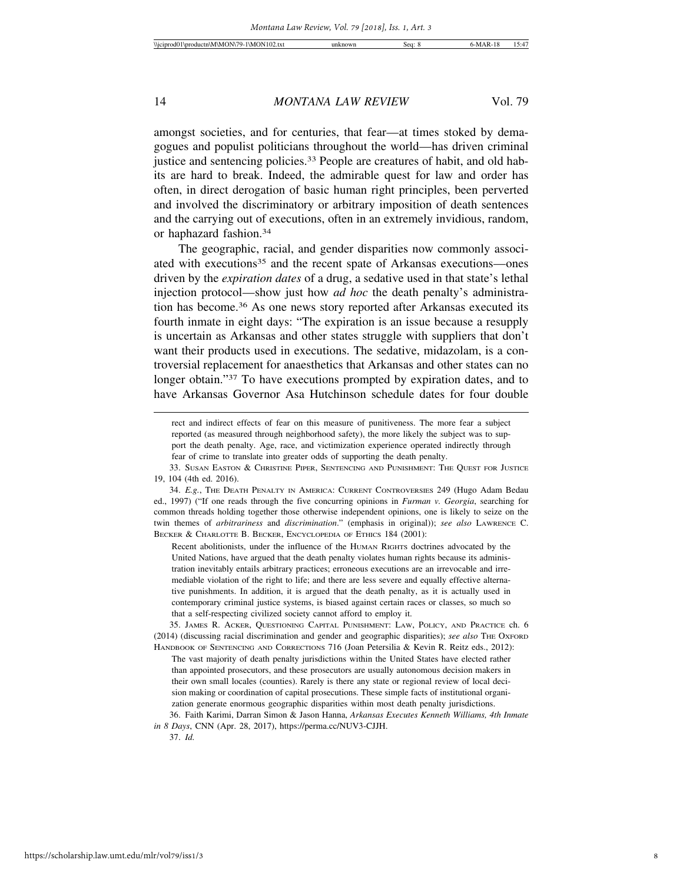amongst societies, and for centuries, that fear—at times stoked by demagogues and populist politicians throughout the world—has driven criminal justice and sentencing policies.[33] People are creatures of habit, and old habits are hard to break. Indeed, the admirable quest for law and order has often, in direct derogation of basic human right principles, been perverted and involved the discriminatory or arbitrary imposition of death sentences and the carrying out of executions, often in an extremely invidious, random, or haphazard fashion.[34]

The geographic, racial, and gender disparities now commonly associated with executions[35] and the recent spate of Arkansas executions—ones driven by the *expiration dates* of a drug, a sedative used in that state's lethal injection protocol—show just how *ad hoc* the death penalty's administration has become.[36] As one news story reported after Arkansas executed its fourth inmate in eight days: "The expiration is an issue because a resupply is uncertain as Arkansas and other states struggle with suppliers that don't want their products used in executions. The sedative, midazolam, is a controversial replacement for anaesthetics that Arkansas and other states can no longer obtain."[37] To have executions prompted by expiration dates, and to have Arkansas Governor Asa Hutchinson schedule dates for four double

---

rect and indirect effects of fear on this measure of punitiveness. The more fear a subject reported (as measured through neighborhood safety), the more likely the subject was to support the death penalty. Age, race, and victimization experience operated indirectly through fear of crime to translate into greater odds of supporting the death penalty.

33. Susan Easton & Christine Piper, Sentencing and Punishment: The Quest for Justice 19, 104 (4th ed. 2016).

34. *E.g.*, The Death Penalty in America: Current Controversies 249 (Hugo Adam Bedau ed., 1997) ("If one reads through the five concurring opinions in *Furman v. Georgia*, searching for common threads holding together those otherwise independent opinions, one is likely to seize on the twin themes of *arbitrariness* and *discrimination*." (emphasis in original)); *see also* Lawrence C. Becker & Charlotte B. Becker, Encyclopedia of Ethics 184 (2001):

> Recent abolitionists, under the influence of the Human Rights doctrines advocated by the United Nations, have argued that the death penalty violates human rights because its administration inevitably entails arbitrary practices; erroneous executions are an irrevocable and irremediable violation of the right to life; and there are less severe and equally effective alternative punishments. In addition, it is argued that the death penalty, as it is actually used in contemporary criminal justice systems, is biased against certain races or classes, so much so that a self-respecting civilized society cannot afford to employ it.

35. James R. Acker, Questioning Capital Punishment: Law, Policy, and Practice ch. 6 (2014) (discussing racial discrimination and gender and geographic disparities); *see also* The Oxford Handbook of Sentencing and Corrections 716 (Joan Petersilia & Kevin R. Reitz eds., 2012):

> The vast majority of death penalty jurisdictions within the United States have elected rather than appointed prosecutors, and these prosecutors are usually autonomous decision makers in their own small locales (counties). Rarely is there any state or regional review of local decision making or coordination of capital prosecutions. These simple facts of institutional organization generate enormous geographic disparities within most death penalty jurisdictions.

36. Faith Karimi, Darran Simon & Jason Hanna, *Arkansas Executes Kenneth Williams, 4th Inmate in 8 Days*, CNN (Apr. 28, 2017), https://perma.cc/NUV3-CJJH.

37. *Id.*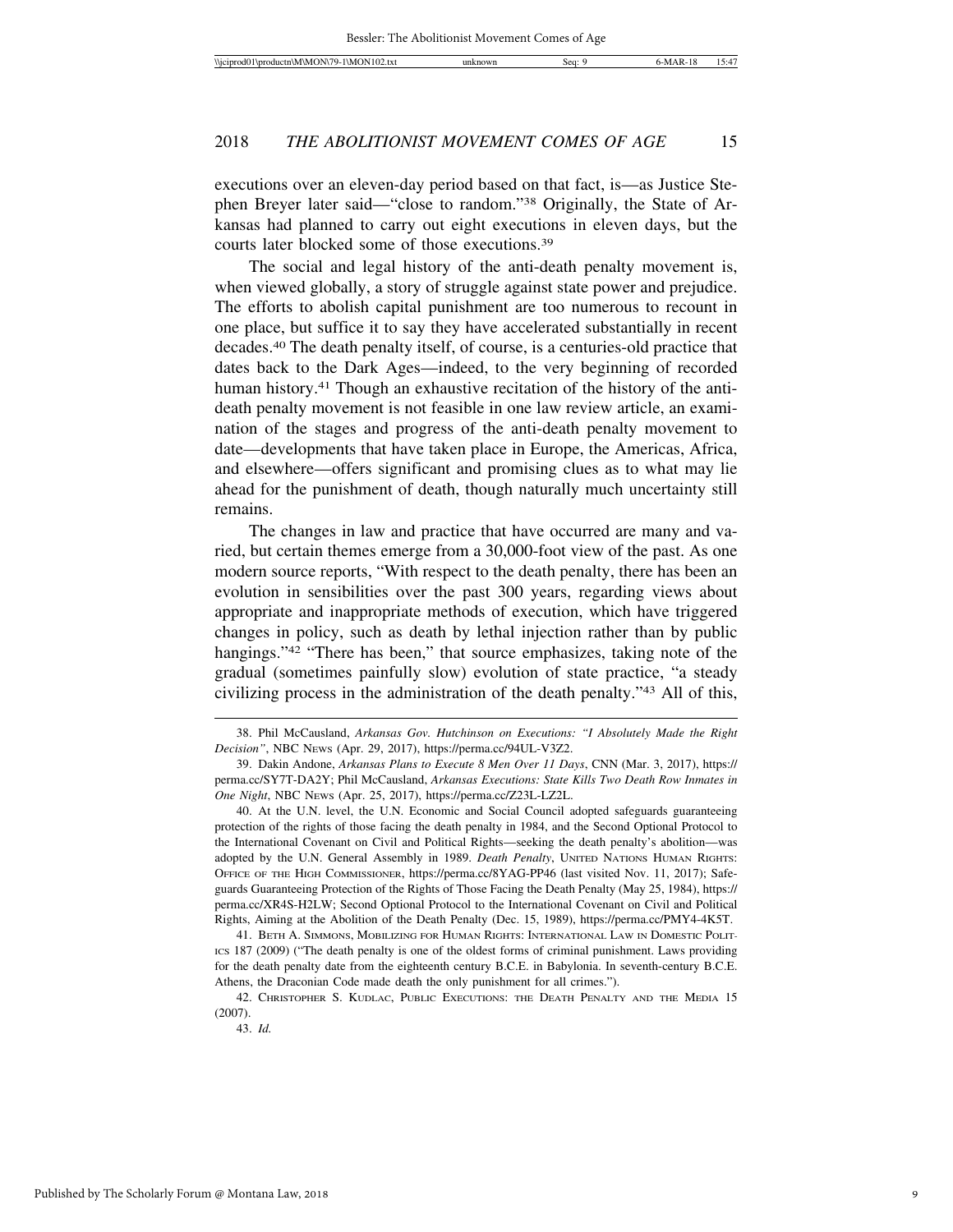executions over an eleven-day period based on that fact, is—as Justice Stephen Breyer later said—"close to random."[38] Originally, the State of Arkansas had planned to carry out eight executions in eleven days, but the courts later blocked some of those executions.[39]

The social and legal history of the anti-death penalty movement is, when viewed globally, a story of struggle against state power and prejudice. The efforts to abolish capital punishment are too numerous to recount in one place, but suffice it to say they have accelerated substantially in recent decades.[40] The death penalty itself, of course, is a centuries-old practice that dates back to the Dark Ages—indeed, to the very beginning of recorded human history.[41] Though an exhaustive recitation of the history of the anti-death penalty movement is not feasible in one law review article, an examination of the stages and progress of the anti-death penalty movement to date—developments that have taken place in Europe, the Americas, Africa, and elsewhere—offers significant and promising clues as to what may lie ahead for the punishment of death, though naturally much uncertainty still remains.

The changes in law and practice that have occurred are many and varied, but certain themes emerge from a 30,000-foot view of the past. As one modern source reports, "With respect to the death penalty, there has been an evolution in sensibilities over the past 300 years, regarding views about appropriate and inappropriate methods of execution, which have triggered changes in policy, such as death by lethal injection rather than by public hangings."[42] "There has been," that source emphasizes, taking note of the gradual (sometimes painfully slow) evolution of state practice, "a steady civilizing process in the administration of the death penalty."[43] All of this,

---

38. Phil McCausland, *Arkansas Gov. Hutchinson on Executions: "I Absolutely Made the Right Decision"*, NBC NEWS (Apr. 29, 2017), https://perma.cc/94UL-V3Z2.

39. Dakin Andone, *Arkansas Plans to Execute 8 Men Over 11 Days*, CNN (Mar. 3, 2017), https://perma.cc/SY7T-DA2Y; Phil McCausland, *Arkansas Executions: State Kills Two Death Row Inmates in One Night*, NBC NEWS (Apr. 25, 2017), https://perma.cc/Z23L-LZ2L.

40. At the U.N. level, the U.N. Economic and Social Council adopted safeguards guaranteeing protection of the rights of those facing the death penalty in 1984, and the Second Optional Protocol to the International Covenant on Civil and Political Rights—seeking the death penalty's abolition—was adopted by the U.N. General Assembly in 1989. *Death Penalty*, UNITED NATIONS HUMAN RIGHTS: OFFICE OF THE HIGH COMMISSIONER, https://perma.cc/8YAG-PP46 (last visited Nov. 11, 2017); Safeguards Guaranteeing Protection of the Rights of Those Facing the Death Penalty (May 25, 1984), https://perma.cc/XR4S-H2LW; Second Optional Protocol to the International Covenant on Civil and Political Rights, Aiming at the Abolition of the Death Penalty (Dec. 15, 1989), https://perma.cc/PMY4-4K5T.

41. BETH A. SIMMONS, MOBILIZING FOR HUMAN RIGHTS: INTERNATIONAL LAW IN DOMESTIC POLITICS 187 (2009) ("The death penalty is one of the oldest forms of criminal punishment. Laws providing for the death penalty date from the eighteenth century B.C.E. in Babylonia. In seventh-century B.C.E. Athens, the Draconian Code made death the only punishment for all crimes.").

42. CHRISTOPHER S. KUDLAC, PUBLIC EXECUTIONS: THE DEATH PENALTY AND THE MEDIA 15 (2007).

43. *Id.*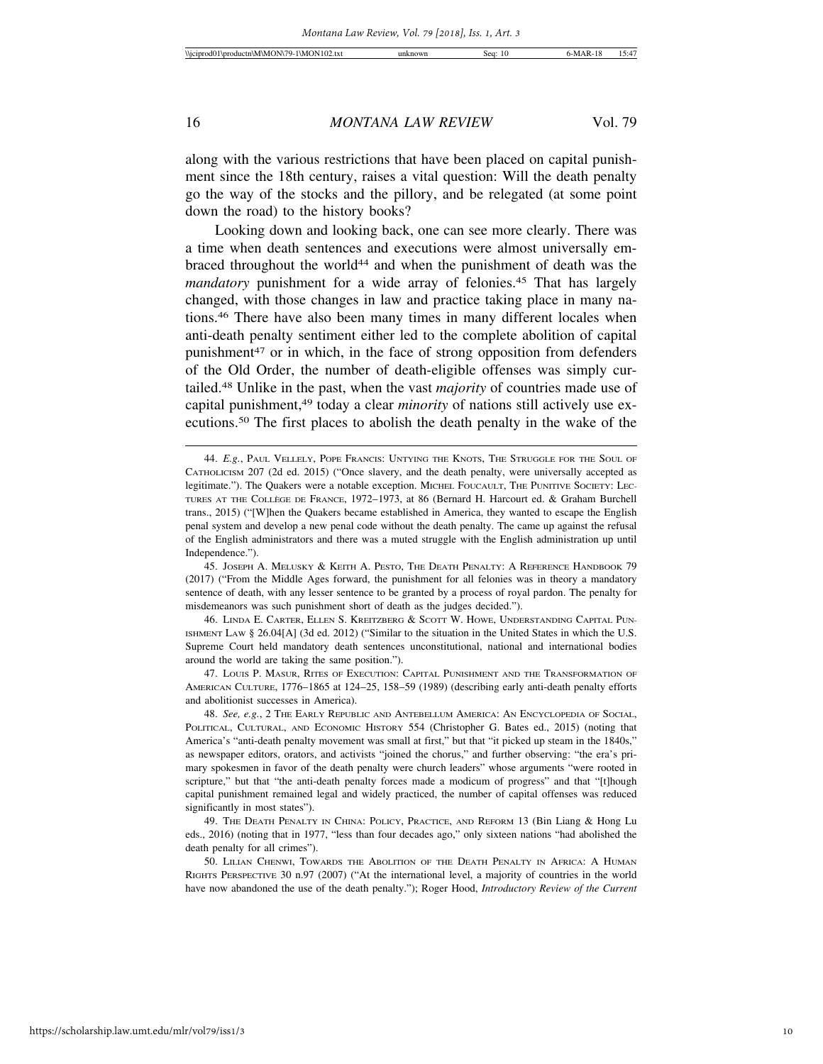along with the various restrictions that have been placed on capital punishment since the 18th century, raises a vital question: Will the death penalty go the way of the stocks and the pillory, and be relegated (at some point down the road) to the history books?

Looking down and looking back, one can see more clearly. There was a time when death sentences and executions were almost universally embraced throughout the world[44] and when the punishment of death was the *mandatory* punishment for a wide array of felonies.[45] That has largely changed, with those changes in law and practice taking place in many nations.[46] There have also been many times in many different locales when anti-death penalty sentiment either led to the complete abolition of capital punishment[47] or in which, in the face of strong opposition from defenders of the Old Order, the number of death-eligible offenses was simply curtailed.[48] Unlike in the past, when the vast *majority* of countries made use of capital punishment,[49] today a clear *minority* of nations still actively use executions.[50] The first places to abolish the death penalty in the wake of the

---

44. *E.g.*, PAUL VELLELY, POPE FRANCIS: UNTYING THE KNOTS, THE STRUGGLE FOR THE SOUL OF CATHOLICISM 207 (2d ed. 2015) ("Once slavery, and the death penalty, were universally accepted as legitimate."). The Quakers were a notable exception. MICHEL FOUCAULT, THE PUNITIVE SOCIETY: LECTURES AT THE COLLÈGE DE FRANCE, 1972–1973, at 86 (Bernard H. Harcourt ed. & Graham Burchell trans., 2015) ("[W]hen the Quakers became established in America, they wanted to escape the English penal system and develop a new penal code without the death penalty. The came up against the refusal of the English administrators and there was a muted struggle with the English administration up until Independence.").

45. JOSEPH A. MELUSKY & KEITH A. PESTO, THE DEATH PENALTY: A REFERENCE HANDBOOK 79 (2017) ("From the Middle Ages forward, the punishment for all felonies was in theory a mandatory sentence of death, with any lesser sentence to be granted by a process of royal pardon. The penalty for misdemeanors was such punishment short of death as the judges decided.").

46. LINDA E. CARTER, ELLEN S. KREITZBERG & SCOTT W. HOWE, UNDERSTANDING CAPITAL PUNISHMENT LAW § 26.04[A] (3d ed. 2012) ("Similar to the situation in the United States in which the U.S. Supreme Court held mandatory death sentences unconstitutional, national and international bodies around the world are taking the same position.").

47. LOUIS P. MASUR, RITES OF EXECUTION: CAPITAL PUNISHMENT AND THE TRANSFORMATION OF AMERICAN CULTURE, 1776–1865 at 124–25, 158–59 (1989) (describing early anti-death penalty efforts and abolitionist successes in America).

48. *See, e.g.*, 2 THE EARLY REPUBLIC AND ANTEBELLUM AMERICA: AN ENCYCLOPEDIA OF SOCIAL, POLITICAL, CULTURAL, AND ECONOMIC HISTORY 554 (Christopher G. Bates ed., 2015) (noting that America's "anti-death penalty movement was small at first," but that "it picked up steam in the 1840s," as newspaper editors, orators, and activists "joined the chorus," and further observing: "the era's primary spokesmen in favor of the death penalty were church leaders" whose arguments "were rooted in scripture," but that "the anti-death penalty forces made a modicum of progress" and that "[t]hough capital punishment remained legal and widely practiced, the number of capital offenses was reduced significantly in most states").

49. THE DEATH PENALTY IN CHINA: POLICY, PRACTICE, AND REFORM 13 (Bin Liang & Hong Lu eds., 2016) (noting that in 1977, "less than four decades ago," only sixteen nations "had abolished the death penalty for all crimes").

50. LILIAN CHENWI, TOWARDS THE ABOLITION OF THE DEATH PENALTY IN AFRICA: A HUMAN RIGHTS PERSPECTIVE 30 n.97 (2007) ("At the international level, a majority of countries in the world have now abandoned the use of the death penalty."); Roger Hood, *Introductory Review of the Current*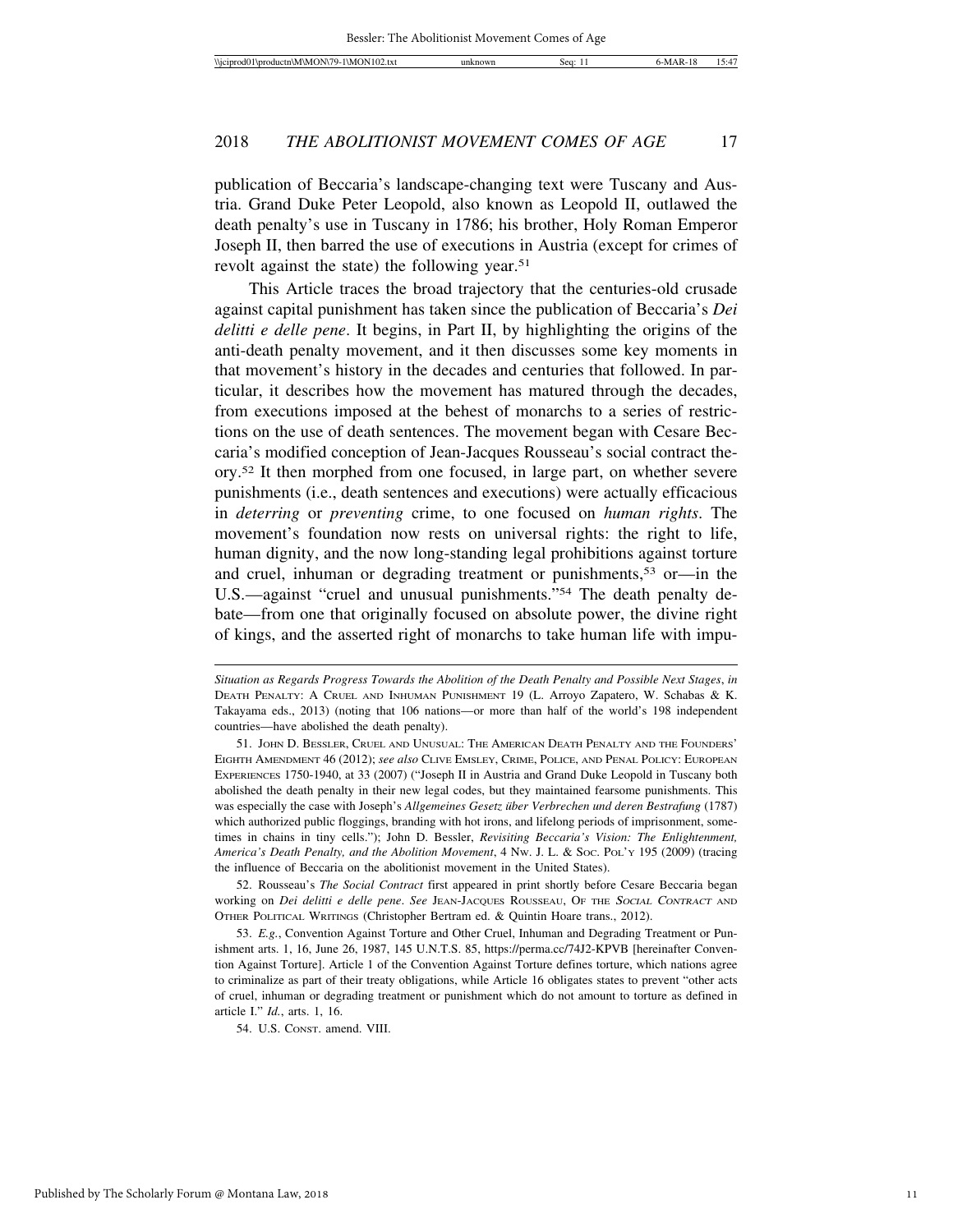publication of Beccaria's landscape-changing text were Tuscany and Austria. Grand Duke Peter Leopold, also known as Leopold II, outlawed the death penalty's use in Tuscany in 1786; his brother, Holy Roman Emperor Joseph II, then barred the use of executions in Austria (except for crimes of revolt against the state) the following year.[51]

This Article traces the broad trajectory that the centuries-old crusade against capital punishment has taken since the publication of Beccaria's *Dei delitti e delle pene*. It begins, in Part II, by highlighting the origins of the anti-death penalty movement, and it then discusses some key moments in that movement's history in the decades and centuries that followed. In particular, it describes how the movement has matured through the decades, from executions imposed at the behest of monarchs to a series of restrictions on the use of death sentences. The movement began with Cesare Beccaria's modified conception of Jean-Jacques Rousseau's social contract theory.[52] It then morphed from one focused, in large part, on whether severe punishments (i.e., death sentences and executions) were actually efficacious in *deterring* or *preventing* crime, to one focused on *human rights*. The movement's foundation now rests on universal rights: the right to life, human dignity, and the now long-standing legal prohibitions against torture and cruel, inhuman or degrading treatment or punishments,[53] or—in the U.S.—against "cruel and unusual punishments."[54] The death penalty debate—from one that originally focused on absolute power, the divine right of kings, and the asserted right of monarchs to take human life with impu-

---

*Situation as Regards Progress Towards the Abolition of the Death Penalty and Possible Next Stages*, *in* DEATH PENALTY: A CRUEL AND INHUMAN PUNISHMENT 19 (L. Arroyo Zapatero, W. Schabas & K. Takayama eds., 2013) (noting that 106 nations—or more than half of the world's 198 independent countries—have abolished the death penalty).

51. JOHN D. BESSLER, CRUEL AND UNUSUAL: THE AMERICAN DEATH PENALTY AND THE FOUNDERS' EIGHTH AMENDMENT 46 (2012); *see also* CLIVE EMSLEY, CRIME, POLICE, AND PENAL POLICY: EUROPEAN EXPERIENCES 1750-1940, at 33 (2007) ("Joseph II in Austria and Grand Duke Leopold in Tuscany both abolished the death penalty in their new legal codes, but they maintained fearsome punishments. This was especially the case with Joseph's *Allgemeines Gesetz über Verbrechen und deren Bestrafung* (1787) which authorized public floggings, branding with hot irons, and lifelong periods of imprisonment, sometimes in chains in tiny cells."); John D. Bessler, *Revisiting Beccaria's Vision: The Enlightenment, America's Death Penalty, and the Abolition Movement*, 4 NW. J. L. & SOC. POL'Y 195 (2009) (tracing the influence of Beccaria on the abolitionist movement in the United States).

52. Rousseau's *The Social Contract* first appeared in print shortly before Cesare Beccaria began working on *Dei delitti e delle pene*. *See* JEAN-JACQUES ROUSSEAU, OF THE *SOCIAL CONTRACT* AND OTHER POLITICAL WRITINGS (Christopher Bertram ed. & Quintin Hoare trans., 2012).

53. *E.g.*, Convention Against Torture and Other Cruel, Inhuman and Degrading Treatment or Punishment arts. 1, 16, June 26, 1987, 145 U.N.T.S. 85, https://perma.cc/74J2-KPVB [hereinafter Convention Against Torture]. Article 1 of the Convention Against Torture defines torture, which nations agree to criminalize as part of their treaty obligations, while Article 16 obligates states to prevent "other acts of cruel, inhuman or degrading treatment or punishment which do not amount to torture as defined in article I." *Id.*, arts. 1, 16.

54. U.S. CONST. amend. VIII.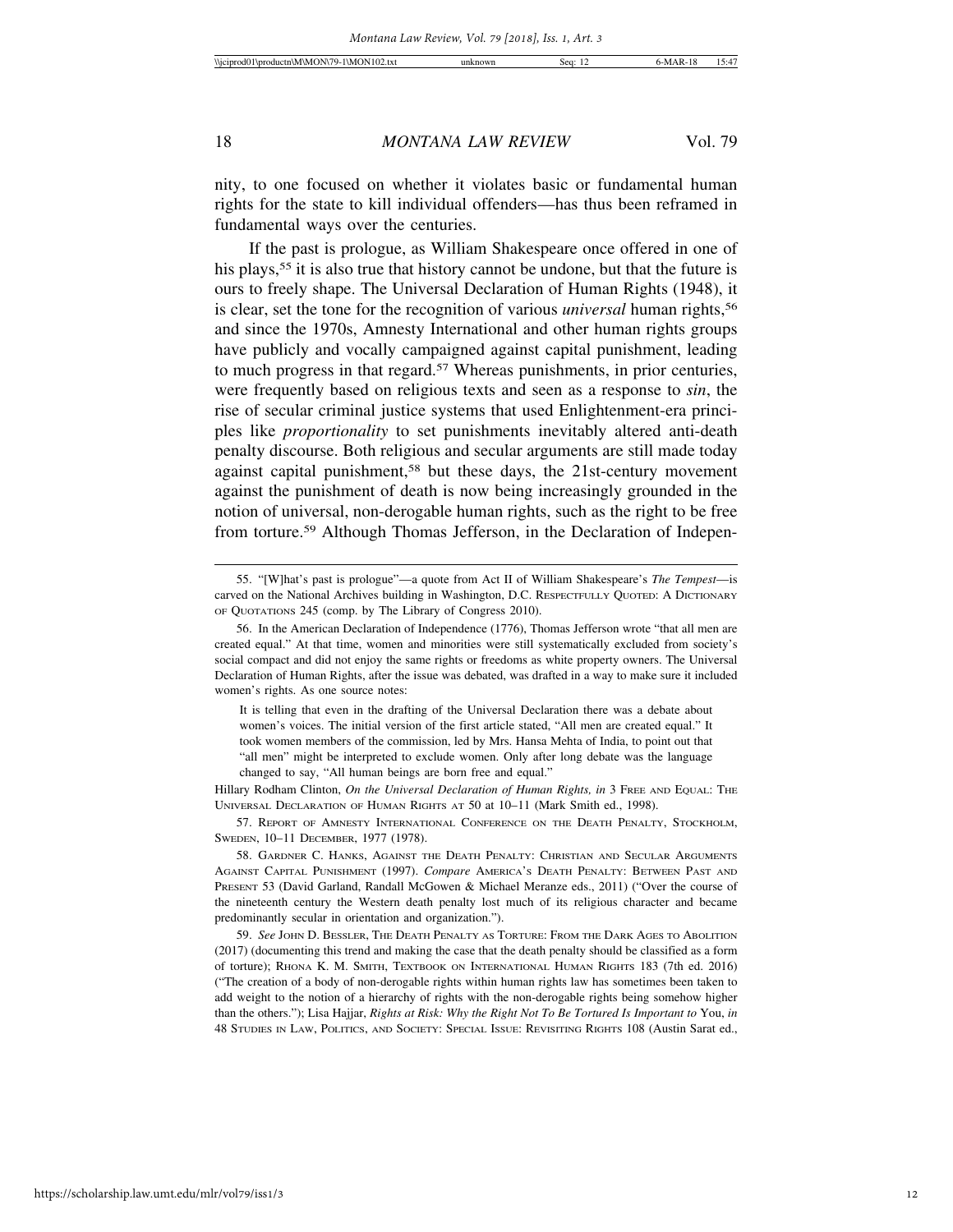nity, to one focused on whether it violates basic or fundamental human rights for the state to kill individual offenders—has thus been reframed in fundamental ways over the centuries.

If the past is prologue, as William Shakespeare once offered in one of his plays,[55] it is also true that history cannot be undone, but that the future is ours to freely shape. The Universal Declaration of Human Rights (1948), it is clear, set the tone for the recognition of various *universal* human rights,[56] and since the 1970s, Amnesty International and other human rights groups have publicly and vocally campaigned against capital punishment, leading to much progress in that regard.[57] Whereas punishments, in prior centuries, were frequently based on religious texts and seen as a response to *sin*, the rise of secular criminal justice systems that used Enlightenment-era principles like *proportionality* to set punishments inevitably altered anti-death penalty discourse. Both religious and secular arguments are still made today against capital punishment,[58] but these days, the 21st-century movement against the punishment of death is now being increasingly grounded in the notion of universal, non-derogable human rights, such as the right to be free from torture.[59] Although Thomas Jefferson, in the Declaration of Indepen-

---

55. "[W]hat's past is prologue"—a quote from Act II of William Shakespeare's *The Tempest*—is carved on the National Archives building in Washington, D.C. RESPECTFULLY QUOTED: A DICTIONARY OF QUOTATIONS 245 (comp. by The Library of Congress 2010).

56. In the American Declaration of Independence (1776), Thomas Jefferson wrote "that all men are created equal." At that time, women and minorities were still systematically excluded from society's social compact and did not enjoy the same rights or freedoms as white property owners. The Universal Declaration of Human Rights, after the issue was debated, was drafted in a way to make sure it included women's rights. As one source notes:

> It is telling that even in the drafting of the Universal Declaration there was a debate about women's voices. The initial version of the first article stated, "All men are created equal." It took women members of the commission, led by Mrs. Hansa Mehta of India, to point out that "all men" might be interpreted to exclude women. Only after long debate was the language changed to say, "All human beings are born free and equal."

Hillary Rodham Clinton, *On the Universal Declaration of Human Rights, in* 3 FREE AND EQUAL: THE UNIVERSAL DECLARATION OF HUMAN RIGHTS AT 50 at 10–11 (Mark Smith ed., 1998).

57. REPORT OF AMNESTY INTERNATIONAL CONFERENCE ON THE DEATH PENALTY, STOCKHOLM, SWEDEN, 10–11 DECEMBER, 1977 (1978).

58. GARDNER C. HANKS, AGAINST THE DEATH PENALTY: CHRISTIAN AND SECULAR ARGUMENTS AGAINST CAPITAL PUNISHMENT (1997). *Compare* AMERICA'S DEATH PENALTY: BETWEEN PAST AND PRESENT 53 (David Garland, Randall McGowen & Michael Meranze eds., 2011) ("Over the course of the nineteenth century the Western death penalty lost much of its religious character and became predominantly secular in orientation and organization.").

59. *See* JOHN D. BESSLER, THE DEATH PENALTY AS TORTURE: FROM THE DARK AGES TO ABOLITION (2017) (documenting this trend and making the case that the death penalty should be classified as a form of torture); RHONA K. M. SMITH, TEXTBOOK ON INTERNATIONAL HUMAN RIGHTS 183 (7th ed. 2016) ("The creation of a body of non-derogable rights within human rights law has sometimes been taken to add weight to the notion of a hierarchy of rights with the non-derogable rights being somehow higher than the others."); Lisa Hajjar, *Rights at Risk: Why the Right Not To Be Tortured Is Important to* You, *in* 48 STUDIES IN LAW, POLITICS, AND SOCIETY: SPECIAL ISSUE: REVISITING RIGHTS 108 (Austin Sarat ed.,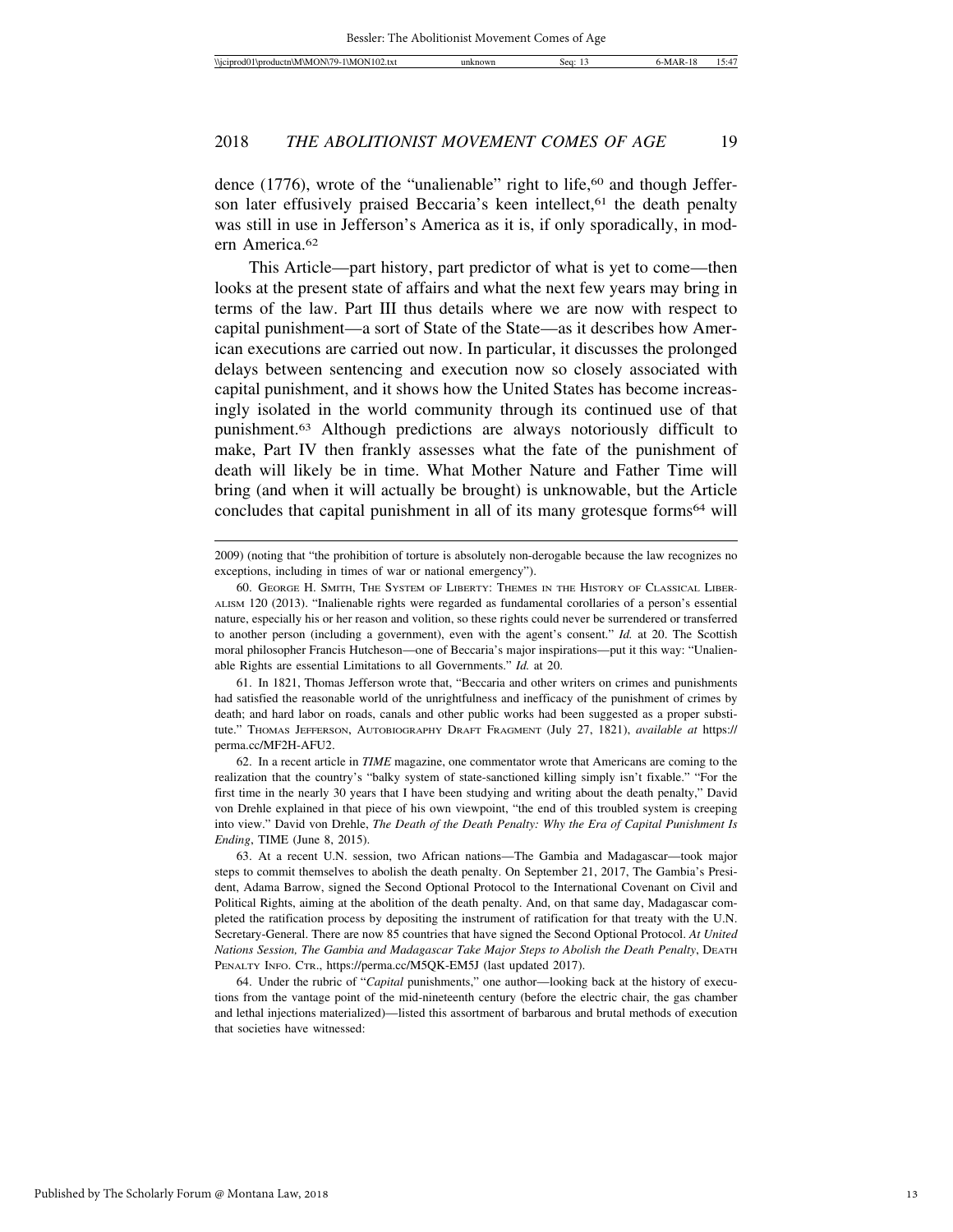dence (1776), wrote of the "unalienable" right to life,[60] and though Jefferson later effusively praised Beccaria's keen intellect,[61] the death penalty was still in use in Jefferson's America as it is, if only sporadically, in modern America.[62]

This Article—part history, part predictor of what is yet to come—then looks at the present state of affairs and what the next few years may bring in terms of the law. Part III thus details where we are now with respect to capital punishment—a sort of State of the State—as it describes how American executions are carried out now. In particular, it discusses the prolonged delays between sentencing and execution now so closely associated with capital punishment, and it shows how the United States has become increasingly isolated in the world community through its continued use of that punishment.[63] Although predictions are always notoriously difficult to make, Part IV then frankly assesses what the fate of the punishment of death will likely be in time. What Mother Nature and Father Time will bring (and when it will actually be brought) is unknowable, but the Article concludes that capital punishment in all of its many grotesque forms[64] will

---

2009) (noting that "the prohibition of torture is absolutely non-derogable because the law recognizes no exceptions, including in times of war or national emergency").

60. George H. Smith, The System of Liberty: Themes in the History of Classical Liberalism 120 (2013). "Inalienable rights were regarded as fundamental corollaries of a person's essential nature, especially his or her reason and volition, so these rights could never be surrendered or transferred to another person (including a government), even with the agent's consent." *Id.* at 20. The Scottish moral philosopher Francis Hutcheson—one of Beccaria's major inspirations—put it this way: "Unalienable Rights are essential Limitations to all Governments." *Id.* at 20.

61. In 1821, Thomas Jefferson wrote that, "Beccaria and other writers on crimes and punishments had satisfied the reasonable world of the unrightfulness and inefficacy of the punishment of crimes by death; and hard labor on roads, canals and other public works had been suggested as a proper substitute." Thomas Jefferson, Autobiography Draft Fragment (July 27, 1821), *available at* https://perma.cc/MF2H-AFU2.

62. In a recent article in *TIME* magazine, one commentator wrote that Americans are coming to the realization that the country's "balky system of state-sanctioned killing simply isn't fixable." "For the first time in the nearly 30 years that I have been studying and writing about the death penalty," David von Drehle explained in that piece of his own viewpoint, "the end of this troubled system is creeping into view." David von Drehle, *The Death of the Death Penalty: Why the Era of Capital Punishment Is Ending*, TIME (June 8, 2015).

63. At a recent U.N. session, two African nations—The Gambia and Madagascar—took major steps to commit themselves to abolish the death penalty. On September 21, 2017, The Gambia's President, Adama Barrow, signed the Second Optional Protocol to the International Covenant on Civil and Political Rights, aiming at the abolition of the death penalty. And, on that same day, Madagascar completed the ratification process by depositing the instrument of ratification for that treaty with the U.N. Secretary-General. There are now 85 countries that have signed the Second Optional Protocol. *At United Nations Session, The Gambia and Madagascar Take Major Steps to Abolish the Death Penalty*, Death Penalty Info. Ctr., https://perma.cc/M5QK-EM5J (last updated 2017).

64. Under the rubric of "*Capital* punishments," one author—looking back at the history of executions from the vantage point of the mid-nineteenth century (before the electric chair, the gas chamber and lethal injections materialized)—listed this assortment of barbarous and brutal methods of execution that societies have witnessed: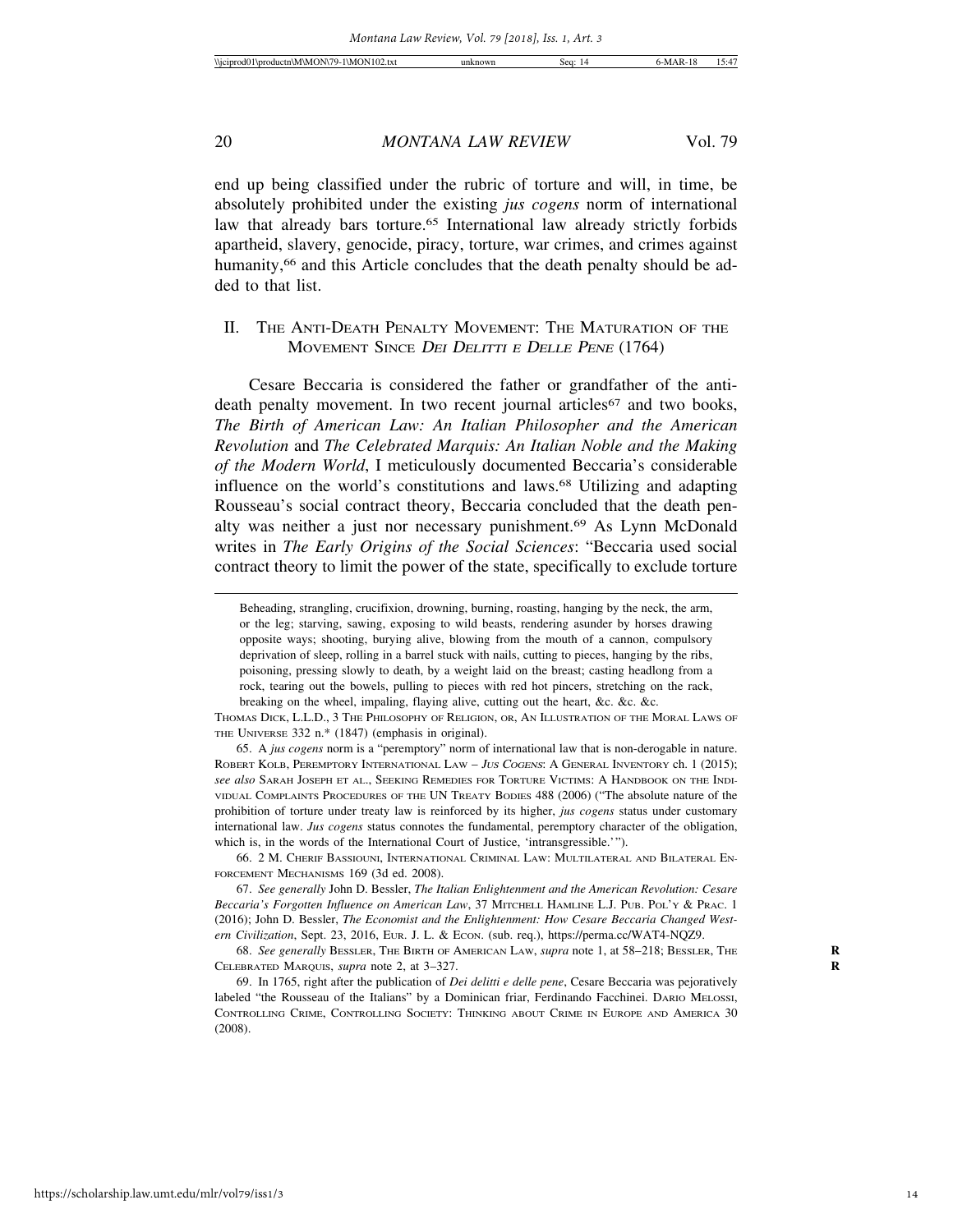end up being classified under the rubric of torture and will, in time, be absolutely prohibited under the existing *jus cogens* norm of international law that already bars torture.[65] International law already strictly forbids apartheid, slavery, genocide, piracy, torture, war crimes, and crimes against humanity,[66] and this Article concludes that the death penalty should be added to that list.

## II. The Anti-Death Penalty Movement: The Maturation of the Movement Since *Dei Delitti e Delle Pene* (1764)

Cesare Beccaria is considered the father or grandfather of the anti-death penalty movement. In two recent journal articles[67] and two books, *The Birth of American Law: An Italian Philosopher and the American Revolution* and *The Celebrated Marquis: An Italian Noble and the Making of the Modern World*, I meticulously documented Beccaria's considerable influence on the world's constitutions and laws.[68] Utilizing and adapting Rousseau's social contract theory, Beccaria concluded that the death penalty was neither a just nor necessary punishment.[69] As Lynn McDonald writes in *The Early Origins of the Social Sciences*: "Beccaria used social contract theory to limit the power of the state, specifically to exclude torture

---

> Beheading, strangling, crucifixion, drowning, burning, roasting, hanging by the neck, the arm, or the leg; starving, sawing, exposing to wild beasts, rendering asunder by horses drawing opposite ways; shooting, burying alive, blowing from the mouth of a cannon, compulsory deprivation of sleep, rolling in a barrel stuck with nails, cutting to pieces, hanging by the ribs, poisoning, pressing slowly to death, by a weight laid on the breast; casting headlong from a rock, tearing out the bowels, pulling to pieces with red hot pincers, stretching on the rack, breaking on the wheel, impaling, flaying alive, cutting out the heart, &c. &c. &c.

Thomas Dick, L.L.D., 3 The Philosophy of Religion, or, An Illustration of the Moral Laws of the Universe 332 n.* (1847) (emphasis in original).

65. A *jus cogens* norm is a "peremptory" norm of international law that is non-derogable in nature. Robert Kolb, Peremptory International Law – *Jus Cogens*: A General Inventory ch. 1 (2015); *see also* Sarah Joseph et al., Seeking Remedies for Torture Victims: A Handbook on the Individual Complaints Procedures of the UN Treaty Bodies 488 (2006) ("The absolute nature of the prohibition of torture under treaty law is reinforced by its higher, *jus cogens* status under customary international law. *Jus cogens* status connotes the fundamental, peremptory character of the obligation, which is, in the words of the International Court of Justice, 'intransgressible.'").

66. 2 M. Cherif Bassiouni, International Criminal Law: Multilateral and Bilateral Enforcement Mechanisms 169 (3d ed. 2008).

67. *See generally* John D. Bessler, *The Italian Enlightenment and the American Revolution: Cesare Beccaria's Forgotten Influence on American Law*, 37 Mitchell Hamline L.J. Pub. Pol'y & Prac. 1 (2016); John D. Bessler, *The Economist and the Enlightenment: How Cesare Beccaria Changed Western Civilization*, Sept. 23, 2016, Eur. J. L. & Econ. (sub. req.), https://perma.cc/WAT4-NQZ9.

68. *See generally* Bessler, The Birth of American Law, *supra* note 1, at 58–218; Bessler, The Celebrated Marquis, *supra* note 2, at 3–327.

69. In 1765, right after the publication of *Dei delitti e delle pene*, Cesare Beccaria was pejoratively labeled "the Rousseau of the Italians" by a Dominican friar, Ferdinando Facchinei. Dario Melossi, Controlling Crime, Controlling Society: Thinking about Crime in Europe and America 30 (2008).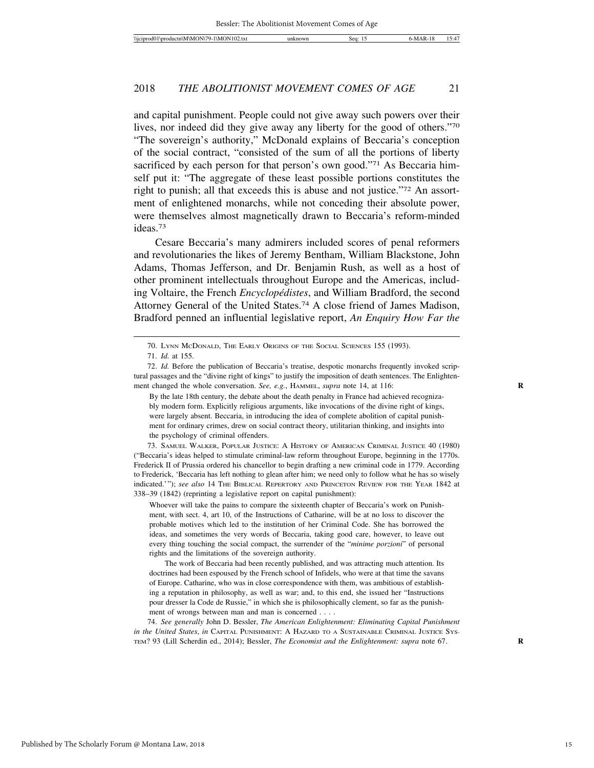and capital punishment. People could not give away such powers over their lives, nor indeed did they give away any liberty for the good of others."[70] "The sovereign's authority," McDonald explains of Beccaria's conception of the social contract, "consisted of the sum of all the portions of liberty sacrificed by each person for that person's own good."[71] As Beccaria himself put it: "The aggregate of these least possible portions constitutes the right to punish; all that exceeds this is abuse and not justice."[72] An assortment of enlightened monarchs, while not conceding their absolute power, were themselves almost magnetically drawn to Beccaria's reform-minded ideas.[73]

Cesare Beccaria's many admirers included scores of penal reformers and revolutionaries the likes of Jeremy Bentham, William Blackstone, John Adams, Thomas Jefferson, and Dr. Benjamin Rush, as well as a host of other prominent intellectuals throughout Europe and the Americas, including Voltaire, the French *Encyclopédistes*, and William Bradford, the second Attorney General of the United States.[74] A close friend of James Madison, Bradford penned an influential legislative report, *An Enquiry How Far the*

---

70. Lynn McDonald, The Early Origins of the Social Sciences 155 (1993).

71. *Id.* at 155.

72. *Id.* Before the publication of Beccaria's treatise, despotic monarchs frequently invoked scriptural passages and the "divine right of kings" to justify the imposition of death sentences. The Enlightenment changed the whole conversation. *See, e.g.*, Hammel, *supra* note 14, at 116:

> By the late 18th century, the debate about the death penalty in France had achieved recognizably modern form. Explicitly religious arguments, like invocations of the divine right of kings, were largely absent. Beccaria, in introducing the idea of complete abolition of capital punishment for ordinary crimes, drew on social contract theory, utilitarian thinking, and insights into the psychology of criminal offenders.

73. Samuel Walker, Popular Justice: A History of American Criminal Justice 40 (1980) ("Beccaria's ideas helped to stimulate criminal-law reform throughout Europe, beginning in the 1770s. Frederick II of Prussia ordered his chancellor to begin drafting a new criminal code in 1779. According to Frederick, 'Beccaria has left nothing to glean after him; we need only to follow what he has so wisely indicated.'"); *see also* 14 The Biblical Repertory and Princeton Review for the Year 1842 at 338–39 (1842) (reprinting a legislative report on capital punishment):

> Whoever will take the pains to compare the sixteenth chapter of Beccaria's work on Punishment, with sect. 4, art 10, of the Instructions of Catharine, will be at no loss to discover the probable motives which led to the institution of her Criminal Code. She has borrowed the ideas, and sometimes the very words of Beccaria, taking good care, however, to leave out every thing touching the social compact, the surrender of the "*minime porzioni*" of personal rights and the limitations of the sovereign authority.
>
> The work of Beccaria had been recently published, and was attracting much attention. Its doctrines had been espoused by the French school of Infidels, who were at that time the savans of Europe. Catharine, who was in close correspondence with them, was ambitious of establishing a reputation in philosophy, as well as war; and, to this end, she issued her "Instructions pour dresser la Code de Russie," in which she is philosophically clement, so far as the punishment of wrongs between man and man is concerned . . . .

74. *See generally* John D. Bessler, *The American Enlightenment: Eliminating Capital Punishment in the United States*, *in* Capital Punishment: A Hazard to a Sustainable Criminal Justice System? 93 (Lill Scherdin ed., 2014); Bessler, *The Economist and the Enlightenment: supra* note 67.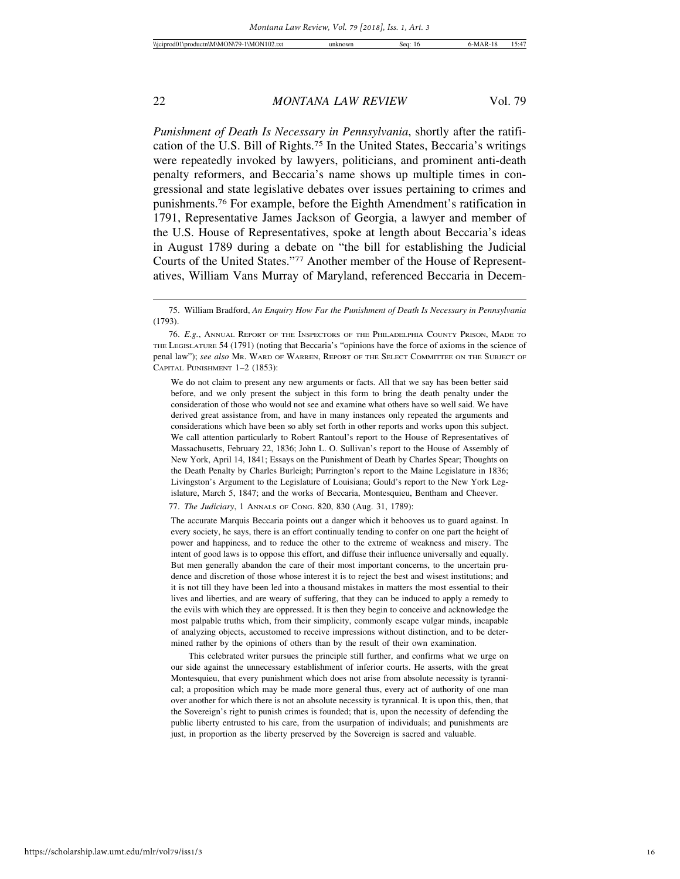*Punishment of Death Is Necessary in Pennsylvania*, shortly after the ratification of the U.S. Bill of Rights.[75] In the United States, Beccaria's writings were repeatedly invoked by lawyers, politicians, and prominent anti-death penalty reformers, and Beccaria's name shows up multiple times in congressional and state legislative debates over issues pertaining to crimes and punishments.[76] For example, before the Eighth Amendment's ratification in 1791, Representative James Jackson of Georgia, a lawyer and member of the U.S. House of Representatives, spoke at length about Beccaria's ideas in August 1789 during a debate on "the bill for establishing the Judicial Courts of the United States."[77] Another member of the House of Representatives, William Vans Murray of Maryland, referenced Beccaria in Decem-

---

75. William Bradford, *An Enquiry How Far the Punishment of Death Is Necessary in Pennsylvania* (1793).

76. *E.g.*, ANNUAL REPORT OF THE INSPECTORS OF THE PHILADELPHIA COUNTY PRISON, MADE TO THE LEGISLATURE 54 (1791) (noting that Beccaria's "opinions have the force of axioms in the science of penal law"); *see also* MR. WARD OF WARREN, REPORT OF THE SELECT COMMITTEE ON THE SUBJECT OF CAPITAL PUNISHMENT 1–2 (1853):

> We do not claim to present any new arguments or facts. All that we say has been better said before, and we only present the subject in this form to bring the death penalty under the consideration of those who would not see and examine what others have so well said. We have derived great assistance from, and have in many instances only repeated the arguments and considerations which have been so ably set forth in other reports and works upon this subject. We call attention particularly to Robert Rantoul's report to the House of Representatives of Massachusetts, February 22, 1836; John L. O. Sullivan's report to the House of Assembly of New York, April 14, 1841; Essays on the Punishment of Death by Charles Spear; Thoughts on the Death Penalty by Charles Burleigh; Purrington's report to the Maine Legislature in 1836; Livingston's Argument to the Legislature of Louisiana; Gould's report to the New York Legislature, March 5, 1847; and the works of Beccaria, Montesquieu, Bentham and Cheever.

77. *The Judiciary*, 1 ANNALS OF CONG. 820, 830 (Aug. 31, 1789):

> The accurate Marquis Beccaria points out a danger which it behooves us to guard against. In every society, he says, there is an effort continually tending to confer on one part the height of power and happiness, and to reduce the other to the extreme of weakness and misery. The intent of good laws is to oppose this effort, and diffuse their influence universally and equally. But men generally abandon the care of their most important concerns, to the uncertain prudence and discretion of those whose interest it is to reject the best and wisest institutions; and it is not till they have been led into a thousand mistakes in matters the most essential to their lives and liberties, and are weary of suffering, that they can be induced to apply a remedy to the evils with which they are oppressed. It is then they begin to conceive and acknowledge the most palpable truths which, from their simplicity, commonly escape vulgar minds, incapable of analyzing objects, accustomed to receive impressions without distinction, and to be determined rather by the opinions of others than by the result of their own examination.
>
> This celebrated writer pursues the principle still further, and confirms what we urge on our side against the unnecessary establishment of inferior courts. He asserts, with the great Montesquieu, that every punishment which does not arise from absolute necessity is tyrannical; a proposition which may be made more general thus, every act of authority of one man over another for which there is not an absolute necessity is tyrannical. It is upon this, then, that the Sovereign's right to punish crimes is founded; that is, upon the necessity of defending the public liberty entrusted to his care, from the usurpation of individuals; and punishments are just, in proportion as the liberty preserved by the Sovereign is sacred and valuable.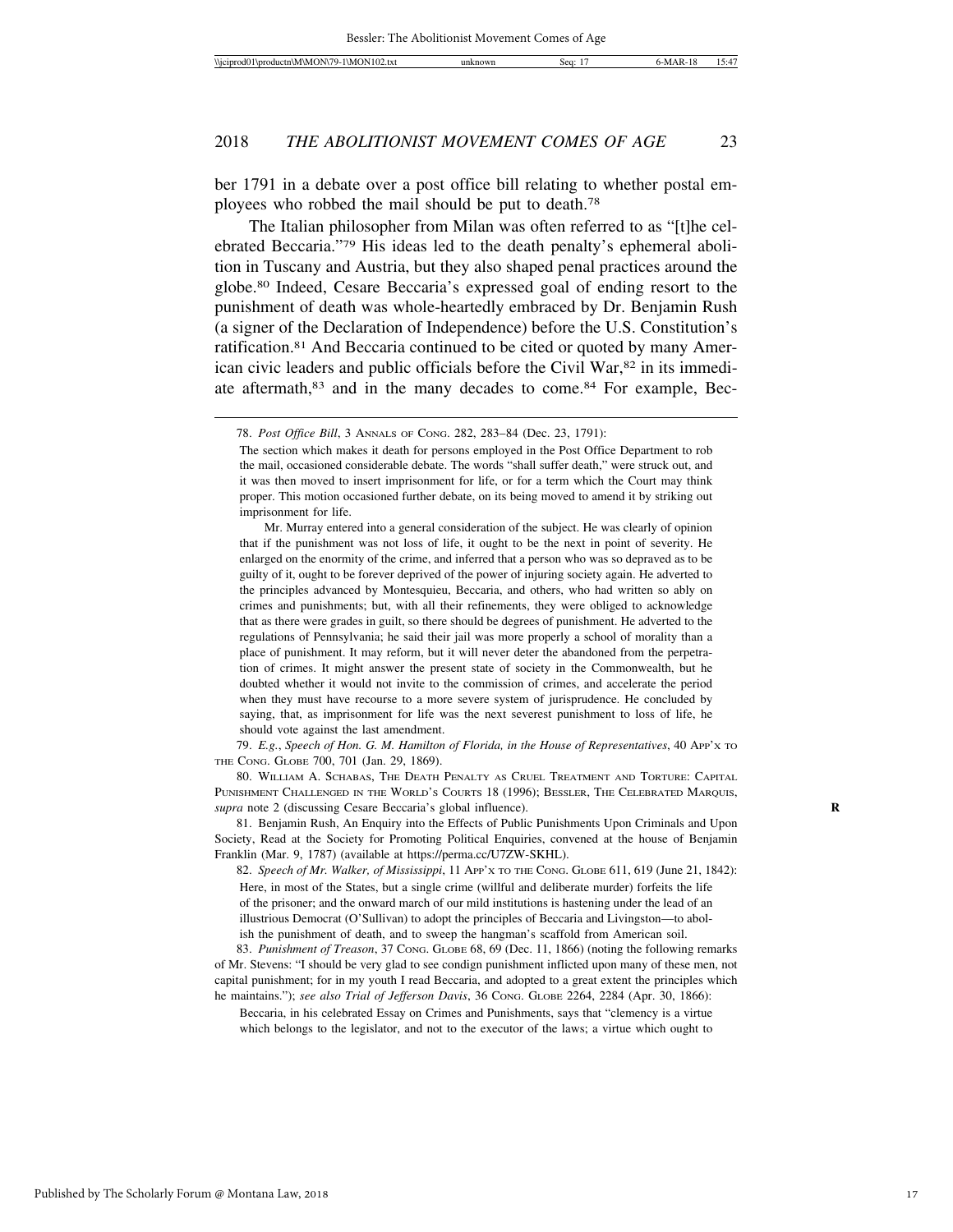ber 1791 in a debate over a post office bill relating to whether postal employees who robbed the mail should be put to death.[78]

The Italian philosopher from Milan was often referred to as "[t]he celebrated Beccaria."[79] His ideas led to the death penalty's ephemeral abolition in Tuscany and Austria, but they also shaped penal practices around the globe.[80] Indeed, Cesare Beccaria's expressed goal of ending resort to the punishment of death was whole-heartedly embraced by Dr. Benjamin Rush (a signer of the Declaration of Independence) before the U.S. Constitution's ratification.[81] And Beccaria continued to be cited or quoted by many American civic leaders and public officials before the Civil War,[82] in its immediate aftermath,[83] and in the many decades to come.[84] For example, Bec-

---

78. *Post Office Bill*, 3 ANNALS OF CONG. 282, 283–84 (Dec. 23, 1791):

> The section which makes it death for persons employed in the Post Office Department to rob the mail, occasioned considerable debate. The words "shall suffer death," were struck out, and it was then moved to insert imprisonment for life, or for a term which the Court may think proper. This motion occasioned further debate, on its being moved to amend it by striking out imprisonment for life.
>
> Mr. Murray entered into a general consideration of the subject. He was clearly of opinion that if the punishment was not loss of life, it ought to be the next in point of severity. He enlarged on the enormity of the crime, and inferred that a person who was so depraved as to be guilty of it, ought to be forever deprived of the power of injuring society again. He adverted to the principles advanced by Montesquieu, Beccaria, and others, who had written so ably on crimes and punishments; but, with all their refinements, they were obliged to acknowledge that as there were grades in guilt, so there should be degrees of punishment. He adverted to the regulations of Pennsylvania; he said their jail was more properly a school of morality than a place of punishment. It may reform, but it will never deter the abandoned from the perpetration of crimes. It might answer the present state of society in the Commonwealth, but he doubted whether it would not invite to the commission of crimes, and accelerate the period when they must have recourse to a more severe system of jurisprudence. He concluded by saying, that, as imprisonment for life was the next severest punishment to loss of life, he should vote against the last amendment.

79. *E.g.*, *Speech of Hon. G. M. Hamilton of Florida, in the House of Representatives*, 40 APP'X TO THE CONG. GLOBE 700, 701 (Jan. 29, 1869).

80. WILLIAM A. SCHABAS, THE DEATH PENALTY AS CRUEL TREATMENT AND TORTURE: CAPITAL PUNISHMENT CHALLENGED IN THE WORLD'S COURTS 18 (1996); BESSLER, THE CELEBRATED MARQUIS, *supra* note 2 (discussing Cesare Beccaria's global influence).

81. Benjamin Rush, An Enquiry into the Effects of Public Punishments Upon Criminals and Upon Society, Read at the Society for Promoting Political Enquiries, convened at the house of Benjamin Franklin (Mar. 9, 1787) (available at https://perma.cc/U7ZW-SKHL).

82. *Speech of Mr. Walker, of Mississippi*, 11 APP'X TO THE CONG. GLOBE 611, 619 (June 21, 1842):

> Here, in most of the States, but a single crime (willful and deliberate murder) forfeits the life of the prisoner; and the onward march of our mild institutions is hastening under the lead of an illustrious Democrat (O'Sullivan) to adopt the principles of Beccaria and Livingston—to abolish the punishment of death, and to sweep the hangman's scaffold from American soil.

83. *Punishment of Treason*, 37 CONG. GLOBE 68, 69 (Dec. 11, 1866) (noting the following remarks of Mr. Stevens: "I should be very glad to see condign punishment inflicted upon many of these men, not capital punishment; for in my youth I read Beccaria, and adopted to a great extent the principles which he maintains."); *see also Trial of Jefferson Davis*, 36 CONG. GLOBE 2264, 2284 (Apr. 30, 1866):

> Beccaria, in his celebrated Essay on Crimes and Punishments, says that "clemency is a virtue which belongs to the legislator, and not to the executor of the laws; a virtue which ought to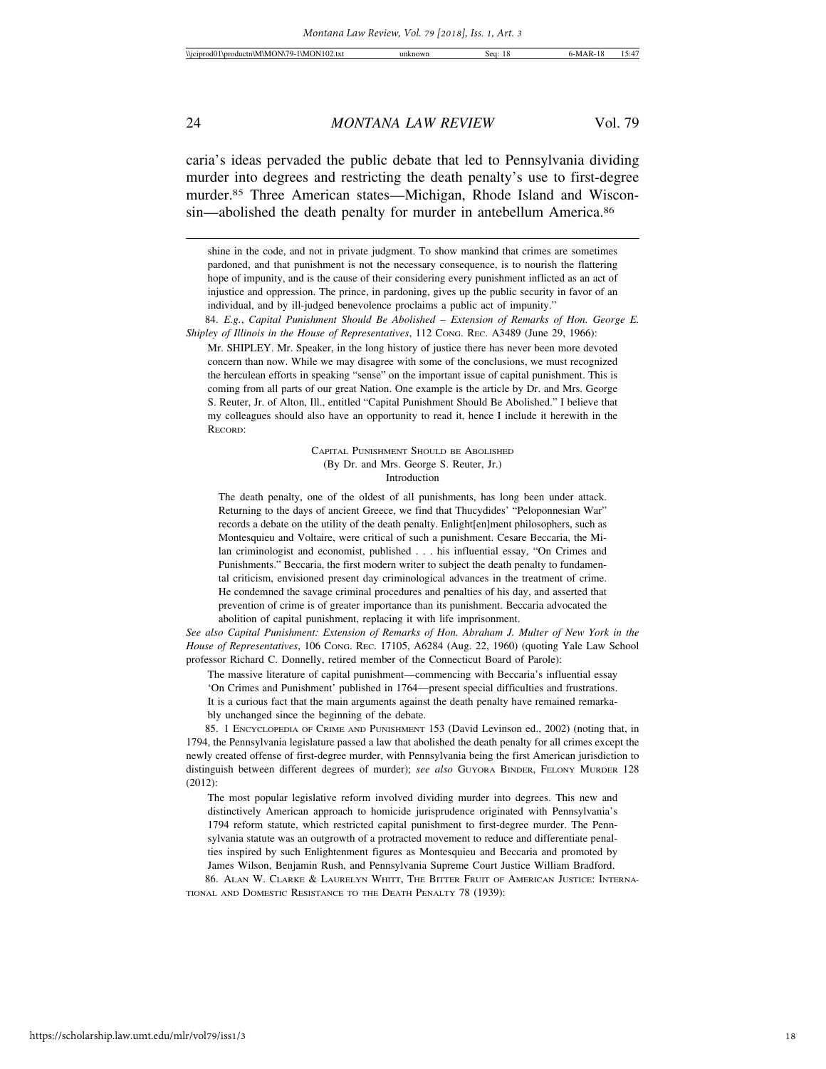caria's ideas pervaded the public debate that led to Pennsylvania dividing murder into degrees and restricting the death penalty's use to first-degree murder.[85] Three American states—Michigan, Rhode Island and Wisconsin—abolished the death penalty for murder in antebellum America.[86]

---

shine in the code, and not in private judgment. To show mankind that crimes are sometimes pardoned, and that punishment is not the necessary consequence, is to nourish the flattering hope of impunity, and is the cause of their considering every punishment inflicted as an act of injustice and oppression. The prince, in pardoning, gives up the public security in favor of an individual, and by ill-judged benevolence proclaims a public act of impunity."

84. *E.g.*, *Capital Punishment Should Be Abolished – Extension of Remarks of Hon. George E. Shipley of Illinois in the House of Representatives*, 112 CONG. REC. A3489 (June 29, 1966):

> Mr. SHIPLEY. Mr. Speaker, in the long history of justice there has never been more devoted concern than now. While we may disagree with some of the conclusions, we must recognized the herculean efforts in speaking "sense" on the important issue of capital punishment. This is coming from all parts of our great Nation. One example is the article by Dr. and Mrs. George S. Reuter, Jr. of Alton, Ill., entitled "Capital Punishment Should Be Abolished." I believe that my colleagues should also have an opportunity to read it, hence I include it herewith in the RECORD:
>
> CAPITAL PUNISHMENT SHOULD BE ABOLISHED
> (By Dr. and Mrs. George S. Reuter, Jr.)
> Introduction
>
> The death penalty, one of the oldest of all punishments, has long been under attack. Returning to the days of ancient Greece, we find that Thucydides' "Peloponnesian War" records a debate on the utility of the death penalty. Enlight[en]ment philosophers, such as Montesquieu and Voltaire, were critical of such a punishment. Cesare Beccaria, the Milan criminologist and economist, published . . . his influential essay, "On Crimes and Punishments." Beccaria, the first modern writer to subject the death penalty to fundamental criticism, envisioned present day criminological advances in the treatment of crime. He condemned the savage criminal procedures and penalties of his day, and asserted that prevention of crime is of greater importance than its punishment. Beccaria advocated the abolition of capital punishment, replacing it with life imprisonment.

*See also Capital Punishment: Extension of Remarks of Hon. Abraham J. Multer of New York in the House of Representatives*, 106 CONG. REC. 17105, A6284 (Aug. 22, 1960) (quoting Yale Law School professor Richard C. Donnelly, retired member of the Connecticut Board of Parole):

> The massive literature of capital punishment—commencing with Beccaria's influential essay 'On Crimes and Punishment' published in 1764—present special difficulties and frustrations. It is a curious fact that the main arguments against the death penalty have remained remarkably unchanged since the beginning of the debate.

85. 1 ENCYCLOPEDIA OF CRIME AND PUNISHMENT 153 (David Levinson ed., 2002) (noting that, in 1794, the Pennsylvania legislature passed a law that abolished the death penalty for all crimes except the newly created offense of first-degree murder, with Pennsylvania being the first American jurisdiction to distinguish between different degrees of murder); *see also* GUYORA BINDER, FELONY MURDER 128 (2012):

> The most popular legislative reform involved dividing murder into degrees. This new and distinctively American approach to homicide jurisprudence originated with Pennsylvania's 1794 reform statute, which restricted capital punishment to first-degree murder. The Pennsylvania statute was an outgrowth of a protracted movement to reduce and differentiate penalties inspired by such Enlightenment figures as Montesquieu and Beccaria and promoted by James Wilson, Benjamin Rush, and Pennsylvania Supreme Court Justice William Bradford.

86. ALAN W. CLARKE & LAURELYN WHITT, THE BITTER FRUIT OF AMERICAN JUSTICE: INTERNATIONAL AND DOMESTIC RESISTANCE TO THE DEATH PENALTY 78 (1939):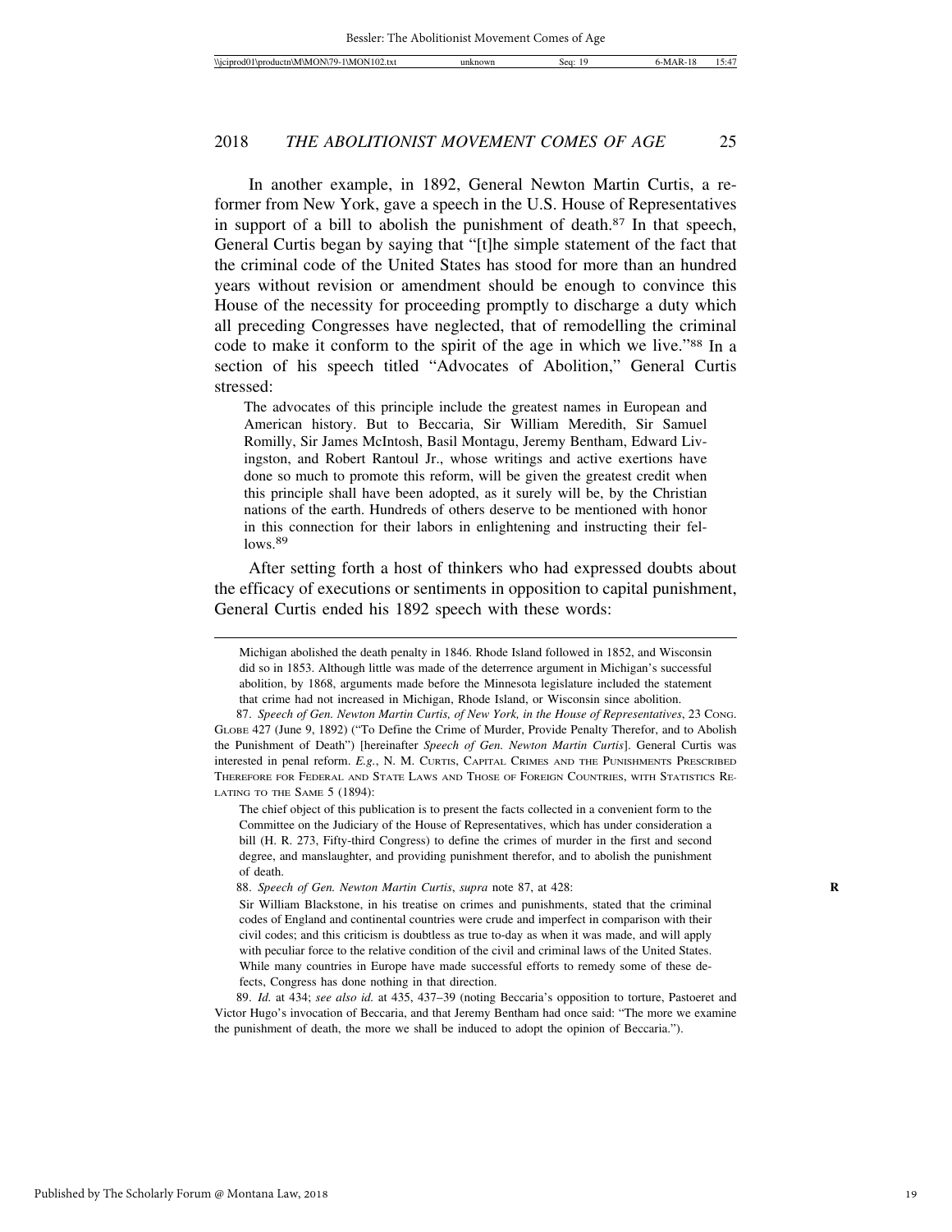In another example, in 1892, General Newton Martin Curtis, a reformer from New York, gave a speech in the U.S. House of Representatives in support of a bill to abolish the punishment of death.[87] In that speech, General Curtis began by saying that "[t]he simple statement of the fact that the criminal code of the United States has stood for more than an hundred years without revision or amendment should be enough to convince this House of the necessity for proceeding promptly to discharge a duty which all preceding Congresses have neglected, that of remodelling the criminal code to make it conform to the spirit of the age in which we live."[88] In a section of his speech titled "Advocates of Abolition," General Curtis stressed:

> The advocates of this principle include the greatest names in European and American history. But to Beccaria, Sir William Meredith, Sir Samuel Romilly, Sir James McIntosh, Basil Montagu, Jeremy Bentham, Edward Livingston, and Robert Rantoul Jr., whose writings and active exertions have done so much to promote this reform, will be given the greatest credit when this principle shall have been adopted, as it surely will be, by the Christian nations of the earth. Hundreds of others deserve to be mentioned with honor in this connection for their labors in enlightening and instructing their fellows.[89]

After setting forth a host of thinkers who had expressed doubts about the efficacy of executions or sentiments in opposition to capital punishment, General Curtis ended his 1892 speech with these words:

---

Michigan abolished the death penalty in 1846. Rhode Island followed in 1852, and Wisconsin did so in 1853. Although little was made of the deterrence argument in Michigan's successful abolition, by 1868, arguments made before the Minnesota legislature included the statement that crime had not increased in Michigan, Rhode Island, or Wisconsin since abolition.

87. *Speech of Gen. Newton Martin Curtis, of New York, in the House of Representatives*, 23 CONG. GLOBE 427 (June 9, 1892) ("To Define the Crime of Murder, Provide Penalty Therefor, and to Abolish the Punishment of Death") [hereinafter *Speech of Gen. Newton Martin Curtis*]. General Curtis was interested in penal reform. *E.g.*, N. M. CURTIS, CAPITAL CRIMES AND THE PUNISHMENTS PRESCRIBED THEREFORE FOR FEDERAL AND STATE LAWS AND THOSE OF FOREIGN COUNTRIES, WITH STATISTICS RELATING TO THE SAME 5 (1894):

> The chief object of this publication is to present the facts collected in a convenient form to the Committee on the Judiciary of the House of Representatives, which has under consideration a bill (H. R. 273, Fifty-third Congress) to define the crimes of murder in the first and second degree, and manslaughter, and providing punishment therefor, and to abolish the punishment of death.

88. *Speech of Gen. Newton Martin Curtis*, *supra* note 87, at 428:

> Sir William Blackstone, in his treatise on crimes and punishments, stated that the criminal codes of England and continental countries were crude and imperfect in comparison with their civil codes; and this criticism is doubtless as true to-day as when it was made, and will apply with peculiar force to the relative condition of the civil and criminal laws of the United States. While many countries in Europe have made successful efforts to remedy some of these defects, Congress has done nothing in that direction.

89. *Id.* at 434; *see also id.* at 435, 437–39 (noting Beccaria's opposition to torture, Pastoeret and Victor Hugo's invocation of Beccaria, and that Jeremy Bentham had once said: "The more we examine the punishment of death, the more we shall be induced to adopt the opinion of Beccaria.").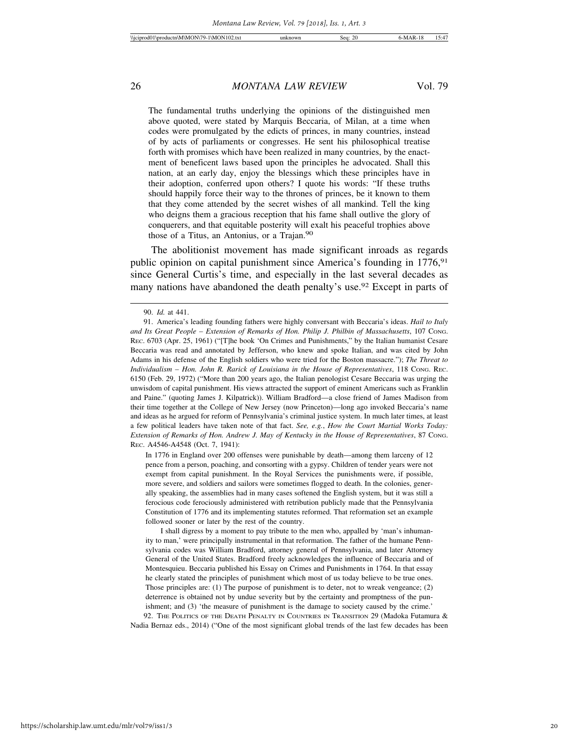> The fundamental truths underlying the opinions of the distinguished men above quoted, were stated by Marquis Beccaria, of Milan, at a time when codes were promulgated by the edicts of princes, in many countries, instead of by acts of parliaments or congresses. He sent his philosophical treatise forth with promises which have been realized in many countries, by the enactment of beneficent laws based upon the principles he advocated. Shall this nation, at an early day, enjoy the blessings which these principles have in their adoption, conferred upon others? I quote his words: "If these truths should happily force their way to the thrones of princes, be it known to them that they come attended by the secret wishes of all mankind. Tell the king who deigns them a gracious reception that his fame shall outlive the glory of conquerers, and that equitable posterity will exalt his peaceful trophies above those of a Titus, an Antonius, or a Trajan.[90]

The abolitionist movement has made significant inroads as regards public opinion on capital punishment since America's founding in 1776,[91] since General Curtis's time, and especially in the last several decades as many nations have abandoned the death penalty's use.[92] Except in parts of

---

90. *Id.* at 441.

91. America's leading founding fathers were highly conversant with Beccaria's ideas. *Hail to Italy and Its Great People – Extension of Remarks of Hon. Philip J. Philbin of Massachusetts*, 107 CONG. REC. 6703 (Apr. 25, 1961) ("[T]he book 'On Crimes and Punishments," by the Italian humanist Cesare Beccaria was read and annotated by Jefferson, who knew and spoke Italian, and was cited by John Adams in his defense of the English soldiers who were tried for the Boston massacre."); *The Threat to Individualism – Hon. John R. Rarick of Louisiana in the House of Representatives*, 118 CONG. REC. 6150 (Feb. 29, 1972) ("More than 200 years ago, the Italian penologist Cesare Beccaria was urging the unwisdom of capital punishment. His views attracted the support of eminent Americans such as Franklin and Paine." (quoting James J. Kilpatrick)). William Bradford—a close friend of James Madison from their time together at the College of New Jersey (now Princeton)—long ago invoked Beccaria's name and ideas as he argued for reform of Pennsylvania's criminal justice system. In much later times, at least a few political leaders have taken note of that fact. *See, e.g.*, *How the Court Martial Works Today: Extension of Remarks of Hon. Andrew J. May of Kentucky in the House of Representatives*, 87 CONG. REC. A4546-A4548 (Oct. 7, 1941):

> In 1776 in England over 200 offenses were punishable by death—among them larceny of 12 pence from a person, poaching, and consorting with a gypsy. Children of tender years were not exempt from capital punishment. In the Royal Services the punishments were, if possible, more severe, and soldiers and sailors were sometimes flogged to death. In the colonies, generally speaking, the assemblies had in many cases softened the English system, but it was still a ferocious code ferociously administered with retribution publicly made that the Pennsylvania Constitution of 1776 and its implementing statutes reformed. That reformation set an example followed sooner or later by the rest of the country.
>
> I shall digress by a moment to pay tribute to the men who, appalled by 'man's inhumanity to man,' were principally instrumental in that reformation. The father of the humane Pennsylvania codes was William Bradford, attorney general of Pennsylvania, and later Attorney General of the United States. Bradford freely acknowledges the influence of Beccaria and of Montesquieu. Beccaria published his Essay on Crimes and Punishments in 1764. In that essay he clearly stated the principles of punishment which most of us today believe to be true ones. Those principles are: (1) The purpose of punishment is to deter, not to wreak vengeance; (2) deterrence is obtained not by undue severity but by the certainty and promptness of the punishment; and (3) 'the measure of punishment is the damage to society caused by the crime.'

92. THE POLITICS OF THE DEATH PENALTY IN COUNTRIES IN TRANSITION 29 (Madoka Futamura & Nadia Bernaz eds., 2014) ("One of the most significant global trends of the last few decades has been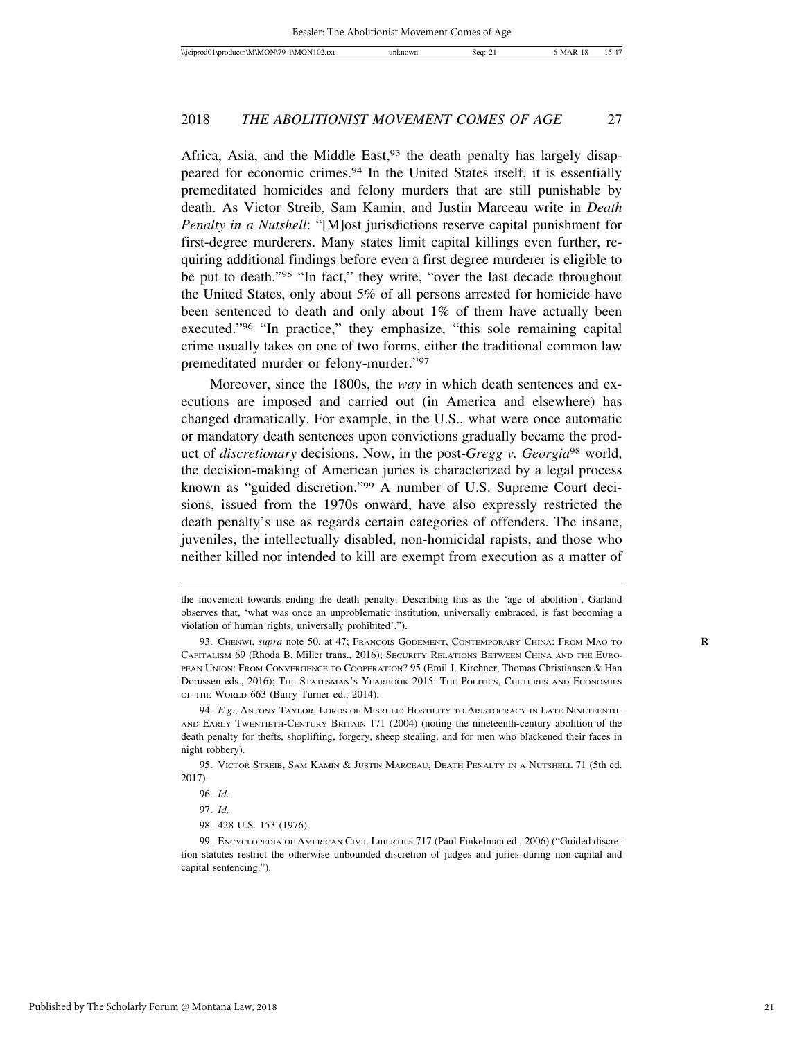Africa, Asia, and the Middle East,[93] the death penalty has largely disappeared for economic crimes.[94] In the United States itself, it is essentially premeditated homicides and felony murders that are still punishable by death. As Victor Streib, Sam Kamin, and Justin Marceau write in *Death Penalty in a Nutshell*: "[M]ost jurisdictions reserve capital punishment for first-degree murderers. Many states limit capital killings even further, requiring additional findings before even a first degree murderer is eligible to be put to death."[95] "In fact," they write, "over the last decade throughout the United States, only about 5% of all persons arrested for homicide have been sentenced to death and only about 1% of them have actually been executed."[96] "In practice," they emphasize, "this sole remaining capital crime usually takes on one of two forms, either the traditional common law premeditated murder or felony-murder."[97]

Moreover, since the 1800s, the *way* in which death sentences and executions are imposed and carried out (in America and elsewhere) has changed dramatically. For example, in the U.S., what were once automatic or mandatory death sentences upon convictions gradually became the product of *discretionary* decisions. Now, in the post-*Gregg v. Georgia*[98] world, the decision-making of American juries is characterized by a legal process known as "guided discretion."[99] A number of U.S. Supreme Court decisions, issued from the 1970s onward, have also expressly restricted the death penalty's use as regards certain categories of offenders. The insane, juveniles, the intellectually disabled, non-homicidal rapists, and those who neither killed nor intended to kill are exempt from execution as a matter of

---

the movement towards ending the death penalty. Describing this as the 'age of abolition', Garland observes that, 'what was once an unproblematic institution, universally embraced, is fast becoming a violation of human rights, universally prohibited'.").

93. Chenwi, *supra* note 50, at 47; François Godement, Contemporary China: From Mao to Capitalism 69 (Rhoda B. Miller trans., 2016); Security Relations Between China and the European Union: From Convergence to Cooperation? 95 (Emil J. Kirchner, Thomas Christiansen & Han Dorussen eds., 2016); The Statesman's Yearbook 2015: The Politics, Cultures and Economies of the World 663 (Barry Turner ed., 2014).

94. *E.g.*, Antony Taylor, Lords of Misrule: Hostility to Aristocracy in Late Nineteenth- and Early Twentieth-Century Britain 171 (2004) (noting the nineteenth-century abolition of the death penalty for thefts, shoplifting, forgery, sheep stealing, and for men who blackened their faces in night robbery).

95. Victor Streib, Sam Kamin & Justin Marceau, Death Penalty in a Nutshell 71 (5th ed. 2017).

96. *Id.*

97. *Id.*

98. 428 U.S. 153 (1976).

99. Encyclopedia of American Civil Liberties 717 (Paul Finkelman ed., 2006) ("Guided discretion statutes restrict the otherwise unbounded discretion of judges and juries during non-capital and capital sentencing.").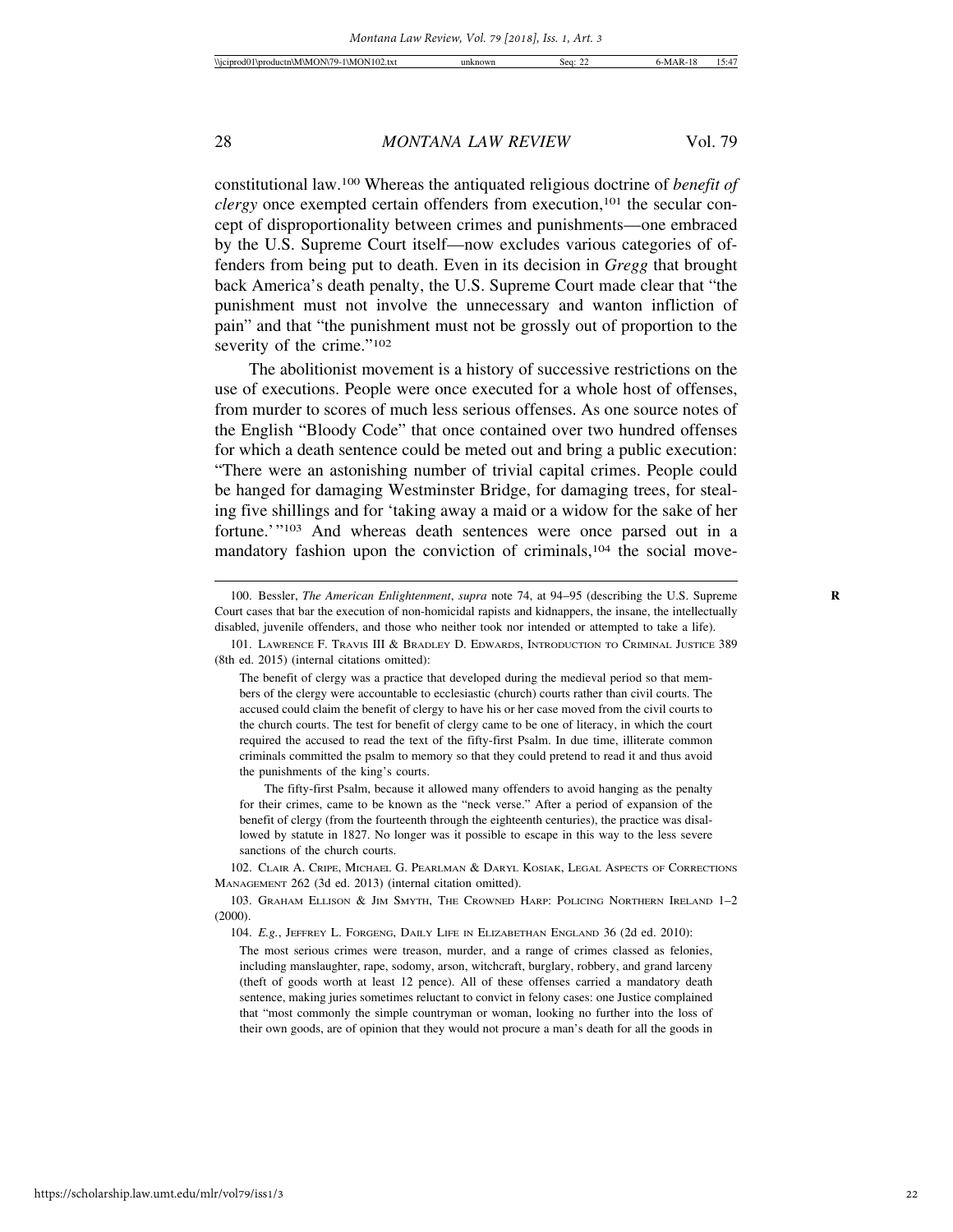constitutional law.[100] Whereas the antiquated religious doctrine of *benefit of clergy* once exempted certain offenders from execution,[101] the secular concept of disproportionality between crimes and punishments—one embraced by the U.S. Supreme Court itself—now excludes various categories of offenders from being put to death. Even in its decision in *Gregg* that brought back America's death penalty, the U.S. Supreme Court made clear that "the punishment must not involve the unnecessary and wanton infliction of pain" and that "the punishment must not be grossly out of proportion to the severity of the crime."[102]

The abolitionist movement is a history of successive restrictions on the use of executions. People were once executed for a whole host of offenses, from murder to scores of much less serious offenses. As one source notes of the English "Bloody Code" that once contained over two hundred offenses for which a death sentence could be meted out and bring a public execution: "There were an astonishing number of trivial capital crimes. People could be hanged for damaging Westminster Bridge, for damaging trees, for stealing five shillings and for 'taking away a maid or a widow for the sake of her fortune.'"[103] And whereas death sentences were once parsed out in a mandatory fashion upon the conviction of criminals,[104] the social move-

---

100. Bessler, *The American Enlightenment*, *supra* note 74, at 94–95 (describing the U.S. Supreme Court cases that bar the execution of non-homicidal rapists and kidnappers, the insane, the intellectually disabled, juvenile offenders, and those who neither took nor intended or attempted to take a life).

101. LAWRENCE F. TRAVIS III & BRADLEY D. EDWARDS, INTRODUCTION TO CRIMINAL JUSTICE 389 (8th ed. 2015) (internal citations omitted):

> The benefit of clergy was a practice that developed during the medieval period so that members of the clergy were accountable to ecclesiastic (church) courts rather than civil courts. The accused could claim the benefit of clergy to have his or her case moved from the civil courts to the church courts. The test for benefit of clergy came to be one of literacy, in which the court required the accused to read the text of the fifty-first Psalm. In due time, illiterate common criminals committed the psalm to memory so that they could pretend to read it and thus avoid the punishments of the king's courts.
>
> The fifty-first Psalm, because it allowed many offenders to avoid hanging as the penalty for their crimes, came to be known as the "neck verse." After a period of expansion of the benefit of clergy (from the fourteenth through the eighteenth centuries), the practice was disallowed by statute in 1827. No longer was it possible to escape in this way to the less severe sanctions of the church courts.

102. CLAIR A. CRIPE, MICHAEL G. PEARLMAN & DARYL KOSIAK, LEGAL ASPECTS OF CORRECTIONS MANAGEMENT 262 (3d ed. 2013) (internal citation omitted).

103. GRAHAM ELLISON & JIM SMYTH, THE CROWNED HARP: POLICING NORTHERN IRELAND 1–2 (2000).

104. *E.g.*, JEFFREY L. FORGENG, DAILY LIFE IN ELIZABETHAN ENGLAND 36 (2d ed. 2010):

> The most serious crimes were treason, murder, and a range of crimes classed as felonies, including manslaughter, rape, sodomy, arson, witchcraft, burglary, robbery, and grand larceny (theft of goods worth at least 12 pence). All of these offenses carried a mandatory death sentence, making juries sometimes reluctant to convict in felony cases: one Justice complained that "most commonly the simple countryman or woman, looking no further into the loss of their own goods, are of opinion that they would not procure a man's death for all the goods in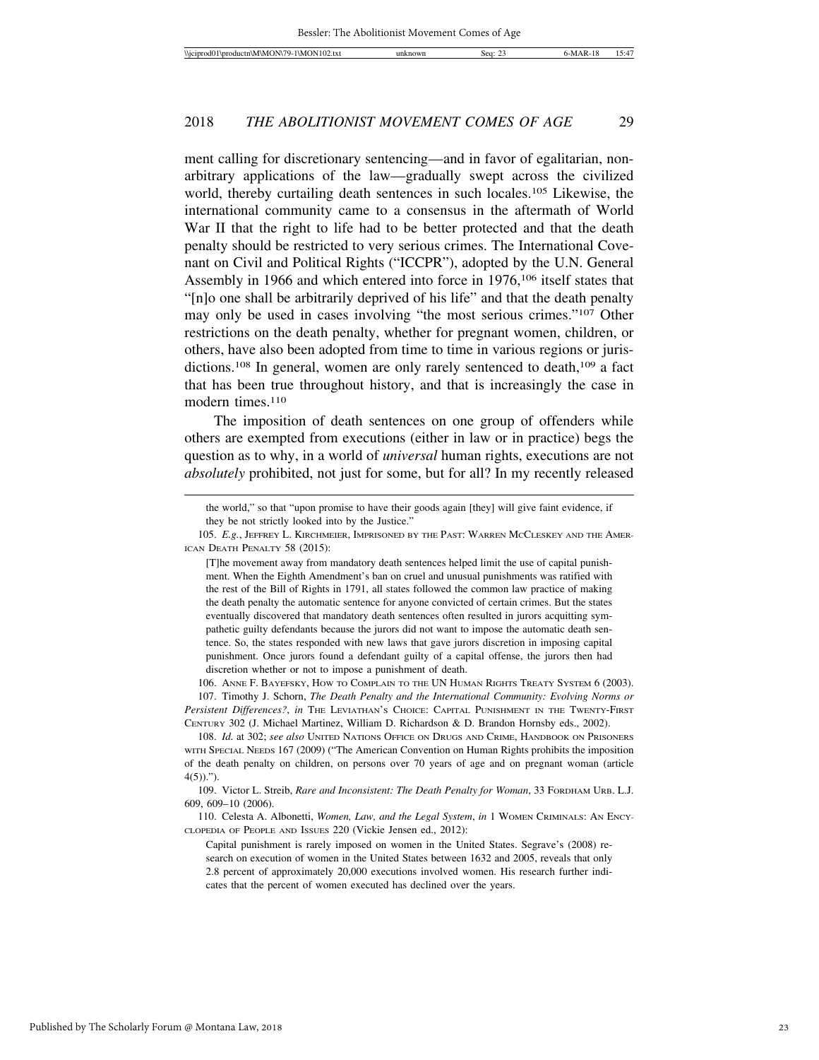ment calling for discretionary sentencing—and in favor of egalitarian, non-arbitrary applications of the law—gradually swept across the civilized world, thereby curtailing death sentences in such locales.[105] Likewise, the international community came to a consensus in the aftermath of World War II that the right to life had to be better protected and that the death penalty should be restricted to very serious crimes. The International Covenant on Civil and Political Rights ("ICCPR"), adopted by the U.N. General Assembly in 1966 and which entered into force in 1976,[106] itself states that "[n]o one shall be arbitrarily deprived of his life" and that the death penalty may only be used in cases involving "the most serious crimes."[107] Other restrictions on the death penalty, whether for pregnant women, children, or others, have also been adopted from time to time in various regions or jurisdictions.[108] In general, women are only rarely sentenced to death,[109] a fact that has been true throughout history, and that is increasingly the case in modern times.[110]

The imposition of death sentences on one group of offenders while others are exempted from executions (either in law or in practice) begs the question as to why, in a world of *universal* human rights, executions are not *absolutely* prohibited, not just for some, but for all? In my recently released

---

the world," so that "upon promise to have their goods again [they] will give faint evidence, if they be not strictly looked into by the Justice."

105. *E.g.*, Jeffrey L. Kirchmeier, Imprisoned by the Past: Warren McCleskey and the American Death Penalty 58 (2015):

> [T]he movement away from mandatory death sentences helped limit the use of capital punishment. When the Eighth Amendment's ban on cruel and unusual punishments was ratified with the rest of the Bill of Rights in 1791, all states followed the common law practice of making the death penalty the automatic sentence for anyone convicted of certain crimes. But the states eventually discovered that mandatory death sentences often resulted in jurors acquitting sympathetic guilty defendants because the jurors did not want to impose the automatic death sentence. So, the states responded with new laws that gave jurors discretion in imposing capital punishment. Once jurors found a defendant guilty of a capital offense, the jurors then had discretion whether or not to impose a punishment of death.

106. Anne F. Bayefsky, How to Complain to the UN Human Rights Treaty System 6 (2003).

107. Timothy J. Schorn, *The Death Penalty and the International Community: Evolving Norms or Persistent Differences?*, *in* The Leviathan's Choice: Capital Punishment in the Twenty-First Century 302 (J. Michael Martinez, William D. Richardson & D. Brandon Hornsby eds., 2002).

108. *Id.* at 302; *see also* United Nations Office on Drugs and Crime, Handbook on Prisoners with Special Needs 167 (2009) ("The American Convention on Human Rights prohibits the imposition of the death penalty on children, on persons over 70 years of age and on pregnant woman (article 4(5)).").

109. Victor L. Streib, *Rare and Inconsistent: The Death Penalty for Woman*, 33 Fordham Urb. L.J. 609, 609–10 (2006).

110. Celesta A. Albonetti, *Women, Law, and the Legal System*, *in* 1 Women Criminals: An Encyclopedia of People and Issues 220 (Vickie Jensen ed., 2012):

> Capital punishment is rarely imposed on women in the United States. Segrave's (2008) research on execution of women in the United States between 1632 and 2005, reveals that only 2.8 percent of approximately 20,000 executions involved women. His research further indicates that the percent of women executed has declined over the years.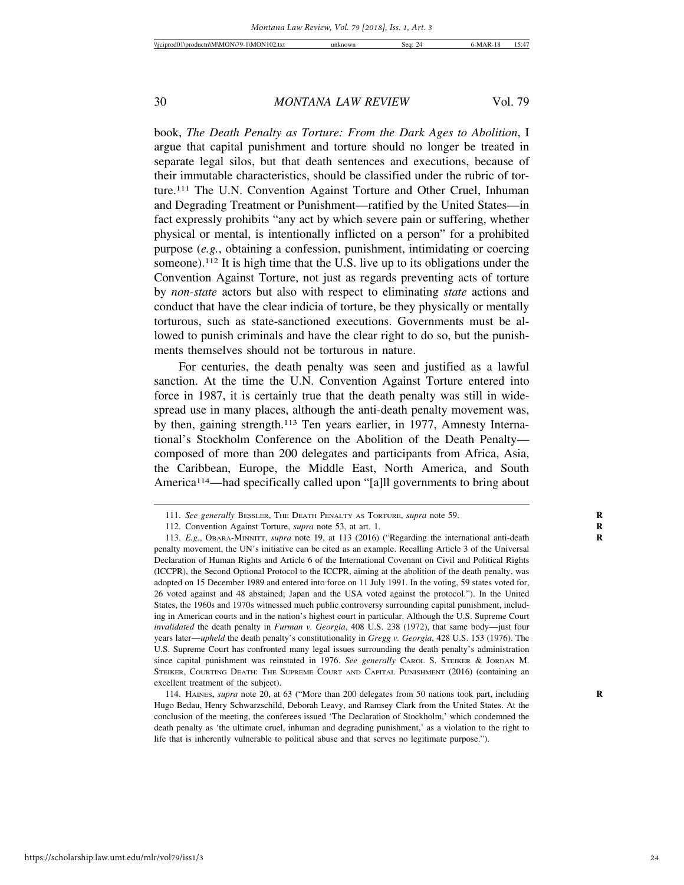book, *The Death Penalty as Torture: From the Dark Ages to Abolition*, I argue that capital punishment and torture should no longer be treated in separate legal silos, but that death sentences and executions, because of their immutable characteristics, should be classified under the rubric of torture.[111] The U.N. Convention Against Torture and Other Cruel, Inhuman and Degrading Treatment or Punishment—ratified by the United States—in fact expressly prohibits "any act by which severe pain or suffering, whether physical or mental, is intentionally inflicted on a person" for a prohibited purpose (*e.g.*, obtaining a confession, punishment, intimidating or coercing someone).[112] It is high time that the U.S. live up to its obligations under the Convention Against Torture, not just as regards preventing acts of torture by *non-state* actors but also with respect to eliminating *state* actions and conduct that have the clear indicia of torture, be they physically or mentally torturous, such as state-sanctioned executions. Governments must be allowed to punish criminals and have the clear right to do so, but the punishments themselves should not be torturous in nature.

For centuries, the death penalty was seen and justified as a lawful sanction. At the time the U.N. Convention Against Torture entered into force in 1987, it is certainly true that the death penalty was still in widespread use in many places, although the anti-death penalty movement was, by then, gaining strength.[113] Ten years earlier, in 1977, Amnesty International's Stockholm Conference on the Abolition of the Death Penalty—composed of more than 200 delegates and participants from Africa, Asia, the Caribbean, Europe, the Middle East, North America, and South America[114]—had specifically called upon "[a]ll governments to bring about

---

111. *See generally* BESSLER, THE DEATH PENALTY AS TORTURE, *supra* note 59.

112. Convention Against Torture, *supra* note 53, at art. 1.

113. *E.g.*, OBARA-MINNITT, *supra* note 19, at 113 (2016) ("Regarding the international anti-death penalty movement, the UN's initiative can be cited as an example. Recalling Article 3 of the Universal Declaration of Human Rights and Article 6 of the International Covenant on Civil and Political Rights (ICCPR), the Second Optional Protocol to the ICCPR, aiming at the abolition of the death penalty, was adopted on 15 December 1989 and entered into force on 11 July 1991. In the voting, 59 states voted for, 26 voted against and 48 abstained; Japan and the USA voted against the protocol."). In the United States, the 1960s and 1970s witnessed much public controversy surrounding capital punishment, including in American courts and in the nation's highest court in particular. Although the U.S. Supreme Court *invalidated* the death penalty in *Furman v. Georgia*, 408 U.S. 238 (1972), that same body—just four years later—*upheld* the death penalty's constitutionality in *Gregg v. Georgia*, 428 U.S. 153 (1976). The U.S. Supreme Court has confronted many legal issues surrounding the death penalty's administration since capital punishment was reinstated in 1976. *See generally* CAROL S. STEIKER & JORDAN M. STEIKER, COURTING DEATH: THE SUPREME COURT AND CAPITAL PUNISHMENT (2016) (containing an excellent treatment of the subject).

114. HAINES, *supra* note 20, at 63 ("More than 200 delegates from 50 nations took part, including Hugo Bedau, Henry Schwarzschild, Deborah Leavy, and Ramsey Clark from the United States. At the conclusion of the meeting, the conferees issued 'The Declaration of Stockholm,' which condemned the death penalty as 'the ultimate cruel, inhuman and degrading punishment,' as a violation to the right to life that is inherently vulnerable to political abuse and that serves no legitimate purpose.").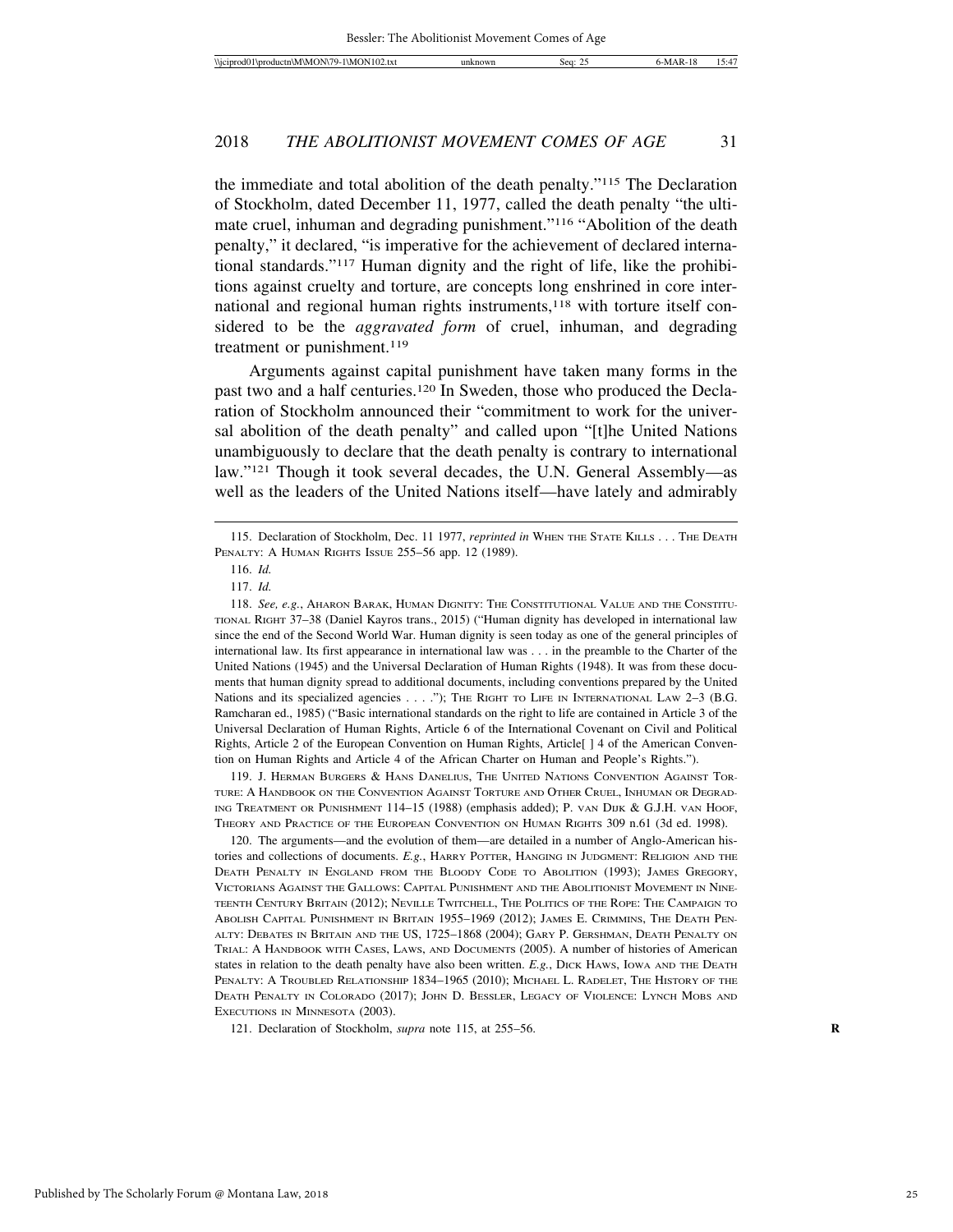the immediate and total abolition of the death penalty."[115] The Declaration of Stockholm, dated December 11, 1977, called the death penalty "the ultimate cruel, inhuman and degrading punishment."[116] "Abolition of the death penalty," it declared, "is imperative for the achievement of declared international standards."[117] Human dignity and the right of life, like the prohibitions against cruelty and torture, are concepts long enshrined in core international and regional human rights instruments,[118] with torture itself considered to be the *aggravated form* of cruel, inhuman, and degrading treatment or punishment.[119]

Arguments against capital punishment have taken many forms in the past two and a half centuries.[120] In Sweden, those who produced the Declaration of Stockholm announced their "commitment to work for the universal abolition of the death penalty" and called upon "[t]he United Nations unambiguously to declare that the death penalty is contrary to international law."[121] Though it took several decades, the U.N. General Assembly—as well as the leaders of the United Nations itself—have lately and admirably

---

115. Declaration of Stockholm, Dec. 11 1977, *reprinted in* WHEN THE STATE KILLS . . . THE DEATH PENALTY: A HUMAN RIGHTS ISSUE 255–56 app. 12 (1989).

116. *Id.*

117. *Id.*

118. *See, e.g.*, AHARON BARAK, HUMAN DIGNITY: THE CONSTITUTIONAL VALUE AND THE CONSTITUTIONAL RIGHT 37–38 (Daniel Kayros trans., 2015) ("Human dignity has developed in international law since the end of the Second World War. Human dignity is seen today as one of the general principles of international law. Its first appearance in international law was . . . in the preamble to the Charter of the United Nations (1945) and the Universal Declaration of Human Rights (1948). It was from these documents that human dignity spread to additional documents, including conventions prepared by the United Nations and its specialized agencies . . . ."); THE RIGHT TO LIFE IN INTERNATIONAL LAW 2–3 (B.G. Ramcharan ed., 1985) ("Basic international standards on the right to life are contained in Article 3 of the Universal Declaration of Human Rights, Article 6 of the International Covenant on Civil and Political Rights, Article 2 of the European Convention on Human Rights, Article[ ] 4 of the American Convention on Human Rights and Article 4 of the African Charter on Human and People's Rights.").

119. J. HERMAN BURGERS & HANS DANELIUS, THE UNITED NATIONS CONVENTION AGAINST TORTURE: A HANDBOOK ON THE CONVENTION AGAINST TORTURE AND OTHER CRUEL, INHUMAN OR DEGRADING TREATMENT OR PUNISHMENT 114–15 (1988) (emphasis added); P. VAN DIJK & G.J.H. VAN HOOF, THEORY AND PRACTICE OF THE EUROPEAN CONVENTION ON HUMAN RIGHTS 309 n.61 (3d ed. 1998).

120. The arguments—and the evolution of them—are detailed in a number of Anglo-American histories and collections of documents. *E.g.*, HARRY POTTER, HANGING IN JUDGMENT: RELIGION AND THE DEATH PENALTY IN ENGLAND FROM THE BLOODY CODE TO ABOLITION (1993); JAMES GREGORY, VICTORIANS AGAINST THE GALLOWS: CAPITAL PUNISHMENT AND THE ABOLITIONIST MOVEMENT IN NINETEENTH CENTURY BRITAIN (2012); NEVILLE TWITCHELL, THE POLITICS OF THE ROPE: THE CAMPAIGN TO ABOLISH CAPITAL PUNISHMENT IN BRITAIN 1955–1969 (2012); JAMES E. CRIMMINS, THE DEATH PENALTY: DEBATES IN BRITAIN AND THE US, 1725–1868 (2004); GARY P. GERSHMAN, DEATH PENALTY ON TRIAL: A HANDBOOK WITH CASES, LAWS, AND DOCUMENTS (2005). A number of histories of American states in relation to the death penalty have also been written. *E.g.*, DICK HAWS, IOWA AND THE DEATH PENALTY: A TROUBLED RELATIONSHIP 1834–1965 (2010); MICHAEL L. RADELET, THE HISTORY OF THE DEATH PENALTY IN COLORADO (2017); JOHN D. BESSLER, LEGACY OF VIOLENCE: LYNCH MOBS AND EXECUTIONS IN MINNESOTA (2003).

121. Declaration of Stockholm, *supra* note 115, at 255–56.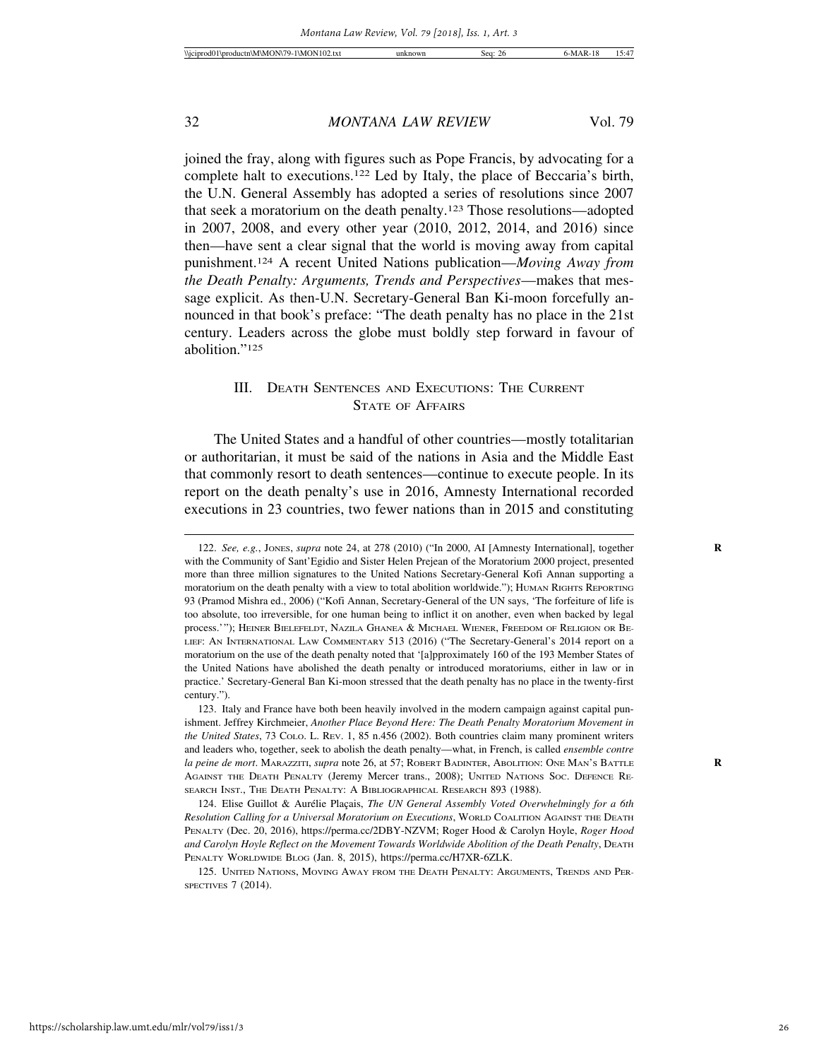joined the fray, along with figures such as Pope Francis, by advocating for a complete halt to executions.[122] Led by Italy, the place of Beccaria's birth, the U.N. General Assembly has adopted a series of resolutions since 2007 that seek a moratorium on the death penalty.[123] Those resolutions—adopted in 2007, 2008, and every other year (2010, 2012, 2014, and 2016) since then—have sent a clear signal that the world is moving away from capital punishment.[124] A recent United Nations publication—*Moving Away from the Death Penalty: Arguments, Trends and Perspectives*—makes that message explicit. As then-U.N. Secretary-General Ban Ki-moon forcefully announced in that book's preface: "The death penalty has no place in the 21st century. Leaders across the globe must boldly step forward in favour of abolition."[125]

## III. Death Sentences and Executions: The Current State of Affairs

The United States and a handful of other countries—mostly totalitarian or authoritarian, it must be said of the nations in Asia and the Middle East that commonly resort to death sentences—continue to execute people. In its report on the death penalty's use in 2016, Amnesty International recorded executions in 23 countries, two fewer nations than in 2015 and constituting

---

122. *See, e.g.*, Jones, *supra* note 24, at 278 (2010) ("In 2000, AI [Amnesty International], together with the Community of Sant'Egidio and Sister Helen Prejean of the Moratorium 2000 project, presented more than three million signatures to the United Nations Secretary-General Kofi Annan supporting a moratorium on the death penalty with a view to total abolition worldwide."); Human Rights Reporting 93 (Pramod Mishra ed., 2006) ("Kofi Annan, Secretary-General of the UN says, 'The forfeiture of life is too absolute, too irreversible, for one human being to inflict it on another, even when backed by legal process.'"); Heiner Bielefeldt, Nazila Ghanea & Michael Wiener, Freedom of Religion or Belief: An International Law Commentary 513 (2016) ("The Secretary-General's 2014 report on a moratorium on the use of the death penalty noted that '[a]pproximately 160 of the 193 Member States of the United Nations have abolished the death penalty or introduced moratoriums, either in law or in practice.' Secretary-General Ban Ki-moon stressed that the death penalty has no place in the twenty-first century.").

123. Italy and France have both been heavily involved in the modern campaign against capital punishment. Jeffrey Kirchmeier, *Another Place Beyond Here: The Death Penalty Moratorium Movement in the United States*, 73 Colo. L. Rev. 1, 85 n.456 (2002). Both countries claim many prominent writers and leaders who, together, seek to abolish the death penalty—what, in French, is called *ensemble contre la peine de mort*. Marazziti, *supra* note 26, at 57; Robert Badinter, Abolition: One Man's Battle Against the Death Penalty (Jeremy Mercer trans., 2008); United Nations Soc. Defence Research Inst., The Death Penalty: A Bibliographical Research 893 (1988).

124. Elise Guillot & Aurélie Plaçais, *The UN General Assembly Voted Overwhelmingly for a 6th Resolution Calling for a Universal Moratorium on Executions*, World Coalition Against the Death Penalty (Dec. 20, 2016), https://perma.cc/2DBY-NZVM; Roger Hood & Carolyn Hoyle, *Roger Hood and Carolyn Hoyle Reflect on the Movement Towards Worldwide Abolition of the Death Penalty*, Death Penalty Worldwide Blog (Jan. 8, 2015), https://perma.cc/H7XR-6ZLK.

125. United Nations, Moving Away from the Death Penalty: Arguments, Trends and Perspectives 7 (2014).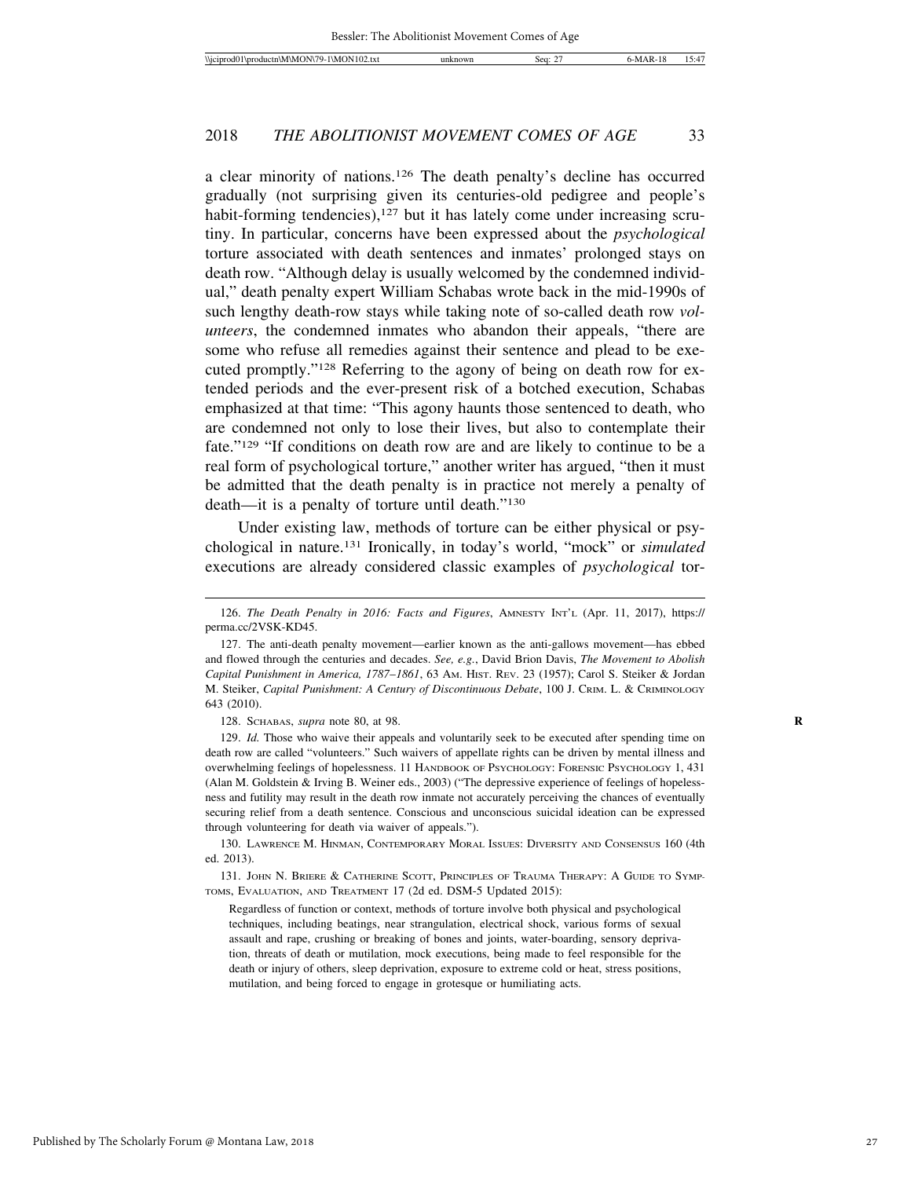a clear minority of nations.[126] The death penalty's decline has occurred gradually (not surprising given its centuries-old pedigree and people's habit-forming tendencies),[127] but it has lately come under increasing scrutiny. In particular, concerns have been expressed about the *psychological* torture associated with death sentences and inmates' prolonged stays on death row. "Although delay is usually welcomed by the condemned individual," death penalty expert William Schabas wrote back in the mid-1990s of such lengthy death-row stays while taking note of so-called death row *volunteers*, the condemned inmates who abandon their appeals, "there are some who refuse all remedies against their sentence and plead to be executed promptly."[128] Referring to the agony of being on death row for extended periods and the ever-present risk of a botched execution, Schabas emphasized at that time: "This agony haunts those sentenced to death, who are condemned not only to lose their lives, but also to contemplate their fate."[129] "If conditions on death row are and are likely to continue to be a real form of psychological torture," another writer has argued, "then it must be admitted that the death penalty is in practice not merely a penalty of death—it is a penalty of torture until death."[130]

Under existing law, methods of torture can be either physical or psychological in nature.[131] Ironically, in today's world, "mock" or *simulated* executions are already considered classic examples of *psychological* tor-

---

126. *The Death Penalty in 2016: Facts and Figures*, AMNESTY INT'L (Apr. 11, 2017), https://perma.cc/2VSK-KD45.

127. The anti-death penalty movement—earlier known as the anti-gallows movement—has ebbed and flowed through the centuries and decades. *See, e.g.*, David Brion Davis, *The Movement to Abolish Capital Punishment in America, 1787–1861*, 63 AM. HIST. REV. 23 (1957); Carol S. Steiker & Jordan M. Steiker, *Capital Punishment: A Century of Discontinuous Debate*, 100 J. CRIM. L. & CRIMINOLOGY 643 (2010).

128. SCHABAS, *supra* note 80, at 98.

129. *Id.* Those who waive their appeals and voluntarily seek to be executed after spending time on death row are called "volunteers." Such waivers of appellate rights can be driven by mental illness and overwhelming feelings of hopelessness. 11 HANDBOOK OF PSYCHOLOGY: FORENSIC PSYCHOLOGY 1, 431 (Alan M. Goldstein & Irving B. Weiner eds., 2003) ("The depressive experience of feelings of hopelessness and futility may result in the death row inmate not accurately perceiving the chances of eventually securing relief from a death sentence. Conscious and unconscious suicidal ideation can be expressed through volunteering for death via waiver of appeals.").

130. LAWRENCE M. HINMAN, CONTEMPORARY MORAL ISSUES: DIVERSITY AND CONSENSUS 160 (4th ed. 2013).

131. JOHN N. BRIERE & CATHERINE SCOTT, PRINCIPLES OF TRAUMA THERAPY: A GUIDE TO SYMPTOMS, EVALUATION, AND TREATMENT 17 (2d ed. DSM-5 Updated 2015):

> Regardless of function or context, methods of torture involve both physical and psychological techniques, including beatings, near strangulation, electrical shock, various forms of sexual assault and rape, crushing or breaking of bones and joints, water-boarding, sensory deprivation, threats of death or mutilation, mock executions, being made to feel responsible for the death or injury of others, sleep deprivation, exposure to extreme cold or heat, stress positions, mutilation, and being forced to engage in grotesque or humiliating acts.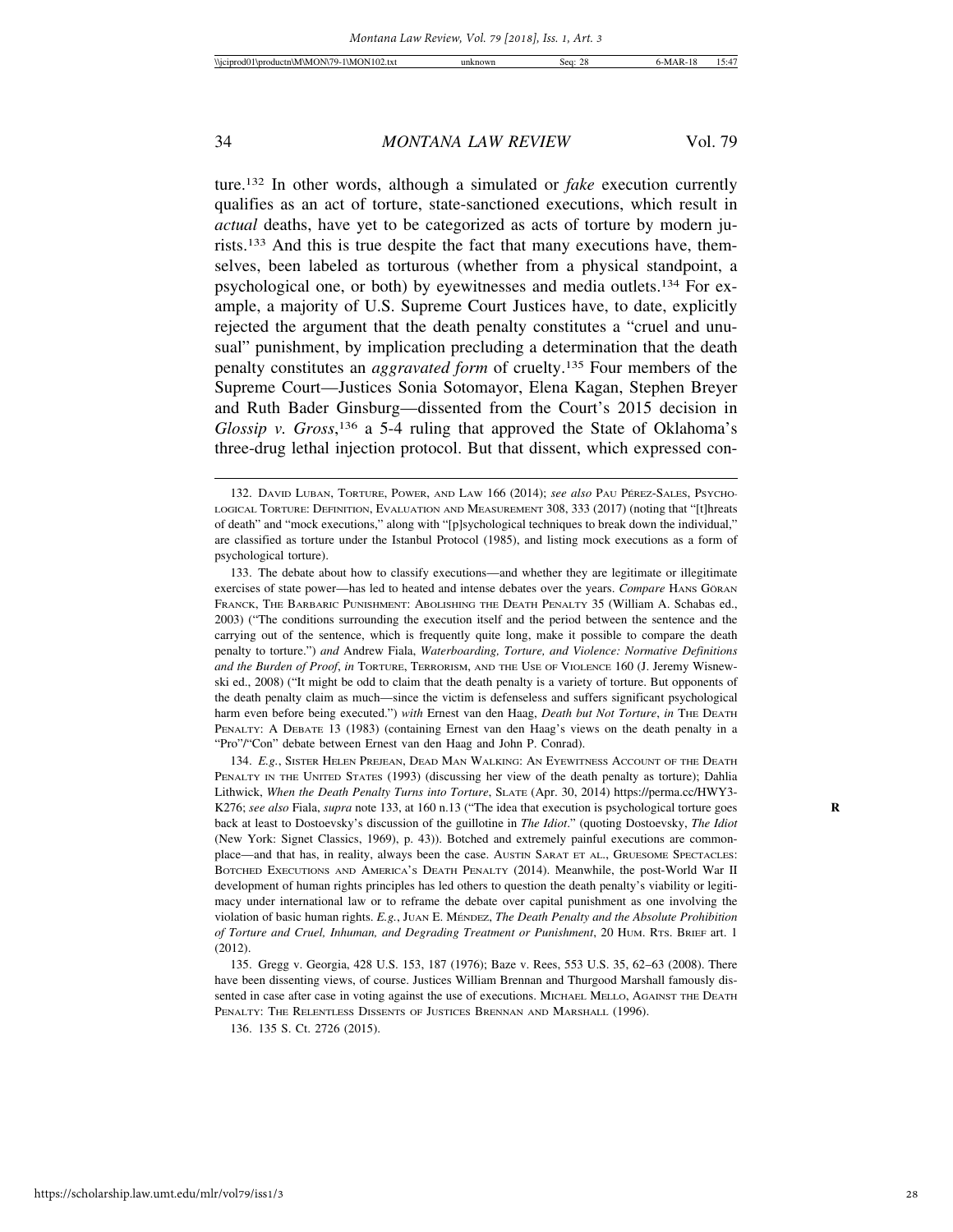ture.[132] In other words, although a simulated or *fake* execution currently qualifies as an act of torture, state-sanctioned executions, which result in *actual* deaths, have yet to be categorized as acts of torture by modern jurists.[133] And this is true despite the fact that many executions have, themselves, been labeled as torturous (whether from a physical standpoint, a psychological one, or both) by eyewitnesses and media outlets.[134] For example, a majority of U.S. Supreme Court Justices have, to date, explicitly rejected the argument that the death penalty constitutes a "cruel and unusual" punishment, by implication precluding a determination that the death penalty constitutes an *aggravated form* of cruelty.[135] Four members of the Supreme Court—Justices Sonia Sotomayor, Elena Kagan, Stephen Breyer and Ruth Bader Ginsburg—dissented from the Court's 2015 decision in *Glossip v. Gross*,[136] a 5-4 ruling that approved the State of Oklahoma's three-drug lethal injection protocol. But that dissent, which expressed con-

---

132. DAVID LUBAN, TORTURE, POWER, AND LAW 166 (2014); *see also* PAU PÉREZ-SALES, PSYCHOLOGICAL TORTURE: DEFINITION, EVALUATION AND MEASUREMENT 308, 333 (2017) (noting that "[t]hreats of death" and "mock executions," along with "[p]sychological techniques to break down the individual," are classified as torture under the Istanbul Protocol (1985), and listing mock executions as a form of psychological torture).

133. The debate about how to classify executions—and whether they are legitimate or illegitimate exercises of state power—has led to heated and intense debates over the years. *Compare* HANS GÖRAN FRANCK, THE BARBARIC PUNISHMENT: ABOLISHING THE DEATH PENALTY 35 (William A. Schabas ed., 2003) ("The conditions surrounding the execution itself and the period between the sentence and the carrying out of the sentence, which is frequently quite long, make it possible to compare the death penalty to torture.") *and* Andrew Fiala, *Waterboarding, Torture, and Violence: Normative Definitions and the Burden of Proof*, *in* TORTURE, TERRORISM, AND THE USE OF VIOLENCE 160 (J. Jeremy Wisnewski ed., 2008) ("It might be odd to claim that the death penalty is a variety of torture. But opponents of the death penalty claim as much—since the victim is defenseless and suffers significant psychological harm even before being executed.") *with* Ernest van den Haag, *Death but Not Torture*, *in* THE DEATH PENALTY: A DEBATE 13 (1983) (containing Ernest van den Haag's views on the death penalty in a "Pro"/"Con" debate between Ernest van den Haag and John P. Conrad).

134. *E.g.*, SISTER HELEN PREJEAN, DEAD MAN WALKING: AN EYEWITNESS ACCOUNT OF THE DEATH PENALTY IN THE UNITED STATES (1993) (discussing her view of the death penalty as torture); Dahlia Lithwick, *When the Death Penalty Turns into Torture*, SLATE (Apr. 30, 2014) https://perma.cc/HWY3-K276; *see also* Fiala, *supra* note 133, at 160 n.13 ("The idea that execution is psychological torture goes back at least to Dostoevsky's discussion of the guillotine in *The Idiot*." (quoting Dostoevsky, *The Idiot* (New York: Signet Classics, 1969), p. 43)). Botched and extremely painful executions are commonplace—and that has, in reality, always been the case. AUSTIN SARAT ET AL., GRUESOME SPECTACLES: BOTCHED EXECUTIONS AND AMERICA'S DEATH PENALTY (2014). Meanwhile, the post-World War II development of human rights principles has led others to question the death penalty's viability or legitimacy under international law or to reframe the debate over capital punishment as one involving the violation of basic human rights. *E.g.*, JUAN E. MÉNDEZ, *The Death Penalty and the Absolute Prohibition of Torture and Cruel, Inhuman, and Degrading Treatment or Punishment*, 20 HUM. RTS. BRIEF art. 1 (2012).

135. Gregg v. Georgia, 428 U.S. 153, 187 (1976); Baze v. Rees, 553 U.S. 35, 62–63 (2008). There have been dissenting views, of course. Justices William Brennan and Thurgood Marshall famously dissented in case after case in voting against the use of executions. MICHAEL MELLO, AGAINST THE DEATH PENALTY: THE RELENTLESS DISSENTS OF JUSTICES BRENNAN AND MARSHALL (1996).

136. 135 S. Ct. 2726 (2015).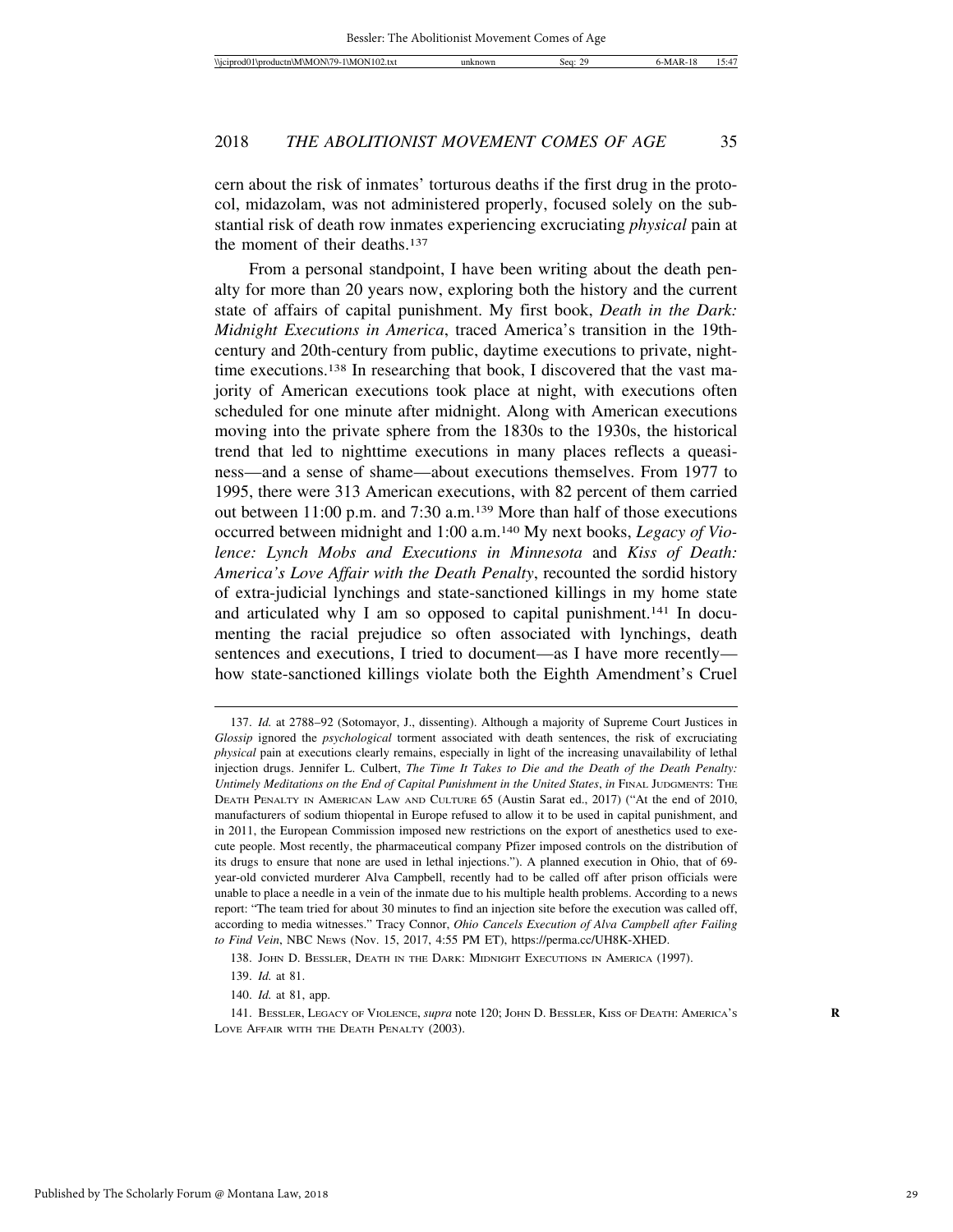cern about the risk of inmates' torturous deaths if the first drug in the protocol, midazolam, was not administered properly, focused solely on the substantial risk of death row inmates experiencing excruciating *physical* pain at the moment of their deaths.[137]

From a personal standpoint, I have been writing about the death penalty for more than 20 years now, exploring both the history and the current state of affairs of capital punishment. My first book, *Death in the Dark: Midnight Executions in America*, traced America's transition in the 19th-century and 20th-century from public, daytime executions to private, nighttime executions.[138] In researching that book, I discovered that the vast majority of American executions took place at night, with executions often scheduled for one minute after midnight. Along with American executions moving into the private sphere from the 1830s to the 1930s, the historical trend that led to nighttime executions in many places reflects a queasiness—and a sense of shame—about executions themselves. From 1977 to 1995, there were 313 American executions, with 82 percent of them carried out between 11:00 p.m. and 7:30 a.m.[139] More than half of those executions occurred between midnight and 1:00 a.m.[140] My next books, *Legacy of Violence: Lynch Mobs and Executions in Minnesota* and *Kiss of Death: America's Love Affair with the Death Penalty*, recounted the sordid history of extra-judicial lynchings and state-sanctioned killings in my home state and articulated why I am so opposed to capital punishment.[141] In documenting the racial prejudice so often associated with lynchings, death sentences and executions, I tried to document—as I have more recently—how state-sanctioned killings violate both the Eighth Amendment's Cruel

---

137. *Id.* at 2788–92 (Sotomayor, J., dissenting). Although a majority of Supreme Court Justices in *Glossip* ignored the *psychological* torment associated with death sentences, the risk of excruciating *physical* pain at executions clearly remains, especially in light of the increasing unavailability of lethal injection drugs. Jennifer L. Culbert, *The Time It Takes to Die and the Death of the Death Penalty: Untimely Meditations on the End of Capital Punishment in the United States*, *in* FINAL JUDGMENTS: THE DEATH PENALTY IN AMERICAN LAW AND CULTURE 65 (Austin Sarat ed., 2017) ("At the end of 2010, manufacturers of sodium thiopental in Europe refused to allow it to be used in capital punishment, and in 2011, the European Commission imposed new restrictions on the export of anesthetics used to execute people. Most recently, the pharmaceutical company Pfizer imposed controls on the distribution of its drugs to ensure that none are used in lethal injections."). A planned execution in Ohio, that of 69-year-old convicted murderer Alva Campbell, recently had to be called off after prison officials were unable to place a needle in a vein of the inmate due to his multiple health problems. According to a news report: "The team tried for about 30 minutes to find an injection site before the execution was called off, according to media witnesses." Tracy Connor, *Ohio Cancels Execution of Alva Campbell after Failing to Find Vein*, NBC NEWS (Nov. 15, 2017, 4:55 PM ET), https://perma.cc/UH8K-XHED.

138. JOHN D. BESSLER, DEATH IN THE DARK: MIDNIGHT EXECUTIONS IN AMERICA (1997).

139. *Id.* at 81.

140. *Id.* at 81, app.

141. BESSLER, LEGACY OF VIOLENCE, *supra* note 120; JOHN D. BESSLER, KISS OF DEATH: AMERICA'S LOVE AFFAIR WITH THE DEATH PENALTY (2003).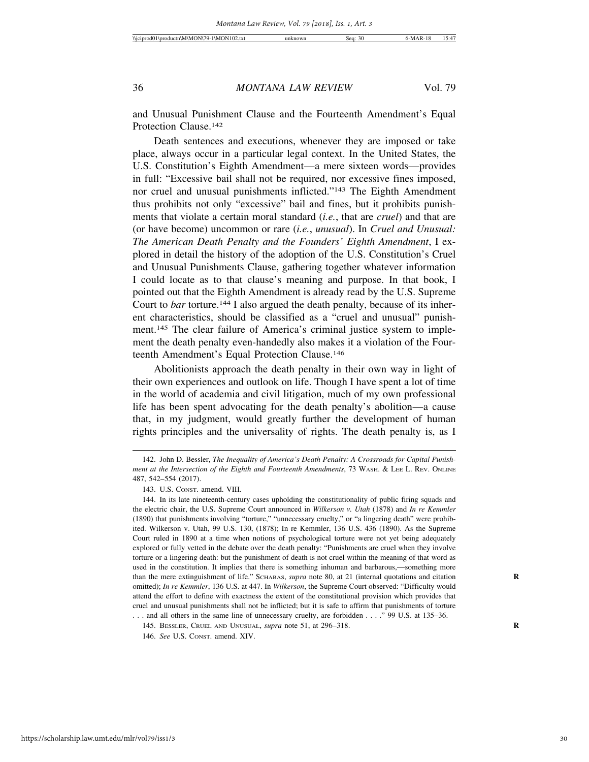and Unusual Punishment Clause and the Fourteenth Amendment's Equal Protection Clause.[142]

Death sentences and executions, whenever they are imposed or take place, always occur in a particular legal context. In the United States, the U.S. Constitution's Eighth Amendment—a mere sixteen words—provides in full: "Excessive bail shall not be required, nor excessive fines imposed, nor cruel and unusual punishments inflicted."[143] The Eighth Amendment thus prohibits not only "excessive" bail and fines, but it prohibits punishments that violate a certain moral standard (*i.e.*, that are *cruel*) and that are (or have become) uncommon or rare (*i.e.*, *unusual*). In *Cruel and Unusual: The American Death Penalty and the Founders' Eighth Amendment*, I explored in detail the history of the adoption of the U.S. Constitution's Cruel and Unusual Punishments Clause, gathering together whatever information I could locate as to that clause's meaning and purpose. In that book, I pointed out that the Eighth Amendment is already read by the U.S. Supreme Court to *bar* torture.[144] I also argued the death penalty, because of its inherent characteristics, should be classified as a "cruel and unusual" punishment.[145] The clear failure of America's criminal justice system to implement the death penalty even-handedly also makes it a violation of the Fourteenth Amendment's Equal Protection Clause.[146]

Abolitionists approach the death penalty in their own way in light of their own experiences and outlook on life. Though I have spent a lot of time in the world of academia and civil litigation, much of my own professional life has been spent advocating for the death penalty's abolition—a cause that, in my judgment, would greatly further the development of human rights principles and the universality of rights. The death penalty is, as I

---

142. John D. Bessler, *The Inequality of America's Death Penalty: A Crossroads for Capital Punishment at the Intersection of the Eighth and Fourteenth Amendments*, 73 WASH. & LEE L. REV. ONLINE 487, 542–554 (2017).

143. U.S. CONST. amend. VIII.

144. In its late nineteenth-century cases upholding the constitutionality of public firing squads and the electric chair, the U.S. Supreme Court announced in *Wilkerson v. Utah* (1878) and *In re Kemmler* (1890) that punishments involving "torture," "unnecessary cruelty," or "a lingering death" were prohibited. Wilkerson v. Utah, 99 U.S. 130, (1878); In re Kemmler, 136 U.S. 436 (1890). As the Supreme Court ruled in 1890 at a time when notions of psychological torture were not yet being adequately explored or fully vetted in the debate over the death penalty: "Punishments are cruel when they involve torture or a lingering death: but the punishment of death is not cruel within the meaning of that word as used in the constitution. It implies that there is something inhuman and barbarous,—something more than the mere extinguishment of life." SCHABAS, *supra* note 80, at 21 (internal quotations and citation omitted); *In re Kemmler*, 136 U.S. at 447. In *Wilkerson*, the Supreme Court observed: "Difficulty would attend the effort to define with exactness the extent of the constitutional provision which provides that cruel and unusual punishments shall not be inflicted; but it is safe to affirm that punishments of torture . . . and all others in the same line of unnecessary cruelty, are forbidden . . . ." 99 U.S. at 135–36.

145. BESSLER, CRUEL AND UNUSUAL, *supra* note 51, at 296–318.

146. *See* U.S. CONST. amend. XIV.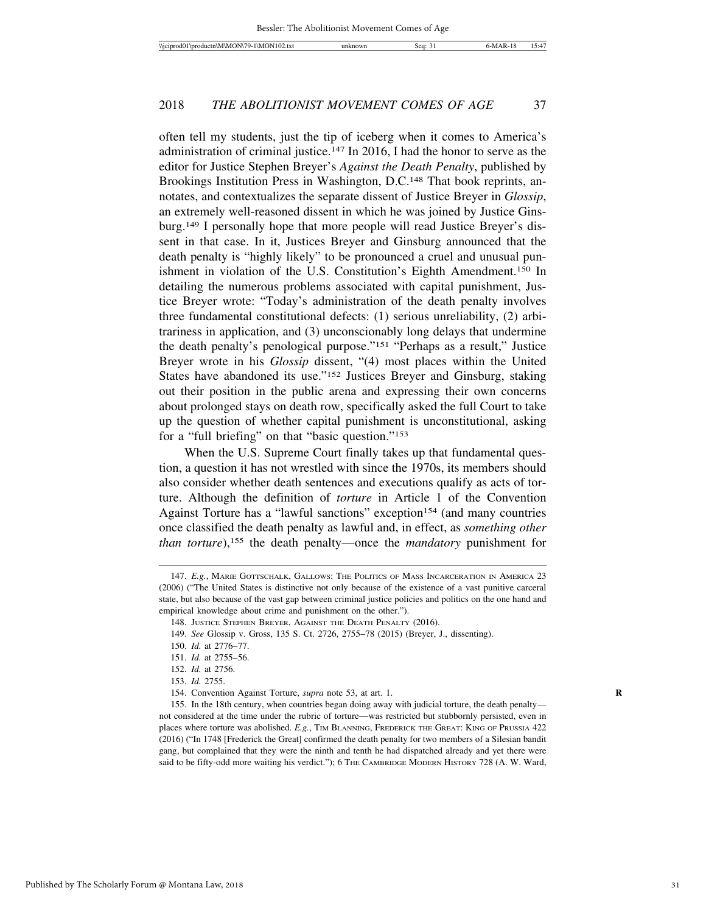often tell my students, just the tip of iceberg when it comes to America's administration of criminal justice.[147] In 2016, I had the honor to serve as the editor for Justice Stephen Breyer's *Against the Death Penalty*, published by Brookings Institution Press in Washington, D.C.[148] That book reprints, annotates, and contextualizes the separate dissent of Justice Breyer in *Glossip*, an extremely well-reasoned dissent in which he was joined by Justice Ginsburg.[149] I personally hope that more people will read Justice Breyer's dissent in that case. In it, Justices Breyer and Ginsburg announced that the death penalty is "highly likely" to be pronounced a cruel and unusual punishment in violation of the U.S. Constitution's Eighth Amendment.[150] In detailing the numerous problems associated with capital punishment, Justice Breyer wrote: "Today's administration of the death penalty involves three fundamental constitutional defects: (1) serious unreliability, (2) arbitrariness in application, and (3) unconscionably long delays that undermine the death penalty's penological purpose."[151] "Perhaps as a result," Justice Breyer wrote in his *Glossip* dissent, "(4) most places within the United States have abandoned its use."[152] Justices Breyer and Ginsburg, staking out their position in the public arena and expressing their own concerns about prolonged stays on death row, specifically asked the full Court to take up the question of whether capital punishment is unconstitutional, asking for a "full briefing" on that "basic question."[153]

When the U.S. Supreme Court finally takes up that fundamental question, a question it has not wrestled with since the 1970s, its members should also consider whether death sentences and executions qualify as acts of torture. Although the definition of *torture* in Article 1 of the Convention Against Torture has a "lawful sanctions" exception[154] (and many countries once classified the death penalty as lawful and, in effect, as *something other than torture*),[155] the death penalty—once the *mandatory* punishment for

---

147. *E.g.*, Marie Gottschalk, Gallows: The Politics of Mass Incarceration in America 23 (2006) ("The United States is distinctive not only because of the existence of a vast punitive carceral state, but also because of the vast gap between criminal justice policies and politics on the one hand and empirical knowledge about crime and punishment on the other.").

148. Justice Stephen Breyer, Against the Death Penalty (2016).

149. *See* Glossip v. Gross, 135 S. Ct. 2726, 2755–78 (2015) (Breyer, J., dissenting).

150. *Id.* at 2776–77.

151. *Id.* at 2755–56.

152. *Id.* at 2756.

153. *Id.* 2755.

154. Convention Against Torture, *supra* note 53, at art. 1.

155. In the 18th century, when countries began doing away with judicial torture, the death penalty—not considered at the time under the rubric of torture—was restricted but stubbornly persisted, even in places where torture was abolished. *E.g.*, Tim Blanning, Frederick the Great: King of Prussia 422 (2016) ("In 1748 [Frederick the Great] confirmed the death penalty for two members of a Silesian bandit gang, but complained that they were the ninth and tenth he had dispatched already and yet there were said to be fifty-odd more waiting his verdict."); 6 The Cambridge Modern History 728 (A. W. Ward,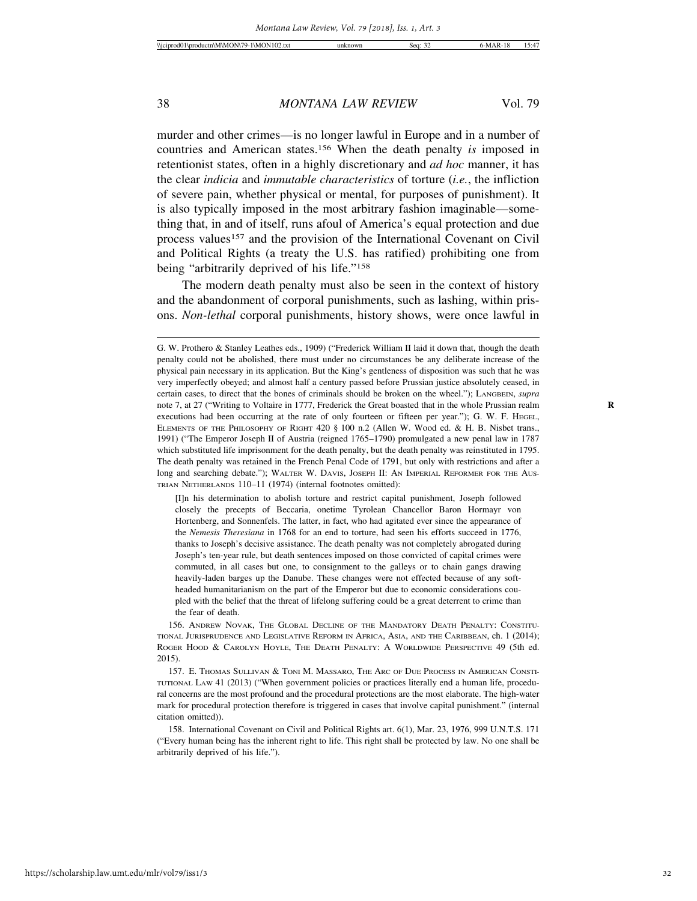murder and other crimes—is no longer lawful in Europe and in a number of countries and American states.[156] When the death penalty *is* imposed in retentionist states, often in a highly discretionary and *ad hoc* manner, it has the clear *indicia* and *immutable characteristics* of torture (*i.e.*, the infliction of severe pain, whether physical or mental, for purposes of punishment). It is also typically imposed in the most arbitrary fashion imaginable—something that, in and of itself, runs afoul of America's equal protection and due process values[157] and the provision of the International Covenant on Civil and Political Rights (a treaty the U.S. has ratified) prohibiting one from being "arbitrarily deprived of his life."[158]

The modern death penalty must also be seen in the context of history and the abandonment of corporal punishments, such as lashing, within prisons. *Non-lethal* corporal punishments, history shows, were once lawful in

---

G. W. Prothero & Stanley Leathes eds., 1909) ("Frederick William II laid it down that, though the death penalty could not be abolished, there must under no circumstances be any deliberate increase of the physical pain necessary in its application. But the King's gentleness of disposition was such that he was very imperfectly obeyed; and almost half a century passed before Prussian justice absolutely ceased, in certain cases, to direct that the bones of criminals should be broken on the wheel."); Langbein, *supra* note 7, at 27 ("Writing to Voltaire in 1777, Frederick the Great boasted that in the whole Prussian realm executions had been occurring at the rate of only fourteen or fifteen per year."); G. W. F. Hegel, Elements of the Philosophy of Right 420 § 100 n.2 (Allen W. Wood ed. & H. B. Nisbet trans., 1991) ("The Emperor Joseph II of Austria (reigned 1765–1790) promulgated a new penal law in 1787 which substituted life imprisonment for the death penalty, but the death penalty was reinstituted in 1795. The death penalty was retained in the French Penal Code of 1791, but only with restrictions and after a long and searching debate."); Walter W. Davis, Joseph II: An Imperial Reformer for the Austrian Netherlands 110–11 (1974) (internal footnotes omitted):

> [I]n his determination to abolish torture and restrict capital punishment, Joseph followed closely the precepts of Beccaria, onetime Tyrolean Chancellor Baron Hormayr von Hortenberg, and Sonnenfels. The latter, in fact, who had agitated ever since the appearance of the *Nemesis Theresiana* in 1768 for an end to torture, had seen his efforts succeed in 1776, thanks to Joseph's decisive assistance. The death penalty was not completely abrogated during Joseph's ten-year rule, but death sentences imposed on those convicted of capital crimes were commuted, in all cases but one, to consignment to the galleys or to chain gangs drawing heavily-laden barges up the Danube. These changes were not effected because of any soft-headed humanitarianism on the part of the Emperor but due to economic considerations coupled with the belief that the threat of lifelong suffering could be a great deterrent to crime than the fear of death.

156. Andrew Novak, The Global Decline of the Mandatory Death Penalty: Constitutional Jurisprudence and Legislative Reform in Africa, Asia, and the Caribbean, ch. 1 (2014); Roger Hood & Carolyn Hoyle, The Death Penalty: A Worldwide Perspective 49 (5th ed. 2015).

157. E. Thomas Sullivan & Toni M. Massaro, The Arc of Due Process in American Constitutional Law 41 (2013) ("When government policies or practices literally end a human life, procedural concerns are the most profound and the procedural protections are the most elaborate. The high-water mark for procedural protection therefore is triggered in cases that involve capital punishment." (internal citation omitted)).

158. International Covenant on Civil and Political Rights art. 6(1), Mar. 23, 1976, 999 U.N.T.S. 171 ("Every human being has the inherent right to life. This right shall be protected by law. No one shall be arbitrarily deprived of his life.").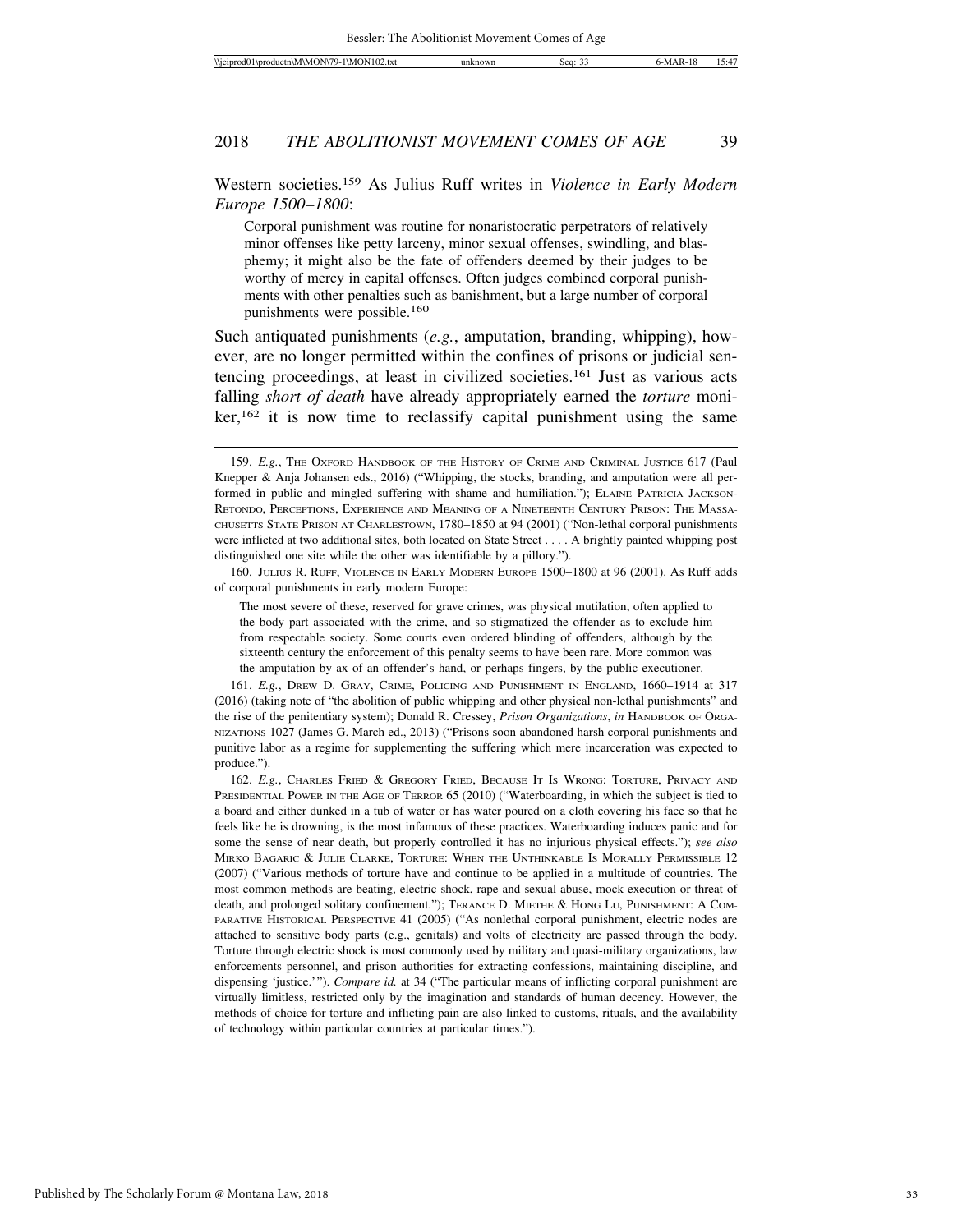Western societies.[159] As Julius Ruff writes in *Violence in Early Modern Europe 1500–1800*:

> Corporal punishment was routine for nonaristocratic perpetrators of relatively minor offenses like petty larceny, minor sexual offenses, swindling, and blasphemy; it might also be the fate of offenders deemed by their judges to be worthy of mercy in capital offenses. Often judges combined corporal punishments with other penalties such as banishment, but a large number of corporal punishments were possible.[160]

Such antiquated punishments (*e.g.*, amputation, branding, whipping), however, are no longer permitted within the confines of prisons or judicial sentencing proceedings, at least in civilized societies.[161] Just as various acts falling *short of death* have already appropriately earned the *torture* moniker,[162] it is now time to reclassify capital punishment using the same

---

159. *E.g.*, THE OXFORD HANDBOOK OF THE HISTORY OF CRIME AND CRIMINAL JUSTICE 617 (Paul Knepper & Anja Johansen eds., 2016) ("Whipping, the stocks, branding, and amputation were all performed in public and mingled suffering with shame and humiliation."); ELAINE PATRICIA JACKSON-RETONDO, PERCEPTIONS, EXPERIENCE AND MEANING OF A NINETEENTH CENTURY PRISON: THE MASSACHUSETTS STATE PRISON AT CHARLESTOWN, 1780–1850 at 94 (2001) ("Non-lethal corporal punishments were inflicted at two additional sites, both located on State Street . . . . A brightly painted whipping post distinguished one site while the other was identifiable by a pillory.").

160. JULIUS R. RUFF, VIOLENCE IN EARLY MODERN EUROPE 1500–1800 at 96 (2001). As Ruff adds of corporal punishments in early modern Europe:

> The most severe of these, reserved for grave crimes, was physical mutilation, often applied to the body part associated with the crime, and so stigmatized the offender as to exclude him from respectable society. Some courts even ordered blinding of offenders, although by the sixteenth century the enforcement of this penalty seems to have been rare. More common was the amputation by ax of an offender's hand, or perhaps fingers, by the public executioner.

161. *E.g.*, DREW D. GRAY, CRIME, POLICING AND PUNISHMENT IN ENGLAND, 1660–1914 at 317 (2016) (taking note of "the abolition of public whipping and other physical non-lethal punishments" and the rise of the penitentiary system); Donald R. Cressey, *Prison Organizations*, *in* HANDBOOK OF ORGANIZATIONS 1027 (James G. March ed., 2013) ("Prisons soon abandoned harsh corporal punishments and punitive labor as a regime for supplementing the suffering which mere incarceration was expected to produce.").

162. *E.g.*, CHARLES FRIED & GREGORY FRIED, BECAUSE IT IS WRONG: TORTURE, PRIVACY AND PRESIDENTIAL POWER IN THE AGE OF TERROR 65 (2010) ("Waterboarding, in which the subject is tied to a board and either dunked in a tub of water or has water poured on a cloth covering his face so that he feels like he is drowning, is the most infamous of these practices. Waterboarding induces panic and for some the sense of near death, but properly controlled it has no injurious physical effects."); *see also* MIRKO BAGARIC & JULIE CLARKE, TORTURE: WHEN THE UNTHINKABLE IS MORALLY PERMISSIBLE 12 (2007) ("Various methods of torture have and continue to be applied in a multitude of countries. The most common methods are beating, electric shock, rape and sexual abuse, mock execution or threat of death, and prolonged solitary confinement."); TERANCE D. MIETHE & HONG LU, PUNISHMENT: A COMPARATIVE HISTORICAL PERSPECTIVE 41 (2005) ("As nonlethal corporal punishment, electric nodes are attached to sensitive body parts (e.g., genitals) and volts of electricity are passed through the body. Torture through electric shock is most commonly used by military and quasi-military organizations, law enforcements personnel, and prison authorities for extracting confessions, maintaining discipline, and dispensing 'justice.'"). *Compare id.* at 34 ("The particular means of inflicting corporal punishment are virtually limitless, restricted only by the imagination and standards of human decency. However, the methods of choice for torture and inflicting pain are also linked to customs, rituals, and the availability of technology within particular countries at particular times.").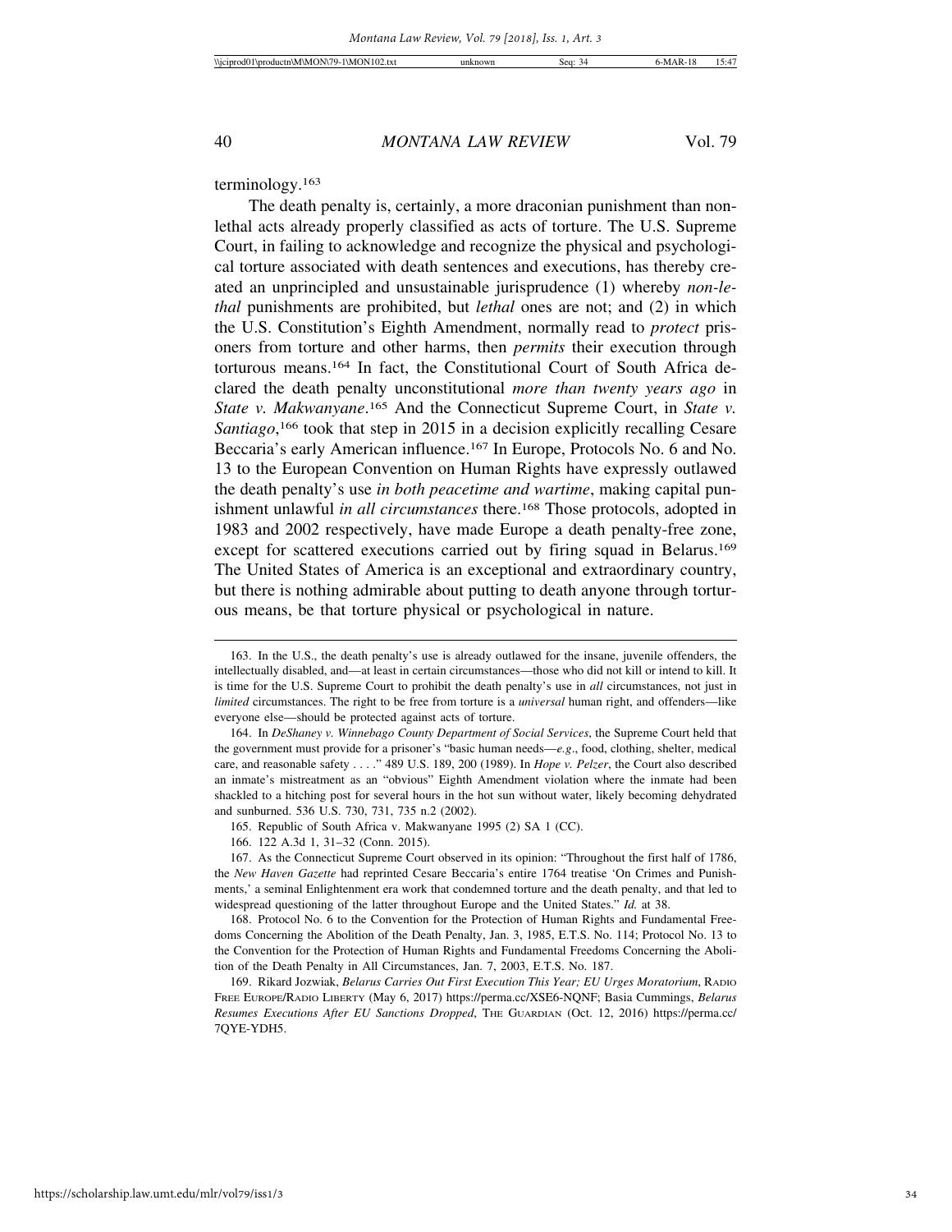terminology.[163]

The death penalty is, certainly, a more draconian punishment than non-lethal acts already properly classified as acts of torture. The U.S. Supreme Court, in failing to acknowledge and recognize the physical and psychological torture associated with death sentences and executions, has thereby created an unprincipled and unsustainable jurisprudence (1) whereby *non-lethal* punishments are prohibited, but *lethal* ones are not; and (2) in which the U.S. Constitution's Eighth Amendment, normally read to *protect* prisoners from torture and other harms, then *permits* their execution through torturous means.[164] In fact, the Constitutional Court of South Africa declared the death penalty unconstitutional *more than twenty years ago* in *State v. Makwanyane*.[165] And the Connecticut Supreme Court, in *State v. Santiago*,[166] took that step in 2015 in a decision explicitly recalling Cesare Beccaria's early American influence.[167] In Europe, Protocols No. 6 and No. 13 to the European Convention on Human Rights have expressly outlawed the death penalty's use *in both peacetime and wartime*, making capital punishment unlawful *in all circumstances* there.[168] Those protocols, adopted in 1983 and 2002 respectively, have made Europe a death penalty-free zone, except for scattered executions carried out by firing squad in Belarus.[169] The United States of America is an exceptional and extraordinary country, but there is nothing admirable about putting to death anyone through torturous means, be that torture physical or psychological in nature.

---

163. In the U.S., the death penalty's use is already outlawed for the insane, juvenile offenders, the intellectually disabled, and—at least in certain circumstances—those who did not kill or intend to kill. It is time for the U.S. Supreme Court to prohibit the death penalty's use in *all* circumstances, not just in *limited* circumstances. The right to be free from torture is a *universal* human right, and offenders—like everyone else—should be protected against acts of torture.

164. In *DeShaney v. Winnebago County Department of Social Services*, the Supreme Court held that the government must provide for a prisoner's "basic human needs—*e.g*., food, clothing, shelter, medical care, and reasonable safety . . . ." 489 U.S. 189, 200 (1989). In *Hope v. Pelzer*, the Court also described an inmate's mistreatment as an "obvious" Eighth Amendment violation where the inmate had been shackled to a hitching post for several hours in the hot sun without water, likely becoming dehydrated and sunburned. 536 U.S. 730, 731, 735 n.2 (2002).

165. Republic of South Africa v. Makwanyane 1995 (2) SA 1 (CC).

166. 122 A.3d 1, 31–32 (Conn. 2015).

167. As the Connecticut Supreme Court observed in its opinion: "Throughout the first half of 1786, the *New Haven Gazette* had reprinted Cesare Beccaria's entire 1764 treatise 'On Crimes and Punishments,' a seminal Enlightenment era work that condemned torture and the death penalty, and that led to widespread questioning of the latter throughout Europe and the United States." *Id.* at 38.

168. Protocol No. 6 to the Convention for the Protection of Human Rights and Fundamental Freedoms Concerning the Abolition of the Death Penalty, Jan. 3, 1985, E.T.S. No. 114; Protocol No. 13 to the Convention for the Protection of Human Rights and Fundamental Freedoms Concerning the Abolition of the Death Penalty in All Circumstances, Jan. 7, 2003, E.T.S. No. 187.

169. Rikard Jozwiak, *Belarus Carries Out First Execution This Year; EU Urges Moratorium*, RADIO FREE EUROPE/RADIO LIBERTY (May 6, 2017) https://perma.cc/XSE6-NQNF; Basia Cummings, *Belarus Resumes Executions After EU Sanctions Dropped*, THE GUARDIAN (Oct. 12, 2016) https://perma.cc/7QYE-YDH5.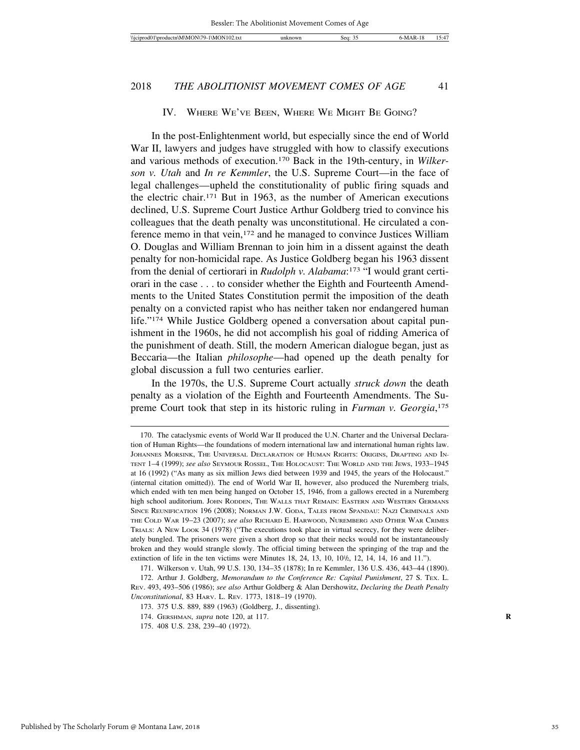## IV. Where We've Been, Where We Might Be Going?

In the post-Enlightenment world, but especially since the end of World War II, lawyers and judges have struggled with how to classify executions and various methods of execution.[170] Back in the 19th-century, in *Wilkerson v. Utah* and *In re Kemmler*, the U.S. Supreme Court—in the face of legal challenges—upheld the constitutionality of public firing squads and the electric chair.[171] But in 1963, as the number of American executions declined, U.S. Supreme Court Justice Arthur Goldberg tried to convince his colleagues that the death penalty was unconstitutional. He circulated a conference memo in that vein,[172] and he managed to convince Justices William O. Douglas and William Brennan to join him in a dissent against the death penalty for non-homicidal rape. As Justice Goldberg began his 1963 dissent from the denial of certiorari in *Rudolph v. Alabama*:[173] "I would grant certiorari in the case . . . to consider whether the Eighth and Fourteenth Amendments to the United States Constitution permit the imposition of the death penalty on a convicted rapist who has neither taken nor endangered human life."[174] While Justice Goldberg opened a conversation about capital punishment in the 1960s, he did not accomplish his goal of ridding America of the punishment of death. Still, the modern American dialogue began, just as Beccaria—the Italian *philosophe*—had opened up the death penalty for global discussion a full two centuries earlier.

In the 1970s, the U.S. Supreme Court actually *struck down* the death penalty as a violation of the Eighth and Fourteenth Amendments. The Supreme Court took that step in its historic ruling in *Furman v. Georgia*,[175]

---

170. The cataclysmic events of World War II produced the U.N. Charter and the Universal Declaration of Human Rights—the foundations of modern international law and international human rights law. Johannes Morsink, The Universal Declaration of Human Rights: Origins, Drafting and Intent 1–4 (1999); *see also* Seymour Rossel, The Holocaust: The World and the Jews, 1933–1945 at 16 (1992) ("As many as six million Jews died between 1939 and 1945, the years of the Holocaust." (internal citation omitted)). The end of World War II, however, also produced the Nuremberg trials, which ended with ten men being hanged on October 15, 1946, from a gallows erected in a Nuremberg high school auditorium. John Rodden, The Walls that Remain: Eastern and Western Germans Since Reunification 196 (2008); Norman J.W. Goda, Tales from Spandau: Nazi Criminals and the Cold War 19–23 (2007); *see also* Richard E. Harwood, Nuremberg and Other War Crimes Trials: A New Look 34 (1978) ("The executions took place in virtual secrecy, for they were deliberately bungled. The prisoners were given a short drop so that their necks would not be instantaneously broken and they would strangle slowly. The official timing between the springing of the trap and the extinction of life in the ten victims were Minutes 18, 24, 13, 10, 10½, 12, 14, 14, 16 and 11.").

171. Wilkerson v. Utah, 99 U.S. 130, 134–35 (1878); In re Kemmler, 136 U.S. 436, 443–44 (1890).

172. Arthur J. Goldberg, *Memorandum to the Conference Re: Capital Punishment*, 27 S. Tex. L. Rev. 493, 493–506 (1986); *see also* Arthur Goldberg & Alan Dershowitz, *Declaring the Death Penalty Unconstitutional*, 83 Harv. L. Rev. 1773, 1818–19 (1970).

173. 375 U.S. 889, 889 (1963) (Goldberg, J., dissenting).

174. Gershman, *supra* note 120, at 117.

175. 408 U.S. 238, 239–40 (1972).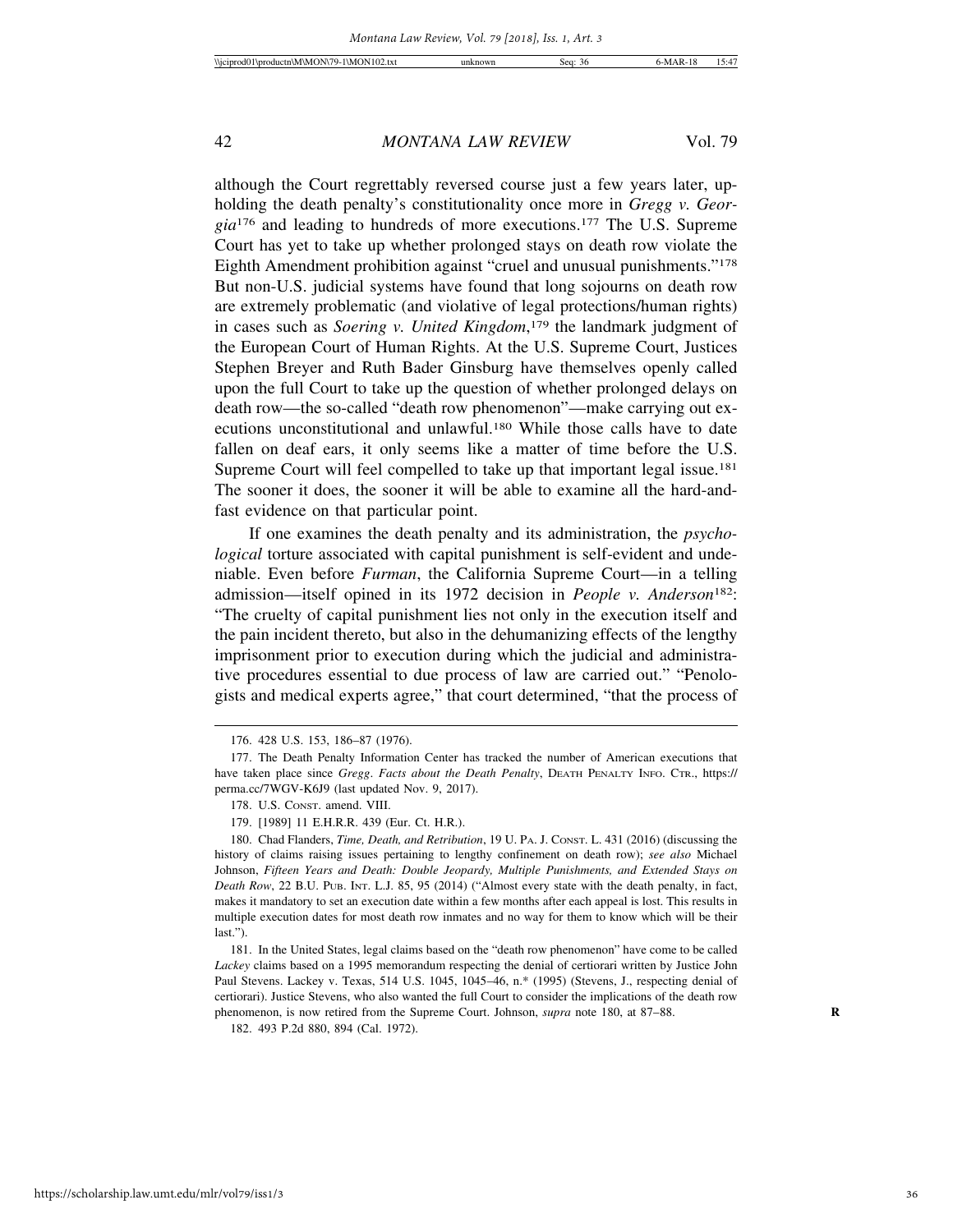although the Court regrettably reversed course just a few years later, upholding the death penalty's constitutionality once more in *Gregg v. Georgia*[176] and leading to hundreds of more executions.[177] The U.S. Supreme Court has yet to take up whether prolonged stays on death row violate the Eighth Amendment prohibition against "cruel and unusual punishments."[178] But non-U.S. judicial systems have found that long sojourns on death row are extremely problematic (and violative of legal protections/human rights) in cases such as *Soering v. United Kingdom*,[179] the landmark judgment of the European Court of Human Rights. At the U.S. Supreme Court, Justices Stephen Breyer and Ruth Bader Ginsburg have themselves openly called upon the full Court to take up the question of whether prolonged delays on death row—the so-called "death row phenomenon"—make carrying out executions unconstitutional and unlawful.[180] While those calls have to date fallen on deaf ears, it only seems like a matter of time before the U.S. Supreme Court will feel compelled to take up that important legal issue.[181] The sooner it does, the sooner it will be able to examine all the hard-and-fast evidence on that particular point.

If one examines the death penalty and its administration, the *psychological* torture associated with capital punishment is self-evident and undeniable. Even before *Furman*, the California Supreme Court—in a telling admission—itself opined in its 1972 decision in *People v. Anderson*[182]: "The cruelty of capital punishment lies not only in the execution itself and the pain incident thereto, but also in the dehumanizing effects of the lengthy imprisonment prior to execution during which the judicial and administrative procedures essential to due process of law are carried out." "Penologists and medical experts agree," that court determined, "that the process of

---

176. 428 U.S. 153, 186–87 (1976).

177. The Death Penalty Information Center has tracked the number of American executions that have taken place since *Gregg*. *Facts about the Death Penalty*, DEATH PENALTY INFO. CTR., https://perma.cc/7WGV-K6J9 (last updated Nov. 9, 2017).

178. U.S. CONST. amend. VIII.

179. [1989] 11 E.H.R.R. 439 (Eur. Ct. H.R.).

180. Chad Flanders, *Time, Death, and Retribution*, 19 U. PA. J. CONST. L. 431 (2016) (discussing the history of claims raising issues pertaining to lengthy confinement on death row); *see also* Michael Johnson, *Fifteen Years and Death: Double Jeopardy, Multiple Punishments, and Extended Stays on Death Row*, 22 B.U. PUB. INT. L.J. 85, 95 (2014) ("Almost every state with the death penalty, in fact, makes it mandatory to set an execution date within a few months after each appeal is lost. This results in multiple execution dates for most death row inmates and no way for them to know which will be their last.").

181. In the United States, legal claims based on the "death row phenomenon" have come to be called *Lackey* claims based on a 1995 memorandum respecting the denial of certiorari written by Justice John Paul Stevens. Lackey v. Texas, 514 U.S. 1045, 1045–46, n.* (1995) (Stevens, J., respecting denial of certiorari). Justice Stevens, who also wanted the full Court to consider the implications of the death row phenomenon, is now retired from the Supreme Court. Johnson, *supra* note 180, at 87–88.

182. 493 P.2d 880, 894 (Cal. 1972).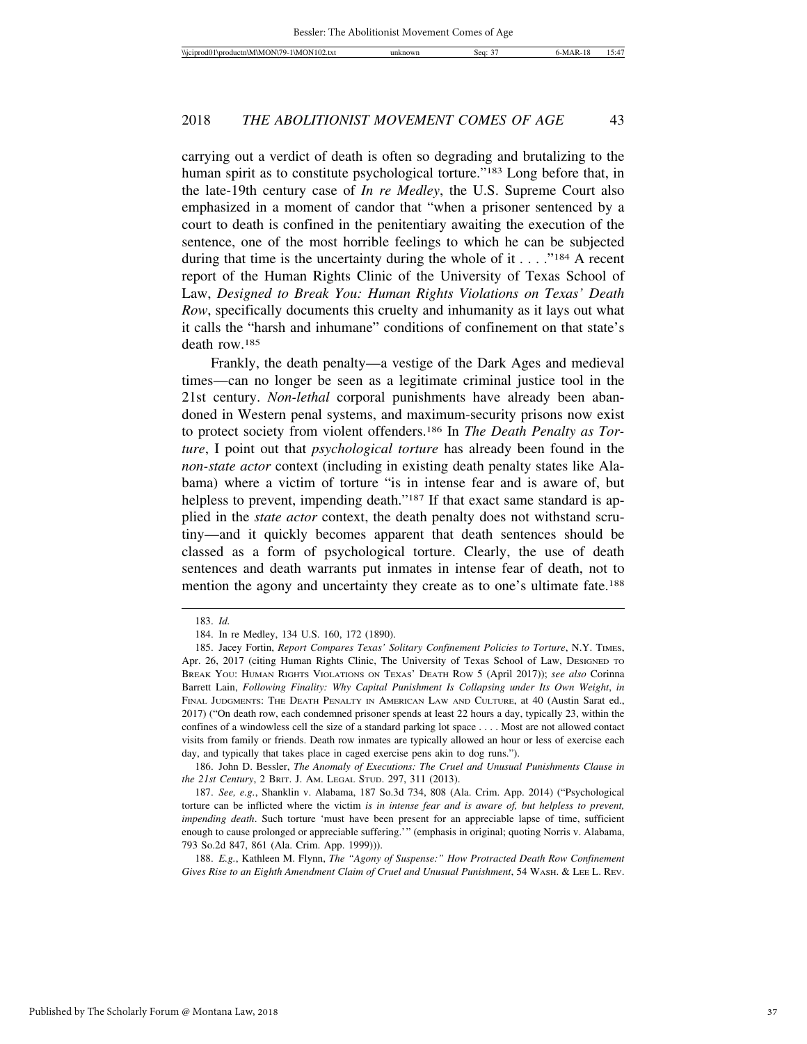carrying out a verdict of death is often so degrading and brutalizing to the human spirit as to constitute psychological torture."[183] Long before that, in the late-19th century case of *In re Medley*, the U.S. Supreme Court also emphasized in a moment of candor that "when a prisoner sentenced by a court to death is confined in the penitentiary awaiting the execution of the sentence, one of the most horrible feelings to which he can be subjected during that time is the uncertainty during the whole of it . . . ."[184] A recent report of the Human Rights Clinic of the University of Texas School of Law, *Designed to Break You: Human Rights Violations on Texas' Death Row*, specifically documents this cruelty and inhumanity as it lays out what it calls the "harsh and inhumane" conditions of confinement on that state's death row.[185]

Frankly, the death penalty—a vestige of the Dark Ages and medieval times—can no longer be seen as a legitimate criminal justice tool in the 21st century. *Non-lethal* corporal punishments have already been abandoned in Western penal systems, and maximum-security prisons now exist to protect society from violent offenders.[186] In *The Death Penalty as Torture*, I point out that *psychological torture* has already been found in the *non-state actor* context (including in existing death penalty states like Alabama) where a victim of torture "is in intense fear and is aware of, but helpless to prevent, impending death."[187] If that exact same standard is applied in the *state actor* context, the death penalty does not withstand scrutiny—and it quickly becomes apparent that death sentences should be classed as a form of psychological torture. Clearly, the use of death sentences and death warrants put inmates in intense fear of death, not to mention the agony and uncertainty they create as to one's ultimate fate.[188]

---

183. *Id.*

184. In re Medley, 134 U.S. 160, 172 (1890).

185. Jacey Fortin, *Report Compares Texas' Solitary Confinement Policies to Torture*, N.Y. TIMES, Apr. 26, 2017 (citing Human Rights Clinic, The University of Texas School of Law, DESIGNED TO BREAK YOU: HUMAN RIGHTS VIOLATIONS ON TEXAS' DEATH ROW 5 (April 2017)); *see also* Corinna Barrett Lain, *Following Finality: Why Capital Punishment Is Collapsing under Its Own Weight*, *in* FINAL JUDGMENTS: THE DEATH PENALTY IN AMERICAN LAW AND CULTURE, at 40 (Austin Sarat ed., 2017) ("On death row, each condemned prisoner spends at least 22 hours a day, typically 23, within the confines of a windowless cell the size of a standard parking lot space . . . . Most are not allowed contact visits from family or friends. Death row inmates are typically allowed an hour or less of exercise each day, and typically that takes place in caged exercise pens akin to dog runs.").

186. John D. Bessler, *The Anomaly of Executions: The Cruel and Unusual Punishments Clause in the 21st Century*, 2 BRIT. J. AM. LEGAL STUD. 297, 311 (2013).

187. *See, e.g.*, Shanklin v. Alabama, 187 So.3d 734, 808 (Ala. Crim. App. 2014) ("Psychological torture can be inflicted where the victim *is in intense fear and is aware of, but helpless to prevent, impending death*. Such torture 'must have been present for an appreciable lapse of time, sufficient enough to cause prolonged or appreciable suffering.'" (emphasis in original; quoting Norris v. Alabama, 793 So.2d 847, 861 (Ala. Crim. App. 1999))).

188. *E.g.*, Kathleen M. Flynn, *The "Agony of Suspense:" How Protracted Death Row Confinement Gives Rise to an Eighth Amendment Claim of Cruel and Unusual Punishment*, 54 WASH. & LEE L. REV.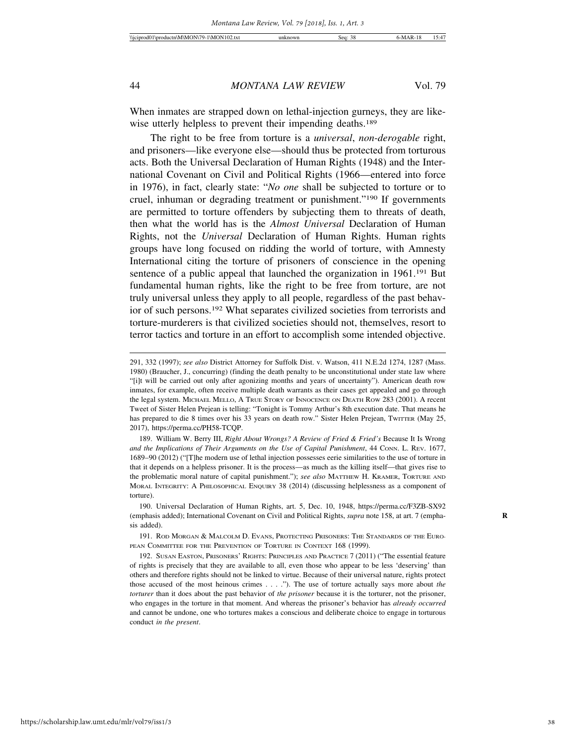When inmates are strapped down on lethal-injection gurneys, they are likewise utterly helpless to prevent their impending deaths.[189]

The right to be free from torture is a *universal*, *non-derogable* right, and prisoners—like everyone else—should thus be protected from torturous acts. Both the Universal Declaration of Human Rights (1948) and the International Covenant on Civil and Political Rights (1966—entered into force in 1976), in fact, clearly state: "*No one* shall be subjected to torture or to cruel, inhuman or degrading treatment or punishment."[190] If governments are permitted to torture offenders by subjecting them to threats of death, then what the world has is the *Almost Universal* Declaration of Human Rights, not the *Universal* Declaration of Human Rights. Human rights groups have long focused on ridding the world of torture, with Amnesty International citing the torture of prisoners of conscience in the opening sentence of a public appeal that launched the organization in 1961.[191] But fundamental human rights, like the right to be free from torture, are not truly universal unless they apply to all people, regardless of the past behavior of such persons.[192] What separates civilized societies from terrorists and torture-murderers is that civilized societies should not, themselves, resort to terror tactics and torture in an effort to accomplish some intended objective.

---

291, 332 (1997); *see also* District Attorney for Suffolk Dist. v. Watson, 411 N.E.2d 1274, 1287 (Mass. 1980) (Braucher, J., concurring) (finding the death penalty to be unconstitutional under state law where "[i]t will be carried out only after agonizing months and years of uncertainty"). American death row inmates, for example, often receive multiple death warrants as their cases get appealed and go through the legal system. MICHAEL MELLO, A TRUE STORY OF INNOCENCE ON DEATH ROW 283 (2001). A recent Tweet of Sister Helen Prejean is telling: "Tonight is Tommy Arthur's 8th execution date. That means he has prepared to die 8 times over his 33 years on death row." Sister Helen Prejean, TWITTER (May 25, 2017), https://perma.cc/PH58-TCQP.

189. William W. Berry III, *Right About Wrongs? A Review of Fried & Fried's* Because It Is Wrong *and the Implications of Their Arguments on the Use of Capital Punishment*, 44 CONN. L. REV. 1677, 1689–90 (2012) ("[T]he modern use of lethal injection possesses eerie similarities to the use of torture in that it depends on a helpless prisoner. It is the process—as much as the killing itself—that gives rise to the problematic moral nature of capital punishment."); *see also* MATTHEW H. KRAMER, TORTURE AND MORAL INTEGRITY: A PHILOSOPHICAL ENQUIRY 38 (2014) (discussing helplessness as a component of torture).

190. Universal Declaration of Human Rights, art. 5, Dec. 10, 1948, https://perma.cc/F3ZB-SX92 (emphasis added); International Covenant on Civil and Political Rights, *supra* note 158, at art. 7 (emphasis added).

191. ROD MORGAN & MALCOLM D. EVANS, PROTECTING PRISONERS: THE STANDARDS OF THE EUROPEAN COMMITTEE FOR THE PREVENTION OF TORTURE IN CONTEXT 168 (1999).

192. SUSAN EASTON, PRISONERS' RIGHTS: PRINCIPLES AND PRACTICE 7 (2011) ("The essential feature of rights is precisely that they are available to all, even those who appear to be less 'deserving' than others and therefore rights should not be linked to virtue. Because of their universal nature, rights protect those accused of the most heinous crimes . . . ."). The use of torture actually says more about *the torturer* than it does about the past behavior of *the prisoner* because it is the torturer, not the prisoner, who engages in the torture in that moment. And whereas the prisoner's behavior has *already occurred* and cannot be undone, one who tortures makes a conscious and deliberate choice to engage in torturous conduct *in the present*.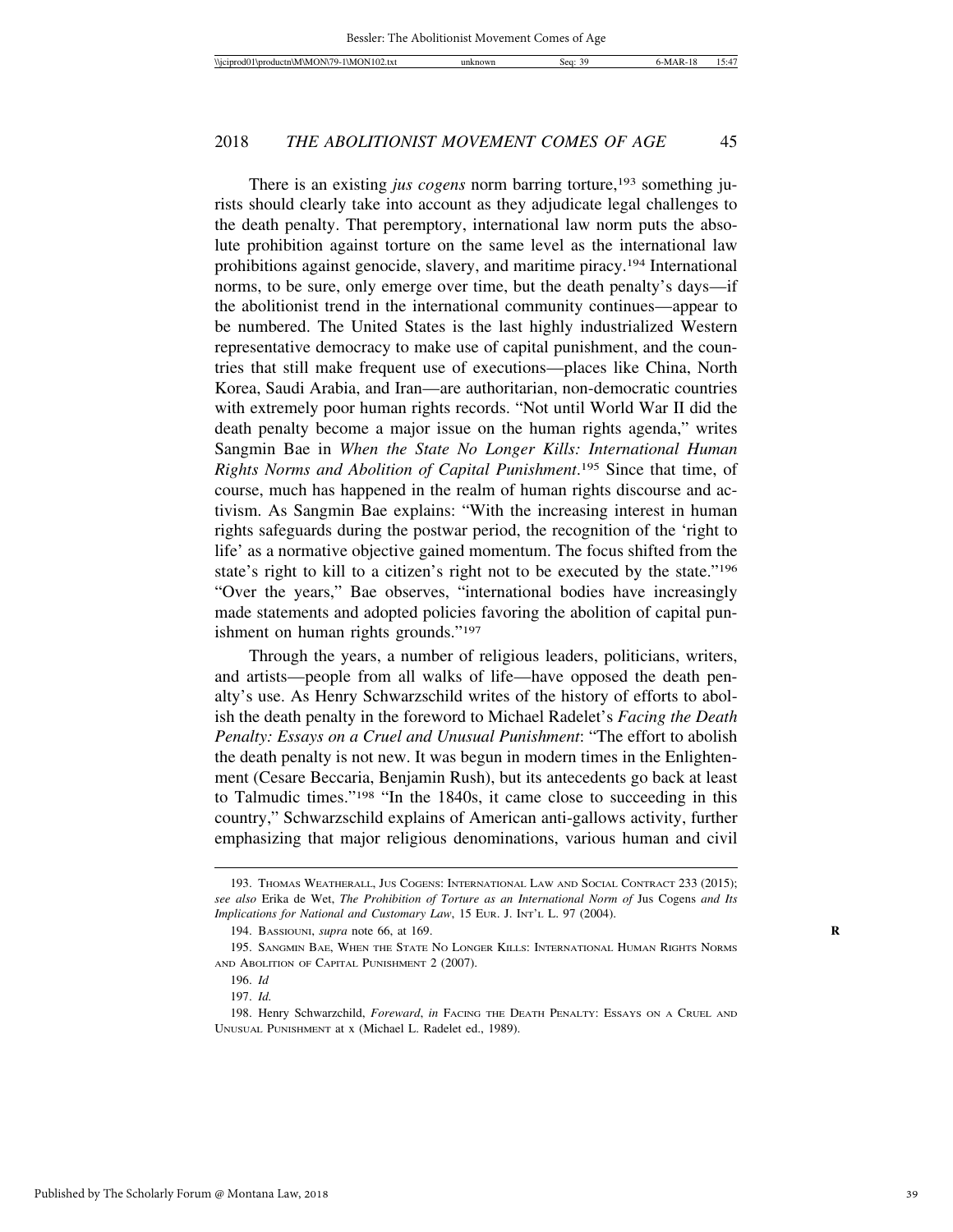There is an existing *jus cogens* norm barring torture,[193] something jurists should clearly take into account as they adjudicate legal challenges to the death penalty. That peremptory, international law norm puts the absolute prohibition against torture on the same level as the international law prohibitions against genocide, slavery, and maritime piracy.[194] International norms, to be sure, only emerge over time, but the death penalty's days—if the abolitionist trend in the international community continues—appear to be numbered. The United States is the last highly industrialized Western representative democracy to make use of capital punishment, and the countries that still make frequent use of executions—places like China, North Korea, Saudi Arabia, and Iran—are authoritarian, non-democratic countries with extremely poor human rights records. "Not until World War II did the death penalty become a major issue on the human rights agenda," writes Sangmin Bae in *When the State No Longer Kills: International Human Rights Norms and Abolition of Capital Punishment*.[195] Since that time, of course, much has happened in the realm of human rights discourse and activism. As Sangmin Bae explains: "With the increasing interest in human rights safeguards during the postwar period, the recognition of the 'right to life' as a normative objective gained momentum. The focus shifted from the state's right to kill to a citizen's right not to be executed by the state."[196] "Over the years," Bae observes, "international bodies have increasingly made statements and adopted policies favoring the abolition of capital punishment on human rights grounds."[197]

Through the years, a number of religious leaders, politicians, writers, and artists—people from all walks of life—have opposed the death penalty's use. As Henry Schwarzschild writes of the history of efforts to abolish the death penalty in the foreword to Michael Radelet's *Facing the Death Penalty: Essays on a Cruel and Unusual Punishment*: "The effort to abolish the death penalty is not new. It was begun in modern times in the Enlightenment (Cesare Beccaria, Benjamin Rush), but its antecedents go back at least to Talmudic times."[198] "In the 1840s, it came close to succeeding in this country," Schwarzschild explains of American anti-gallows activity, further emphasizing that major religious denominations, various human and civil

---

193. THOMAS WEATHERALL, JUS COGENS: INTERNATIONAL LAW AND SOCIAL CONTRACT 233 (2015); *see also* Erika de Wet, *The Prohibition of Torture as an International Norm of* Jus Cogens *and Its Implications for National and Customary Law*, 15 EUR. J. INT'L L. 97 (2004).

194. BASSIOUNI, *supra* note 66, at 169.

195. SANGMIN BAE, WHEN THE STATE NO LONGER KILLS: INTERNATIONAL HUMAN RIGHTS NORMS AND ABOLITION OF CAPITAL PUNISHMENT 2 (2007).

196. *Id*

197. *Id.*

198. Henry Schwarzchild, *Foreward*, *in* FACING THE DEATH PENALTY: ESSAYS ON A CRUEL AND UNUSUAL PUNISHMENT at x (Michael L. Radelet ed., 1989).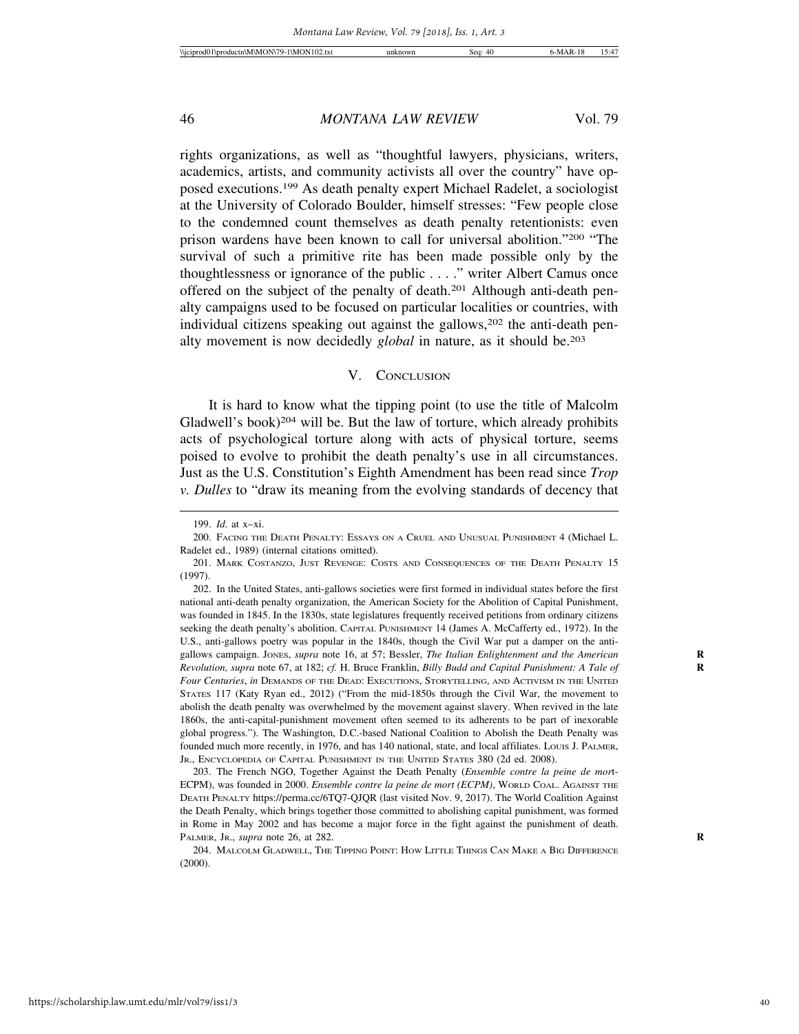rights organizations, as well as "thoughtful lawyers, physicians, writers, academics, artists, and community activists all over the country" have opposed executions.[199] As death penalty expert Michael Radelet, a sociologist at the University of Colorado Boulder, himself stresses: "Few people close to the condemned count themselves as death penalty retentionists: even prison wardens have been known to call for universal abolition."[200] "The survival of such a primitive rite has been made possible only by the thoughtlessness or ignorance of the public . . . ." writer Albert Camus once offered on the subject of the penalty of death.[201] Although anti-death penalty campaigns used to be focused on particular localities or countries, with individual citizens speaking out against the gallows,[202] the anti-death penalty movement is now decidedly *global* in nature, as it should be.[203]

## V. CONCLUSION

It is hard to know what the tipping point (to use the title of Malcolm Gladwell's book)[204] will be. But the law of torture, which already prohibits acts of psychological torture along with acts of physical torture, seems poised to evolve to prohibit the death penalty's use in all circumstances. Just as the U.S. Constitution's Eighth Amendment has been read since *Trop v. Dulles* to "draw its meaning from the evolving standards of decency that

---

199. *Id.* at x–xi.

200. FACING THE DEATH PENALTY: ESSAYS ON A CRUEL AND UNUSUAL PUNISHMENT 4 (Michael L. Radelet ed., 1989) (internal citations omitted).

201. MARK COSTANZO, JUST REVENGE: COSTS AND CONSEQUENCES OF THE DEATH PENALTY 15 (1997).

202. In the United States, anti-gallows societies were first formed in individual states before the first national anti-death penalty organization, the American Society for the Abolition of Capital Punishment, was founded in 1845. In the 1830s, state legislatures frequently received petitions from ordinary citizens seeking the death penalty's abolition. CAPITAL PUNISHMENT 14 (James A. McCafferty ed., 1972). In the U.S., anti-gallows poetry was popular in the 1840s, though the Civil War put a damper on the anti-gallows campaign. JONES, *supra* note 16, at 57; Bessler, *The Italian Enlightenment and the American Revolution*, *supra* note 67, at 182; *cf.* H. Bruce Franklin, *Billy Budd and Capital Punishment: A Tale of Four Centuries*, *in* DEMANDS OF THE DEAD: EXECUTIONS, STORYTELLING, AND ACTIVISM IN THE UNITED STATES 117 (Katy Ryan ed., 2012) ("From the mid-1850s through the Civil War, the movement to abolish the death penalty was overwhelmed by the movement against slavery. When revived in the late 1860s, the anti-capital-punishment movement often seemed to its adherents to be part of inexorable global progress."). The Washington, D.C.-based National Coalition to Abolish the Death Penalty was founded much more recently, in 1976, and has 140 national, state, and local affiliates. LOUIS J. PALMER, JR., ENCYCLOPEDIA OF CAPITAL PUNISHMENT IN THE UNITED STATES 380 (2d ed. 2008).

203. The French NGO, Together Against the Death Penalty (*Ensemble contre la peine de mort*-ECPM), was founded in 2000. *Ensemble contre la peine de mort (ECPM)*, WORLD COAL. AGAINST THE DEATH PENALTY https://perma.cc/6TQ7-QJQR (last visited Nov. 9, 2017). The World Coalition Against the Death Penalty, which brings together those committed to abolishing capital punishment, was formed in Rome in May 2002 and has become a major force in the fight against the punishment of death. PALMER, JR., *supra* note 26, at 282.

204. MALCOLM GLADWELL, THE TIPPING POINT: HOW LITTLE THINGS CAN MAKE A BIG DIFFERENCE (2000).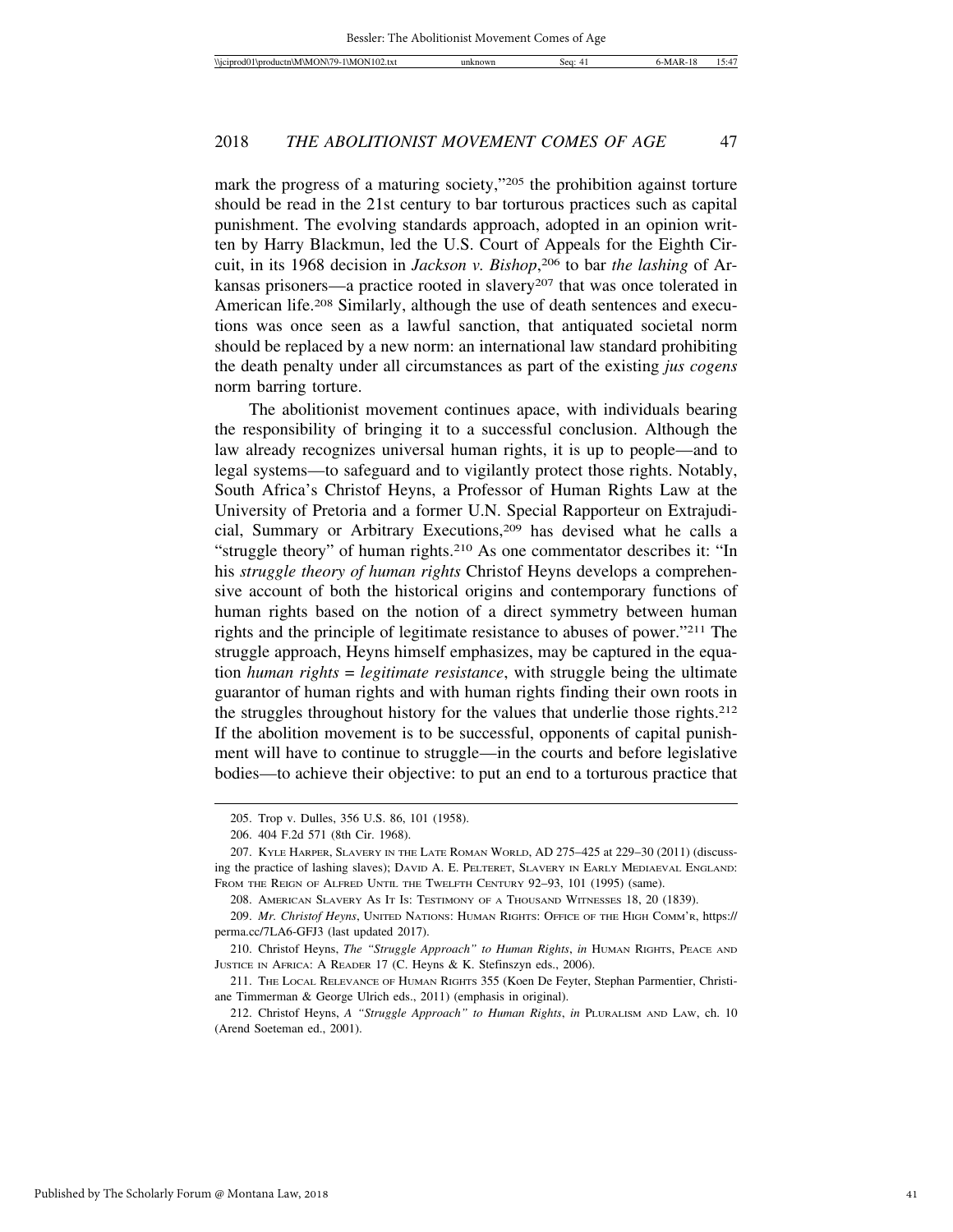mark the progress of a maturing society,"[205] the prohibition against torture should be read in the 21st century to bar torturous practices such as capital punishment. The evolving standards approach, adopted in an opinion written by Harry Blackmun, led the U.S. Court of Appeals for the Eighth Circuit, in its 1968 decision in *Jackson v. Bishop*,[206] to bar *the lashing* of Arkansas prisoners—a practice rooted in slavery[207] that was once tolerated in American life.[208] Similarly, although the use of death sentences and executions was once seen as a lawful sanction, that antiquated societal norm should be replaced by a new norm: an international law standard prohibiting the death penalty under all circumstances as part of the existing *jus cogens* norm barring torture.

The abolitionist movement continues apace, with individuals bearing the responsibility of bringing it to a successful conclusion. Although the law already recognizes universal human rights, it is up to people—and to legal systems—to safeguard and to vigilantly protect those rights. Notably, South Africa's Christof Heyns, a Professor of Human Rights Law at the University of Pretoria and a former U.N. Special Rapporteur on Extrajudicial, Summary or Arbitrary Executions,[209] has devised what he calls a "struggle theory" of human rights.[210] As one commentator describes it: "In his *struggle theory of human rights* Christof Heyns develops a comprehensive account of both the historical origins and contemporary functions of human rights based on the notion of a direct symmetry between human rights and the principle of legitimate resistance to abuses of power."[211] The struggle approach, Heyns himself emphasizes, may be captured in the equation *human rights = legitimate resistance*, with struggle being the ultimate guarantor of human rights and with human rights finding their own roots in the struggles throughout history for the values that underlie those rights.[212] If the abolition movement is to be successful, opponents of capital punishment will have to continue to struggle—in the courts and before legislative bodies—to achieve their objective: to put an end to a torturous practice that

---

205. Trop v. Dulles, 356 U.S. 86, 101 (1958).

206. 404 F.2d 571 (8th Cir. 1968).

207. Kyle Harper, Slavery in the Late Roman World, AD 275–425 at 229–30 (2011) (discussing the practice of lashing slaves); David A. E. Pelteret, Slavery in Early Mediaeval England: From the Reign of Alfred Until the Twelfth Century 92–93, 101 (1995) (same).

208. American Slavery As It Is: Testimony of a Thousand Witnesses 18, 20 (1839).

209. *Mr. Christof Heyns*, United Nations: Human Rights: Office of the High Comm'r, https://perma.cc/7LA6-GFJ3 (last updated 2017).

210. Christof Heyns, *The "Struggle Approach" to Human Rights*, *in* Human Rights, Peace and Justice in Africa: A Reader 17 (C. Heyns & K. Stefinszyn eds., 2006).

211. The Local Relevance of Human Rights 355 (Koen De Feyter, Stephan Parmentier, Christiane Timmerman & George Ulrich eds., 2011) (emphasis in original).

212. Christof Heyns, *A "Struggle Approach" to Human Rights*, *in* Pluralism and Law, ch. 10 (Arend Soeteman ed., 2001).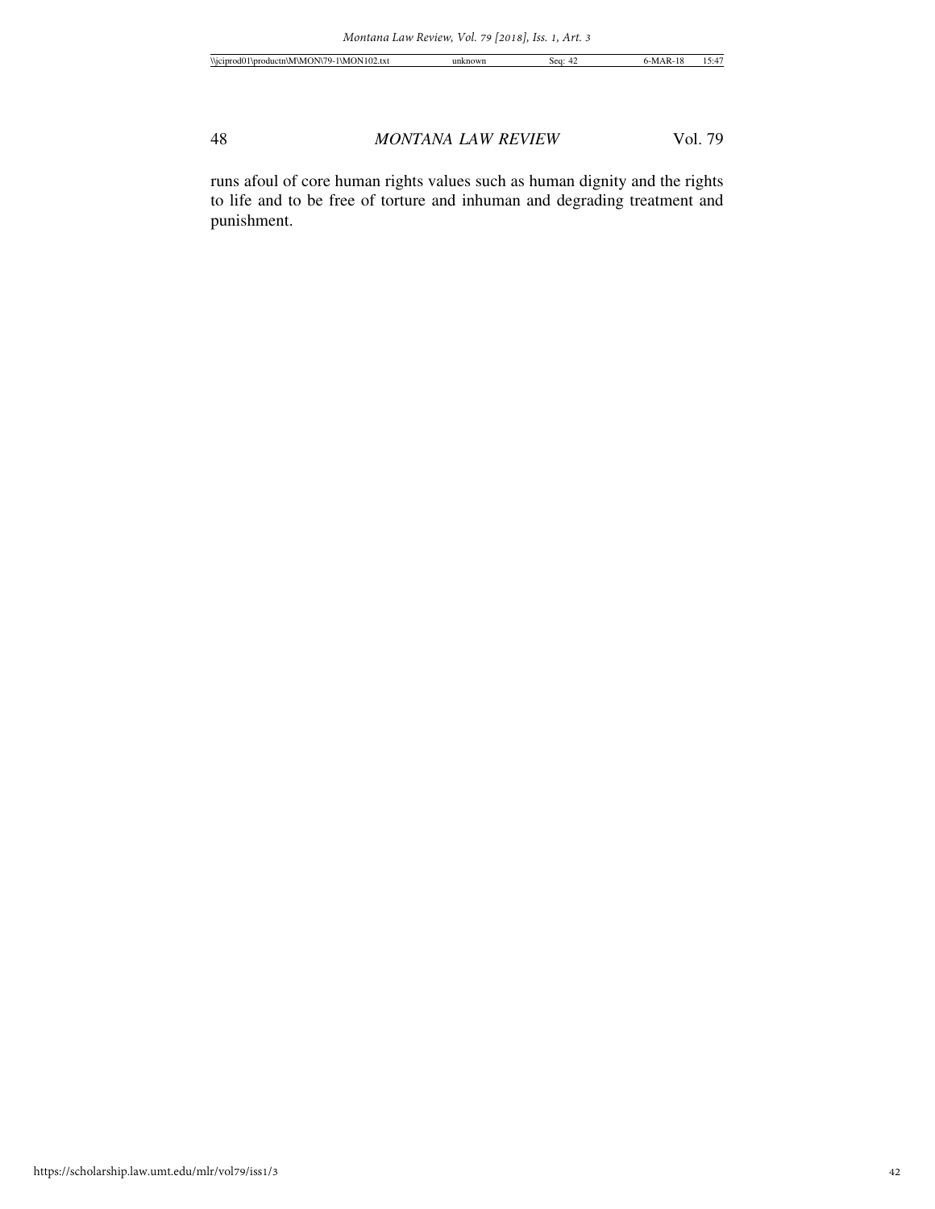runs afoul of core human rights values such as human dignity and the rights to life and to be free of torture and inhuman and degrading treatment and punishment.